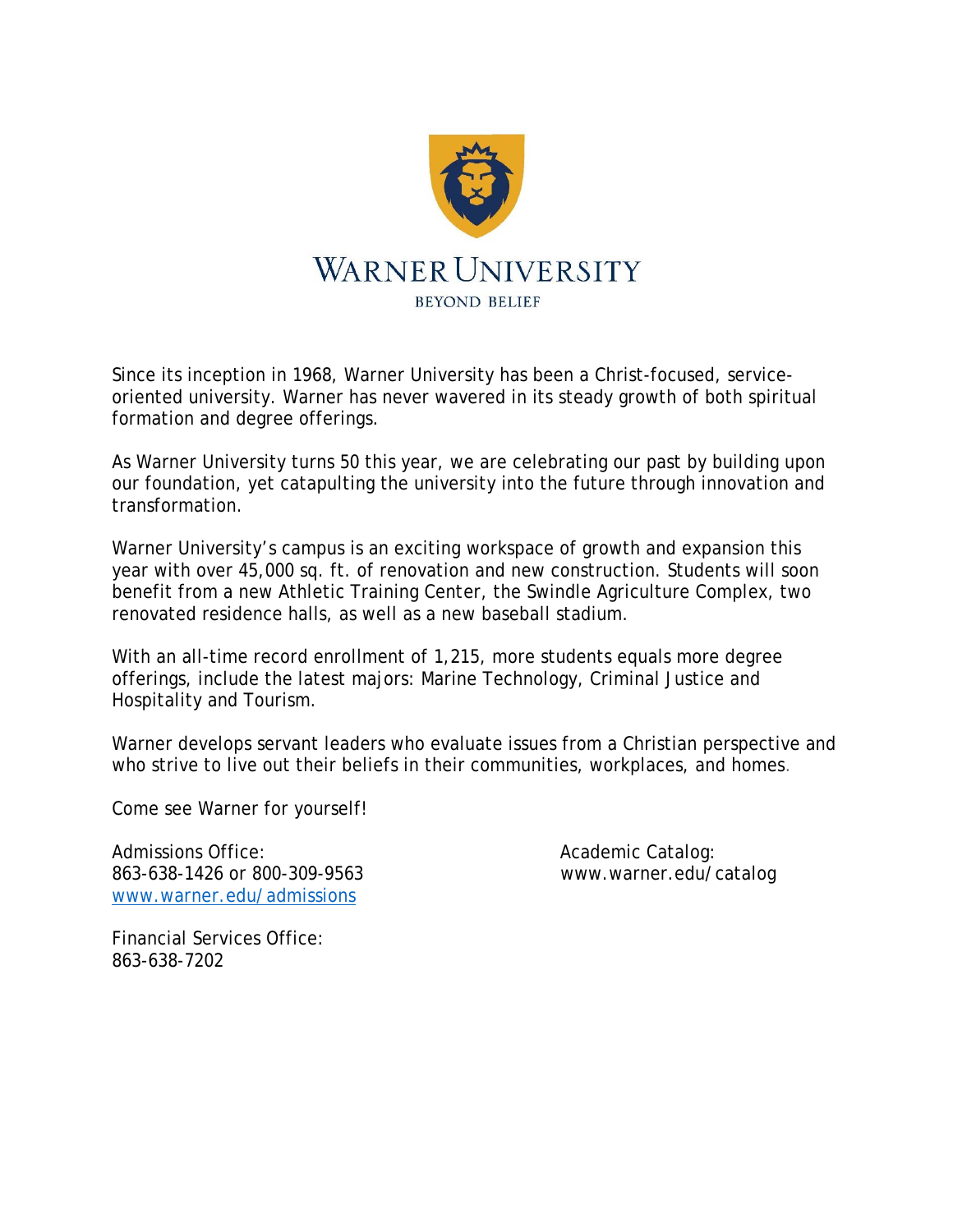# WARNER UNIVERSITY

BEYOND BELIEF

Since its inception in 1968, Warner University has been a Christ-focused, service-oriented university. Warner has never wavered in its steady growth of both spiritual formation and degree offerings.

As Warner University turns 50 this year, we are celebrating our past by building upon our foundation, yet catapulting the university into the future through innovation and transformation.

Warner University's campus is an exciting workspace of growth and expansion this year with over 45,000 sq. ft. of renovation and new construction. Students will soon benefit from a new Athletic Training Center, the Swindle Agriculture Complex, two renovated residence halls, as well as a new baseball stadium.

With an all-time record enrollment of 1,215, more students equals more degree offerings, include the latest majors: Marine Technology, Criminal Justice and Hospitality and Tourism.

Warner develops servant leaders who evaluate issues from a Christian perspective and who strive to live out their beliefs in their communities, workplaces, and homes.

Come see Warner for yourself!

Admissions Office:
863-638-1426 or 800-309-9563
www.warner.edu/admissions

Financial Services Office:
863-638-7202

Academic Catalog:
www.warner.edu/catalog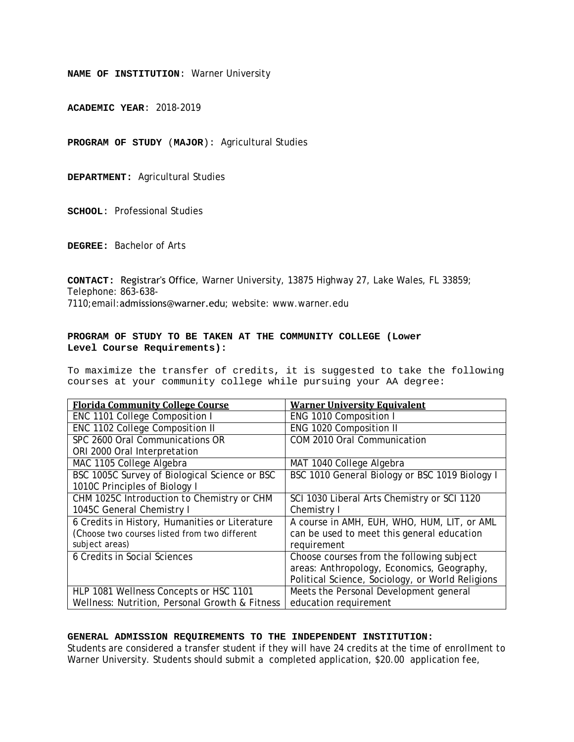**NAME OF INSTITUTION**: Warner University

**ACADEMIC YEAR**: 2018-2019

**PROGRAM OF STUDY (MAJOR):** Agricultural Studies

**DEPARTMENT:** Agricultural Studies

**SCHOOL**: Professional Studies

**DEGREE:** Bachelor of Arts

**CONTACT:** Registrar's Office, Warner University, 13875 Highway 27, Lake Wales, FL 33859; Telephone: 863-638-7110;email:admissions@warner.edu; website: www.warner.edu

**PROGRAM OF STUDY TO BE TAKEN AT THE COMMUNITY COLLEGE (Lower Level Course Requirements):**

To maximize the transfer of credits, it is suggested to take the following courses at your community college while pursuing your AA degree:

| Florida Community College Course | Warner University Equivalent |
| --- | --- |
| ENC 1101 College Composition I | ENG 1010 Composition I |
| ENC 1102 College Composition II | ENG 1020 Composition II |
| SPC 2600 Oral Communications OR ORI 2000 Oral Interpretation | COM 2010 Oral Communication |
| MAC 1105 College Algebra | MAT 1040 College Algebra |
| BSC 1005C Survey of Biological Science or BSC 1010C Principles of Biology I | BSC 1010 General Biology or BSC 1019 Biology I |
| CHM 1025C Introduction to Chemistry or CHM 1045C General Chemistry I | SCI 1030 Liberal Arts Chemistry or SCI 1120 Chemistry I |
| 6 Credits in History, Humanities or Literature (Choose two courses listed from two different subject areas) | A course in AMH, EUH, WHO, HUM, LIT, or AML can be used to meet this general education requirement |
| 6 Credits in Social Sciences | Choose courses from the following subject areas: Anthropology, Economics, Geography, Political Science, Sociology, or World Religions |
| HLP 1081 Wellness Concepts or HSC 1101 Wellness: Nutrition, Personal Growth & Fitness | Meets the Personal Development general education requirement |

**GENERAL ADMISSION REQUIREMENTS TO THE INDEPENDENT INSTITUTION:**
Students are considered a transfer student if they will have 24 credits at the time of enrollment to Warner University. Students should submit a completed application, $20.00 application fee,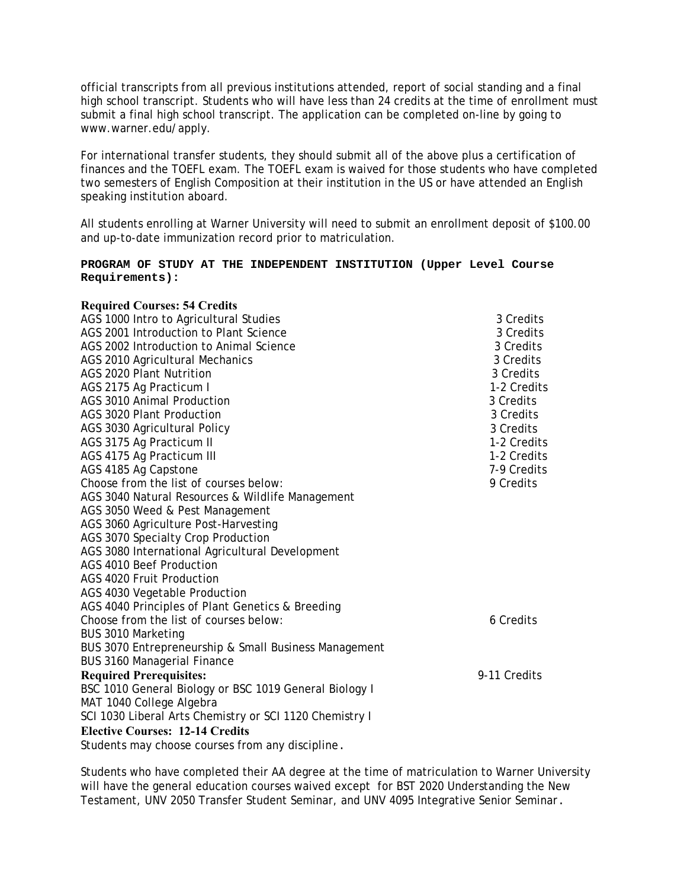official transcripts from all previous institutions attended, report of social standing and a final high school transcript. Students who will have less than 24 credits at the time of enrollment must submit a final high school transcript. The application can be completed on-line by going to www.warner.edu/apply.

For international transfer students, they should submit all of the above plus a certification of finances and the TOEFL exam. The TOEFL exam is waived for those students who have completed two semesters of English Composition at their institution in the US or have attended an English speaking institution aboard.

All students enrolling at Warner University will need to submit an enrollment deposit of $100.00 and up-to-date immunization record prior to matriculation.

**PROGRAM OF STUDY AT THE INDEPENDENT INSTITUTION (Upper Level Course Requirements):**

**Required Courses: 54 Credits**

| Course | Credits |
|---|---|
| AGS 1000 Intro to Agricultural Studies | 3 Credits |
| AGS 2001 Introduction to Plant Science | 3 Credits |
| AGS 2002 Introduction to Animal Science | 3 Credits |
| AGS 2010 Agricultural Mechanics | 3 Credits |
| AGS 2020 Plant Nutrition | 3 Credits |
| AGS 2175 Ag Practicum I | 1-2 Credits |
| AGS 3010 Animal Production | 3 Credits |
| AGS 3020 Plant Production | 3 Credits |
| AGS 3030 Agricultural Policy | 3 Credits |
| AGS 3175 Ag Practicum II | 1-2 Credits |
| AGS 4175 Ag Practicum III | 1-2 Credits |
| AGS 4185 Ag Capstone | 7-9 Credits |
| Choose from the list of courses below: | 9 Credits |
| AGS 3040 Natural Resources & Wildlife Management | |
| AGS 3050 Weed & Pest Management | |
| AGS 3060 Agriculture Post-Harvesting | |
| AGS 3070 Specialty Crop Production | |
| AGS 3080 International Agricultural Development | |
| AGS 4010 Beef Production | |
| AGS 4020 Fruit Production | |
| AGS 4030 Vegetable Production | |
| AGS 4040 Principles of Plant Genetics & Breeding | |
| Choose from the list of courses below: | 6 Credits |
| BUS 3010 Marketing | |
| BUS 3070 Entrepreneurship & Small Business Management | |
| BUS 3160 Managerial Finance | |
| **Required Prerequisites:** | 9-11 Credits |
| BSC 1010 General Biology or BSC 1019 General Biology I | |
| MAT 1040 College Algebra | |
| SCI 1030 Liberal Arts Chemistry or SCI 1120 Chemistry I | |

**Elective Courses: 12-14 Credits**

Students may choose courses from any discipline.

Students who have completed their AA degree at the time of matriculation to Warner University will have the general education courses waived except for BST 2020 Understanding the New Testament, UNV 2050 Transfer Student Seminar, and UNV 4095 Integrative Senior Seminar.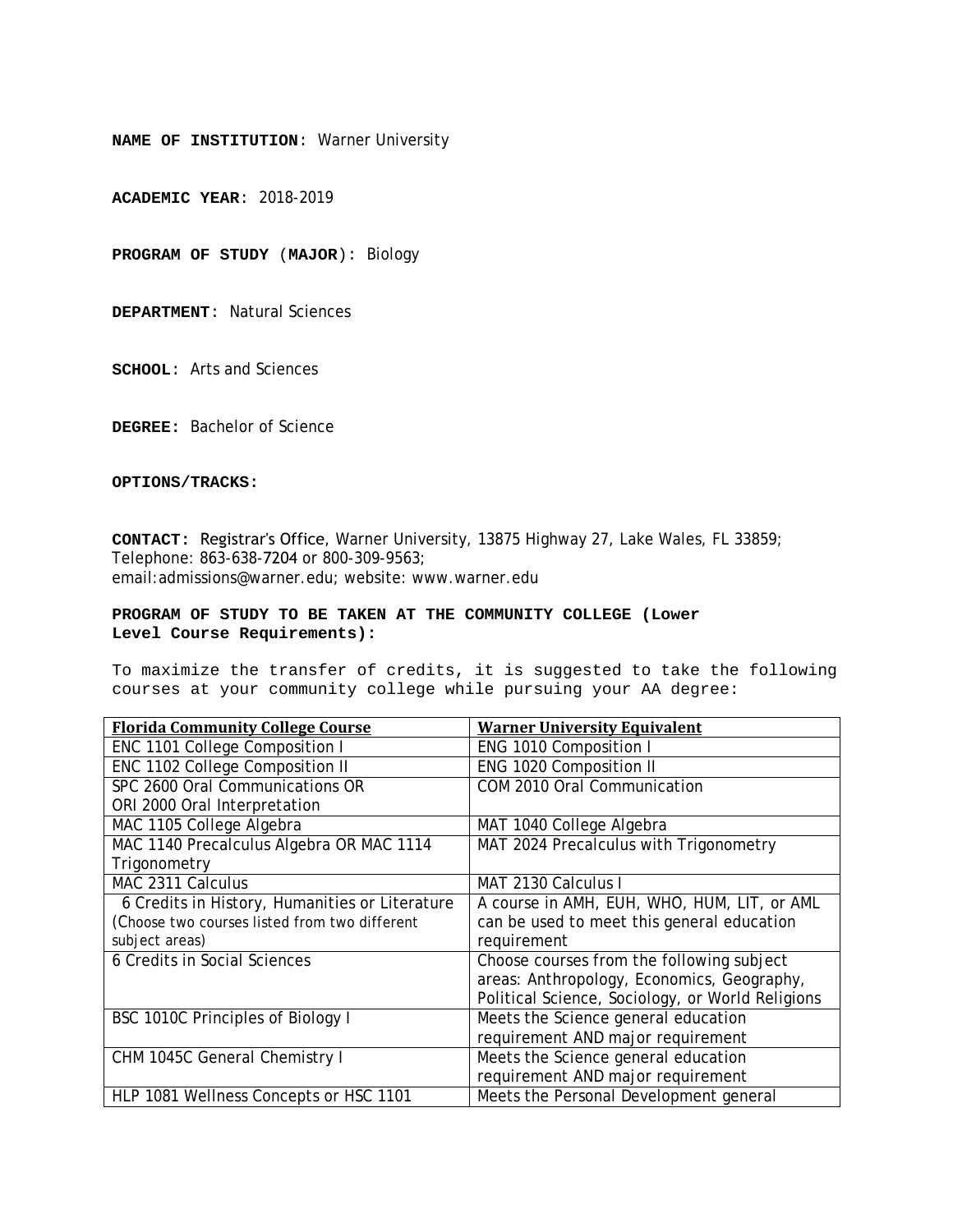**NAME OF INSTITUTION**: Warner University

**ACADEMIC YEAR**: 2018-2019

**PROGRAM OF STUDY** (**MAJOR**)**:** Biology

**DEPARTMENT:** Natural Sciences

**SCHOOL**: Arts and Sciences

**DEGREE:** Bachelor of Science

**OPTIONS/TRACKS:**

**CONTACT:** Registrar's Office, Warner University, 13875 Highway 27, Lake Wales, FL 33859; Telephone: 863-638-7204 or 800-309-9563; email:admissions@warner.edu; website: www.warner.edu

**PROGRAM OF STUDY TO BE TAKEN AT THE COMMUNITY COLLEGE (Lower Level Course Requirements):**

To maximize the transfer of credits, it is suggested to take the following courses at your community college while pursuing your AA degree:

| Florida Community College Course | Warner University Equivalent |
|---|---|
| ENC 1101 College Composition I | ENG 1010 Composition I |
| ENC 1102 College Composition II | ENG 1020 Composition II |
| SPC 2600 Oral Communications OR ORI 2000 Oral Interpretation | COM 2010 Oral Communication |
| MAC 1105 College Algebra | MAT 1040 College Algebra |
| MAC 1140 Precalculus Algebra OR MAC 1114 Trigonometry | MAT 2024 Precalculus with Trigonometry |
| MAC 2311 Calculus | MAT 2130 Calculus I |
| 6 Credits in History, Humanities or Literature (Choose two courses listed from two different subject areas) | A course in AMH, EUH, WHO, HUM, LIT, or AML can be used to meet this general education requirement |
| 6 Credits in Social Sciences | Choose courses from the following subject areas: Anthropology, Economics, Geography, Political Science, Sociology, or World Religions |
| BSC 1010C Principles of Biology I | Meets the Science general education requirement AND major requirement |
| CHM 1045C General Chemistry I | Meets the Science general education requirement AND major requirement |
| HLP 1081 Wellness Concepts or HSC 1101 | Meets the Personal Development general |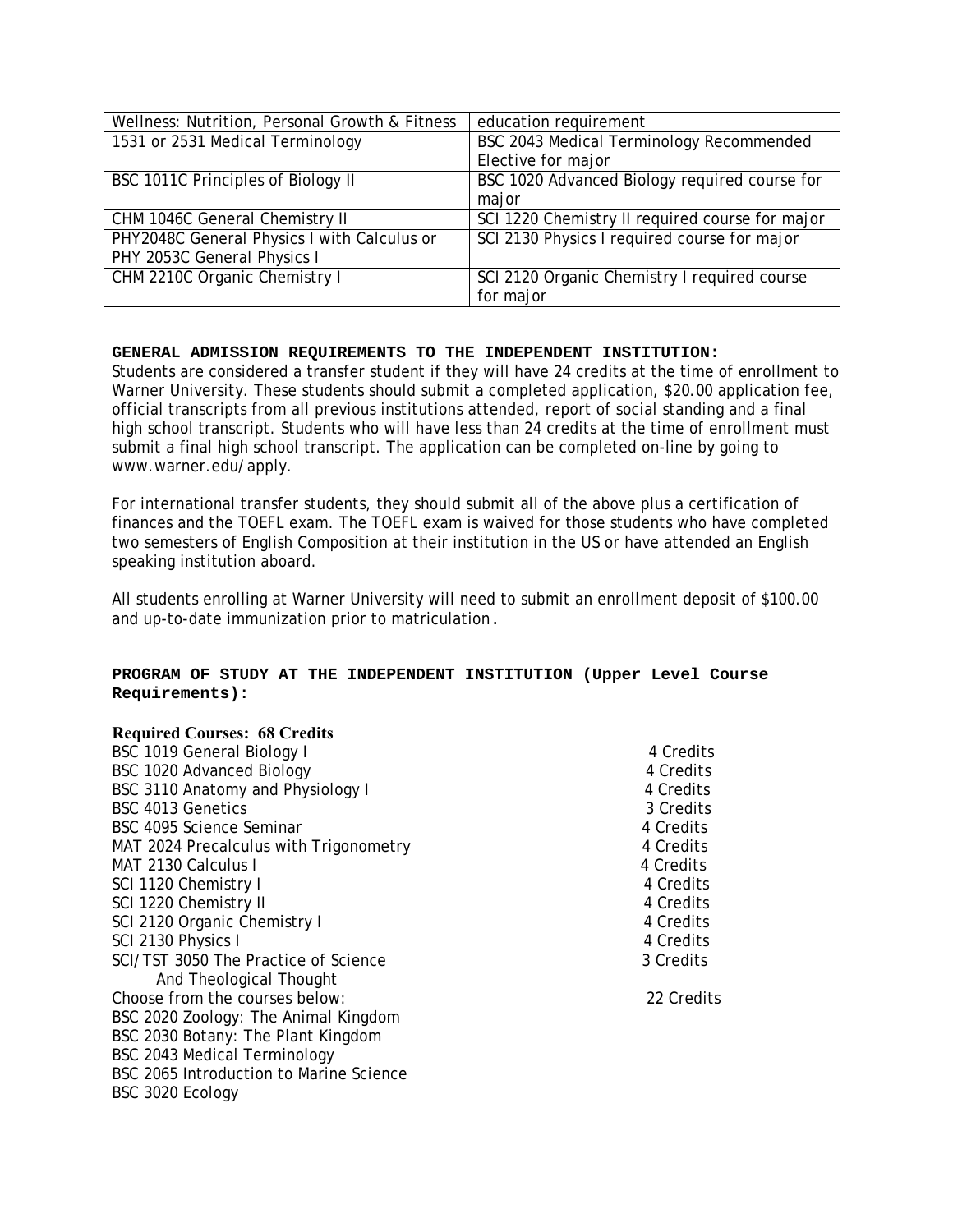| | |
|---|---|
| Wellness: Nutrition, Personal Growth & Fitness | education requirement |
| 1531 or 2531 Medical Terminology | BSC 2043 Medical Terminology Recommended Elective for major |
| BSC 1011C Principles of Biology II | BSC 1020 Advanced Biology required course for major |
| CHM 1046C General Chemistry II | SCI 1220 Chemistry II required course for major |
| PHY2048C General Physics I with Calculus or PHY 2053C General Physics I | SCI 2130 Physics I required course for major |
| CHM 2210C Organic Chemistry I | SCI 2120 Organic Chemistry I required course for major |

**GENERAL ADMISSION REQUIREMENTS TO THE INDEPENDENT INSTITUTION:**

Students are considered a transfer student if they will have 24 credits at the time of enrollment to Warner University. These students should submit a completed application, $20.00 application fee, official transcripts from all previous institutions attended, report of social standing and a final high school transcript. Students who will have less than 24 credits at the time of enrollment must submit a final high school transcript. The application can be completed on-line by going to www.warner.edu/apply.

For international transfer students, they should submit all of the above plus a certification of finances and the TOEFL exam. The TOEFL exam is waived for those students who have completed two semesters of English Composition at their institution in the US or have attended an English speaking institution aboard.

All students enrolling at Warner University will need to submit an enrollment deposit of $100.00 and up-to-date immunization prior to matriculation.

**PROGRAM OF STUDY AT THE INDEPENDENT INSTITUTION (Upper Level Course Requirements):**

**Required Courses: 68 Credits**

| | |
|---|---|
| BSC 1019 General Biology I | 4 Credits |
| BSC 1020 Advanced Biology | 4 Credits |
| BSC 3110 Anatomy and Physiology I | 4 Credits |
| BSC 4013 Genetics | 3 Credits |
| BSC 4095 Science Seminar | 4 Credits |
| MAT 2024 Precalculus with Trigonometry | 4 Credits |
| MAT 2130 Calculus I | 4 Credits |
| SCI 1120 Chemistry I | 4 Credits |
| SCI 1220 Chemistry II | 4 Credits |
| SCI 2120 Organic Chemistry I | 4 Credits |
| SCI 2130 Physics I | 4 Credits |
| SCI/TST 3050 The Practice of Science And Theological Thought | 3 Credits |
| Choose from the courses below: | 22 Credits |

BSC 2020 Zoology: The Animal Kingdom
BSC 2030 Botany: The Plant Kingdom
BSC 2043 Medical Terminology
BSC 2065 Introduction to Marine Science
BSC 3020 Ecology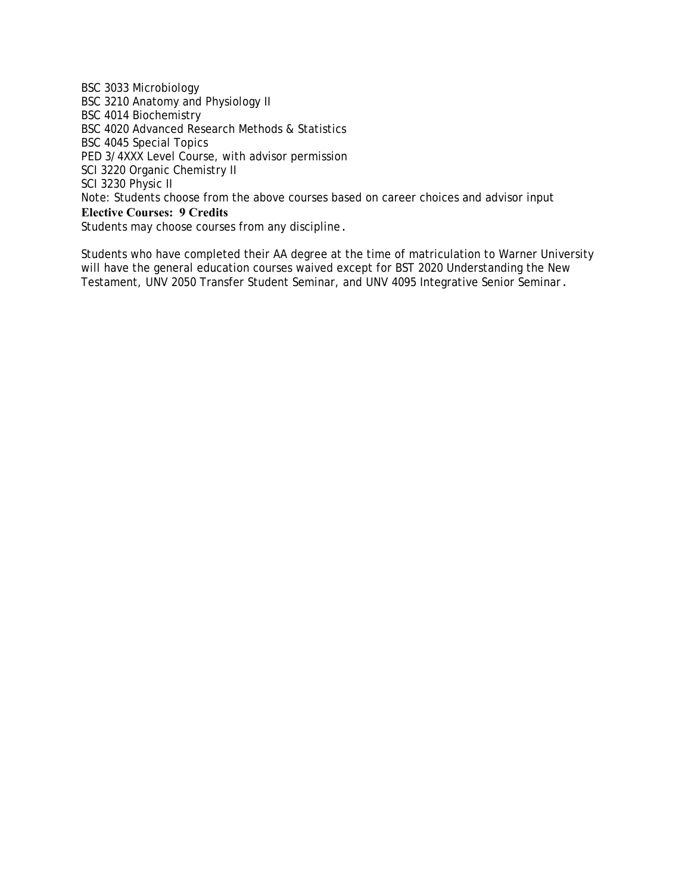BSC 3033 Microbiology
BSC 3210 Anatomy and Physiology II
BSC 4014 Biochemistry
BSC 4020 Advanced Research Methods & Statistics
BSC 4045 Special Topics
PED 3/4XXX Level Course, with advisor permission
SCI 3220 Organic Chemistry II
SCI 3230 Physic II
Note: Students choose from the above courses based on career choices and advisor input

**Elective Courses: 9 Credits**

Students may choose courses from any discipline.

Students who have completed their AA degree at the time of matriculation to Warner University will have the general education courses waived except for BST 2020 Understanding the New Testament, UNV 2050 Transfer Student Seminar, and UNV 4095 Integrative Senior Seminar.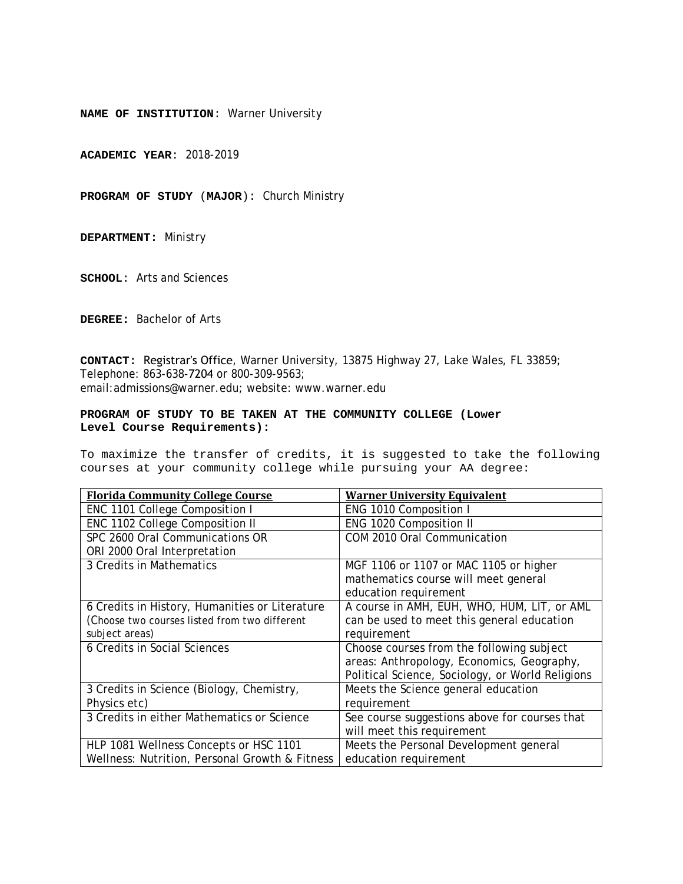**NAME OF INSTITUTION**: Warner University

**ACADEMIC YEAR**: 2018-2019

**PROGRAM OF STUDY** (**MAJOR**)**:** Church Ministry

**DEPARTMENT:** Ministry

**SCHOOL**: Arts and Sciences

**DEGREE:** Bachelor of Arts

**CONTACT:** Registrar's Office, Warner University, 13875 Highway 27, Lake Wales, FL 33859; Telephone: 863-638-7204 or 800-309-9563; email:admissions@warner.edu; website: www.warner.edu

**PROGRAM OF STUDY TO BE TAKEN AT THE COMMUNITY COLLEGE (Lower Level Course Requirements):**

To maximize the transfer of credits, it is suggested to take the following courses at your community college while pursuing your AA degree:

| **Florida Community College Course** | **Warner University Equivalent** |
|---|---|
| ENC 1101 College Composition I | ENG 1010 Composition I |
| ENC 1102 College Composition II | ENG 1020 Composition II |
| SPC 2600 Oral Communications OR ORI 2000 Oral Interpretation | COM 2010 Oral Communication |
| 3 Credits in Mathematics | MGF 1106 or 1107 or MAC 1105 or higher mathematics course will meet general education requirement |
| 6 Credits in History, Humanities or Literature (Choose two courses listed from two different subject areas) | A course in AMH, EUH, WHO, HUM, LIT, or AML can be used to meet this general education requirement |
| 6 Credits in Social Sciences | Choose courses from the following subject areas: Anthropology, Economics, Geography, Political Science, Sociology, or World Religions |
| 3 Credits in Science (Biology, Chemistry, Physics etc) | Meets the Science general education requirement |
| 3 Credits in either Mathematics or Science | See course suggestions above for courses that will meet this requirement |
| HLP 1081 Wellness Concepts or HSC 1101 Wellness: Nutrition, Personal Growth & Fitness | Meets the Personal Development general education requirement |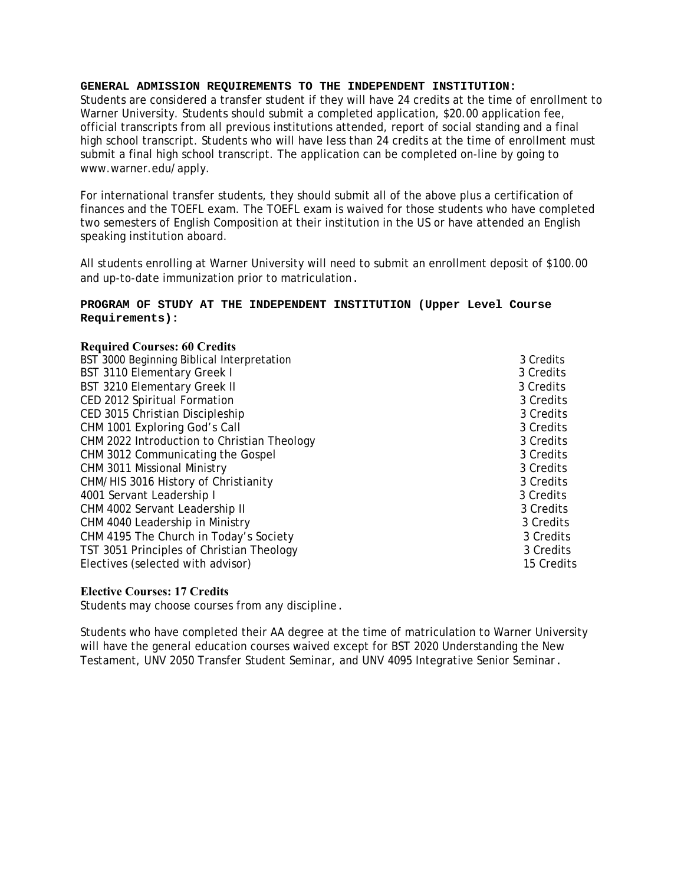**GENERAL ADMISSION REQUIREMENTS TO THE INDEPENDENT INSTITUTION:**

Students are considered a transfer student if they will have 24 credits at the time of enrollment to Warner University. Students should submit a completed application, $20.00 application fee, official transcripts from all previous institutions attended, report of social standing and a final high school transcript. Students who will have less than 24 credits at the time of enrollment must submit a final high school transcript. The application can be completed on-line by going to www.warner.edu/apply.

For international transfer students, they should submit all of the above plus a certification of finances and the TOEFL exam. The TOEFL exam is waived for those students who have completed two semesters of English Composition at their institution in the US or have attended an English speaking institution aboard.

All students enrolling at Warner University will need to submit an enrollment deposit of $100.00 and up-to-date immunization prior to matriculation.

**PROGRAM OF STUDY AT THE INDEPENDENT INSTITUTION (Upper Level Course Requirements):**

**Required Courses: 60 Credits**

| Course | Credits |
|---|---|
| BST 3000 Beginning Biblical Interpretation | 3 Credits |
| BST 3110 Elementary Greek I | 3 Credits |
| BST 3210 Elementary Greek II | 3 Credits |
| CED 2012 Spiritual Formation | 3 Credits |
| CED 3015 Christian Discipleship | 3 Credits |
| CHM 1001 Exploring God's Call | 3 Credits |
| CHM 2022 Introduction to Christian Theology | 3 Credits |
| CHM 3012 Communicating the Gospel | 3 Credits |
| CHM 3011 Missional Ministry | 3 Credits |
| CHM/HIS 3016 History of Christianity | 3 Credits |
| 4001 Servant Leadership I | 3 Credits |
| CHM 4002 Servant Leadership II | 3 Credits |
| CHM 4040 Leadership in Ministry | 3 Credits |
| CHM 4195 The Church in Today's Society | 3 Credits |
| TST 3051 Principles of Christian Theology | 3 Credits |
| Electives (selected with advisor) | 15 Credits |

**Elective Courses: 17 Credits**

Students may choose courses from any discipline.

Students who have completed their AA degree at the time of matriculation to Warner University will have the general education courses waived except for BST 2020 Understanding the New Testament, UNV 2050 Transfer Student Seminar, and UNV 4095 Integrative Senior Seminar.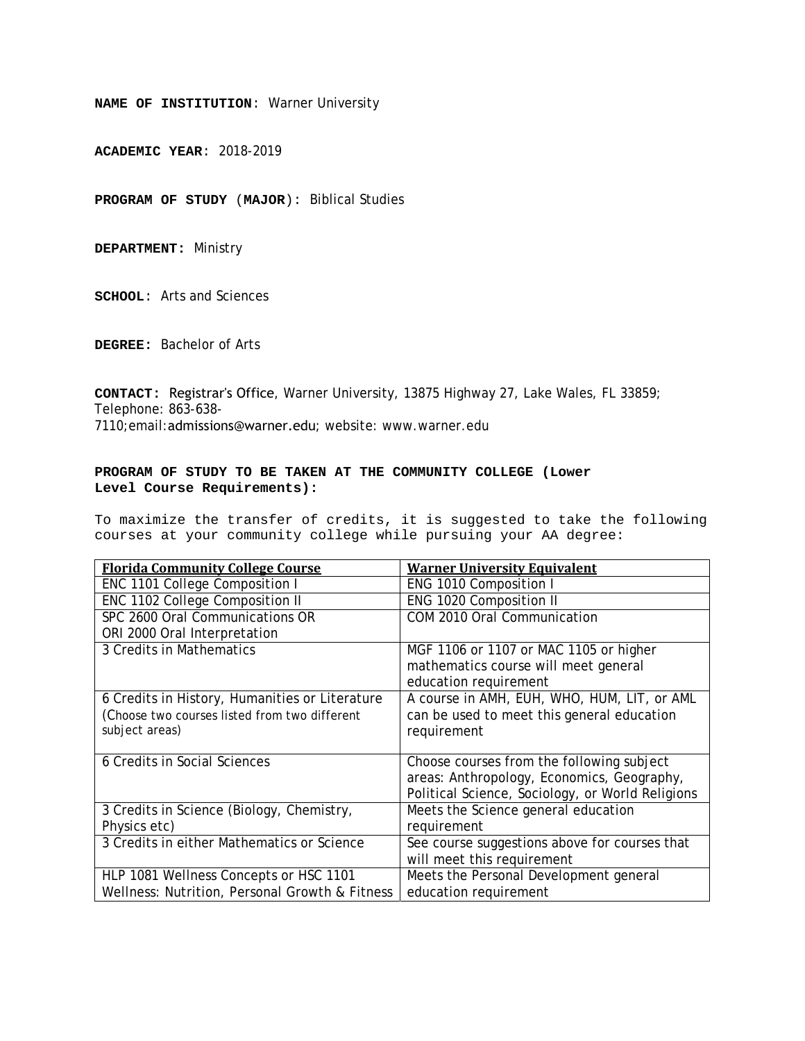**NAME OF INSTITUTION**: Warner University

**ACADEMIC YEAR**: 2018-2019

**PROGRAM OF STUDY** (**MAJOR**): Biblical Studies

**DEPARTMENT:** Ministry

**SCHOOL**: Arts and Sciences

**DEGREE:** Bachelor of Arts

**CONTACT:** Registrar's Office, Warner University, 13875 Highway 27, Lake Wales, FL 33859; Telephone: 863-638-7110;email:admissions@warner.edu; website: www.warner.edu

**PROGRAM OF STUDY TO BE TAKEN AT THE COMMUNITY COLLEGE (Lower Level Course Requirements):**

To maximize the transfer of credits, it is suggested to take the following courses at your community college while pursuing your AA degree:

| **Florida Community College Course** | **Warner University Equivalent** |
|---|---|
| ENC 1101 College Composition I | ENG 1010 Composition I |
| ENC 1102 College Composition II | ENG 1020 Composition II |
| SPC 2600 Oral Communications OR ORI 2000 Oral Interpretation | COM 2010 Oral Communication |
| 3 Credits in Mathematics | MGF 1106 or 1107 or MAC 1105 or higher mathematics course will meet general education requirement |
| 6 Credits in History, Humanities or Literature (Choose two courses listed from two different subject areas) | A course in AMH, EUH, WHO, HUM, LIT, or AML can be used to meet this general education requirement |
| 6 Credits in Social Sciences | Choose courses from the following subject areas: Anthropology, Economics, Geography, Political Science, Sociology, or World Religions |
| 3 Credits in Science (Biology, Chemistry, Physics etc) | Meets the Science general education requirement |
| 3 Credits in either Mathematics or Science | See course suggestions above for courses that will meet this requirement |
| HLP 1081 Wellness Concepts or HSC 1101 Wellness: Nutrition, Personal Growth & Fitness | Meets the Personal Development general education requirement |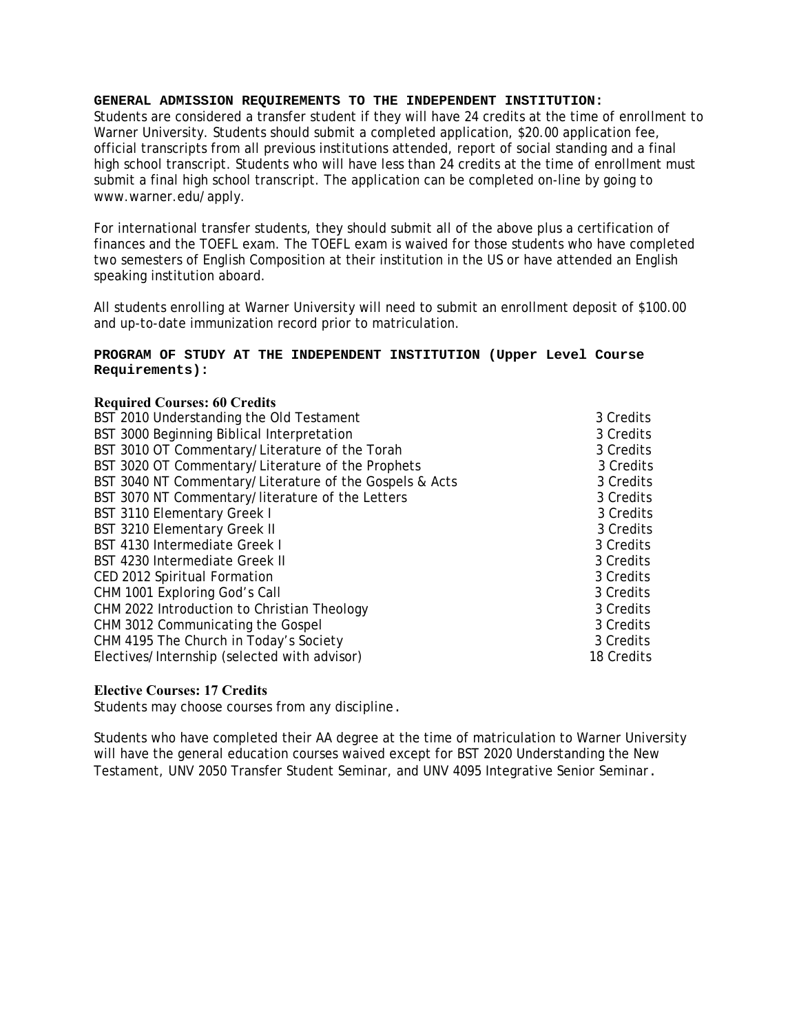**GENERAL ADMISSION REQUIREMENTS TO THE INDEPENDENT INSTITUTION:**

Students are considered a transfer student if they will have 24 credits at the time of enrollment to Warner University. Students should submit a completed application, $20.00 application fee, official transcripts from all previous institutions attended, report of social standing and a final high school transcript. Students who will have less than 24 credits at the time of enrollment must submit a final high school transcript. The application can be completed on-line by going to www.warner.edu/apply.

For international transfer students, they should submit all of the above plus a certification of finances and the TOEFL exam. The TOEFL exam is waived for those students who have completed two semesters of English Composition at their institution in the US or have attended an English speaking institution aboard.

All students enrolling at Warner University will need to submit an enrollment deposit of $100.00 and up-to-date immunization record prior to matriculation.

**PROGRAM OF STUDY AT THE INDEPENDENT INSTITUTION (Upper Level Course Requirements):**

**Required Courses: 60 Credits**

| Course | Credits |
|---|---|
| BST 2010 Understanding the Old Testament | 3 Credits |
| BST 3000 Beginning Biblical Interpretation | 3 Credits |
| BST 3010 OT Commentary/Literature of the Torah | 3 Credits |
| BST 3020 OT Commentary/Literature of the Prophets | 3 Credits |
| BST 3040 NT Commentary/Literature of the Gospels & Acts | 3 Credits |
| BST 3070 NT Commentary/literature of the Letters | 3 Credits |
| BST 3110 Elementary Greek I | 3 Credits |
| BST 3210 Elementary Greek II | 3 Credits |
| BST 4130 Intermediate Greek I | 3 Credits |
| BST 4230 Intermediate Greek II | 3 Credits |
| CED 2012 Spiritual Formation | 3 Credits |
| CHM 1001 Exploring God's Call | 3 Credits |
| CHM 2022 Introduction to Christian Theology | 3 Credits |
| CHM 3012 Communicating the Gospel | 3 Credits |
| CHM 4195 The Church in Today's Society | 3 Credits |
| Electives/Internship (selected with advisor) | 18 Credits |

**Elective Courses: 17 Credits**

Students may choose courses from any discipline.

Students who have completed their AA degree at the time of matriculation to Warner University will have the general education courses waived except for BST 2020 Understanding the New Testament, UNV 2050 Transfer Student Seminar, and UNV 4095 Integrative Senior Seminar.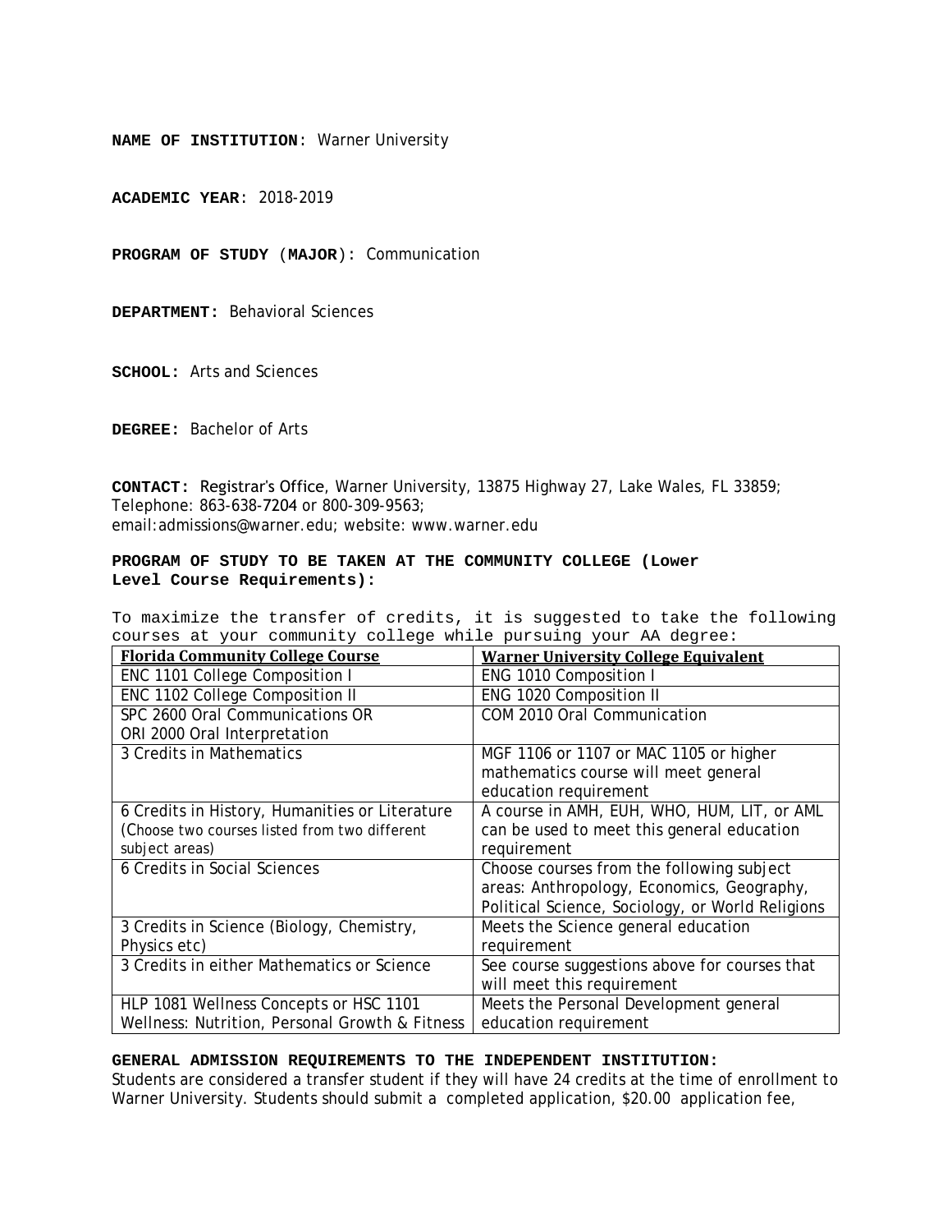**NAME OF INSTITUTION**: Warner University

**ACADEMIC YEAR**: 2018-2019

**PROGRAM OF STUDY** (**MAJOR**)**:** Communication

**DEPARTMENT:** Behavioral Sciences

**SCHOOL:** Arts and Sciences

**DEGREE:** Bachelor of Arts

**CONTACT:** Registrar's Office, Warner University, 13875 Highway 27, Lake Wales, FL 33859; Telephone: 863-638-7204 or 800-309-9563; email:admissions@warner.edu; website: www.warner.edu

**PROGRAM OF STUDY TO BE TAKEN AT THE COMMUNITY COLLEGE (Lower Level Course Requirements):**

To maximize the transfer of credits, it is suggested to take the following courses at your community college while pursuing your AA degree:

| Florida Community College Course | Warner University College Equivalent |
|---|---|
| ENC 1101 College Composition I | ENG 1010 Composition I |
| ENC 1102 College Composition II | ENG 1020 Composition II |
| SPC 2600 Oral Communications OR ORI 2000 Oral Interpretation | COM 2010 Oral Communication |
| 3 Credits in Mathematics | MGF 1106 or 1107 or MAC 1105 or higher mathematics course will meet general education requirement |
| 6 Credits in History, Humanities or Literature (Choose two courses listed from two different subject areas) | A course in AMH, EUH, WHO, HUM, LIT, or AML can be used to meet this general education requirement |
| 6 Credits in Social Sciences | Choose courses from the following subject areas: Anthropology, Economics, Geography, Political Science, Sociology, or World Religions |
| 3 Credits in Science (Biology, Chemistry, Physics etc) | Meets the Science general education requirement |
| 3 Credits in either Mathematics or Science | See course suggestions above for courses that will meet this requirement |
| HLP 1081 Wellness Concepts or HSC 1101 Wellness: Nutrition, Personal Growth & Fitness | Meets the Personal Development general education requirement |

**GENERAL ADMISSION REQUIREMENTS TO THE INDEPENDENT INSTITUTION:**

Students are considered a transfer student if they will have 24 credits at the time of enrollment to Warner University. Students should submit a completed application, $20.00 application fee,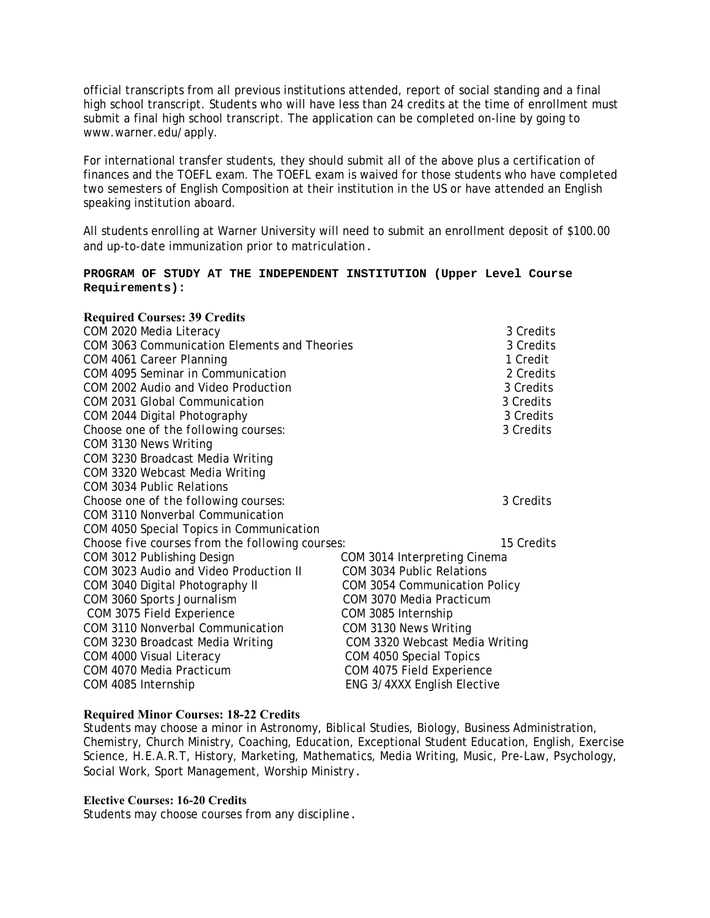official transcripts from all previous institutions attended, report of social standing and a final high school transcript. Students who will have less than 24 credits at the time of enrollment must submit a final high school transcript. The application can be completed on-line by going to www.warner.edu/apply.

For international transfer students, they should submit all of the above plus a certification of finances and the TOEFL exam. The TOEFL exam is waived for those students who have completed two semesters of English Composition at their institution in the US or have attended an English speaking institution aboard.

All students enrolling at Warner University will need to submit an enrollment deposit of $100.00 and up-to-date immunization prior to matriculation.

**PROGRAM OF STUDY AT THE INDEPENDENT INSTITUTION (Upper Level Course Requirements):**

**Required Courses: 39 Credits**

| Course | Credits |
|---|---|
| COM 2020 Media Literacy | 3 Credits |
| COM 3063 Communication Elements and Theories | 3 Credits |
| COM 4061 Career Planning | 1 Credit |
| COM 4095 Seminar in Communication | 2 Credits |
| COM 2002 Audio and Video Production | 3 Credits |
| COM 2031 Global Communication | 3 Credits |
| COM 2044 Digital Photography | 3 Credits |
| Choose one of the following courses: | 3 Credits |
| COM 3130 News Writing | |
| COM 3230 Broadcast Media Writing | |
| COM 3320 Webcast Media Writing | |
| COM 3034 Public Relations | |
| Choose one of the following courses: | 3 Credits |
| COM 3110 Nonverbal Communication | |
| COM 4050 Special Topics in Communication | |
| Choose five courses from the following courses: | 15 Credits |

| | |
|---|---|
| COM 3012 Publishing Design | COM 3014 Interpreting Cinema |
| COM 3023 Audio and Video Production II | COM 3034 Public Relations |
| COM 3040 Digital Photography II | COM 3054 Communication Policy |
| COM 3060 Sports Journalism | COM 3070 Media Practicum |
| COM 3075 Field Experience | COM 3085 Internship |
| COM 3110 Nonverbal Communication | COM 3130 News Writing |
| COM 3230 Broadcast Media Writing | COM 3320 Webcast Media Writing |
| COM 4000 Visual Literacy | COM 4050 Special Topics |
| COM 4070 Media Practicum | COM 4075 Field Experience |
| COM 4085 Internship | ENG 3/4XXX English Elective |

**Required Minor Courses: 18-22 Credits**

Students may choose a minor in Astronomy, Biblical Studies, Biology, Business Administration, Chemistry, Church Ministry, Coaching, Education, Exceptional Student Education, English, Exercise Science, H.E.A.R.T, History, Marketing, Mathematics, Media Writing, Music, Pre-Law, Psychology, Social Work, Sport Management, Worship Ministry.

**Elective Courses: 16-20 Credits**

Students may choose courses from any discipline.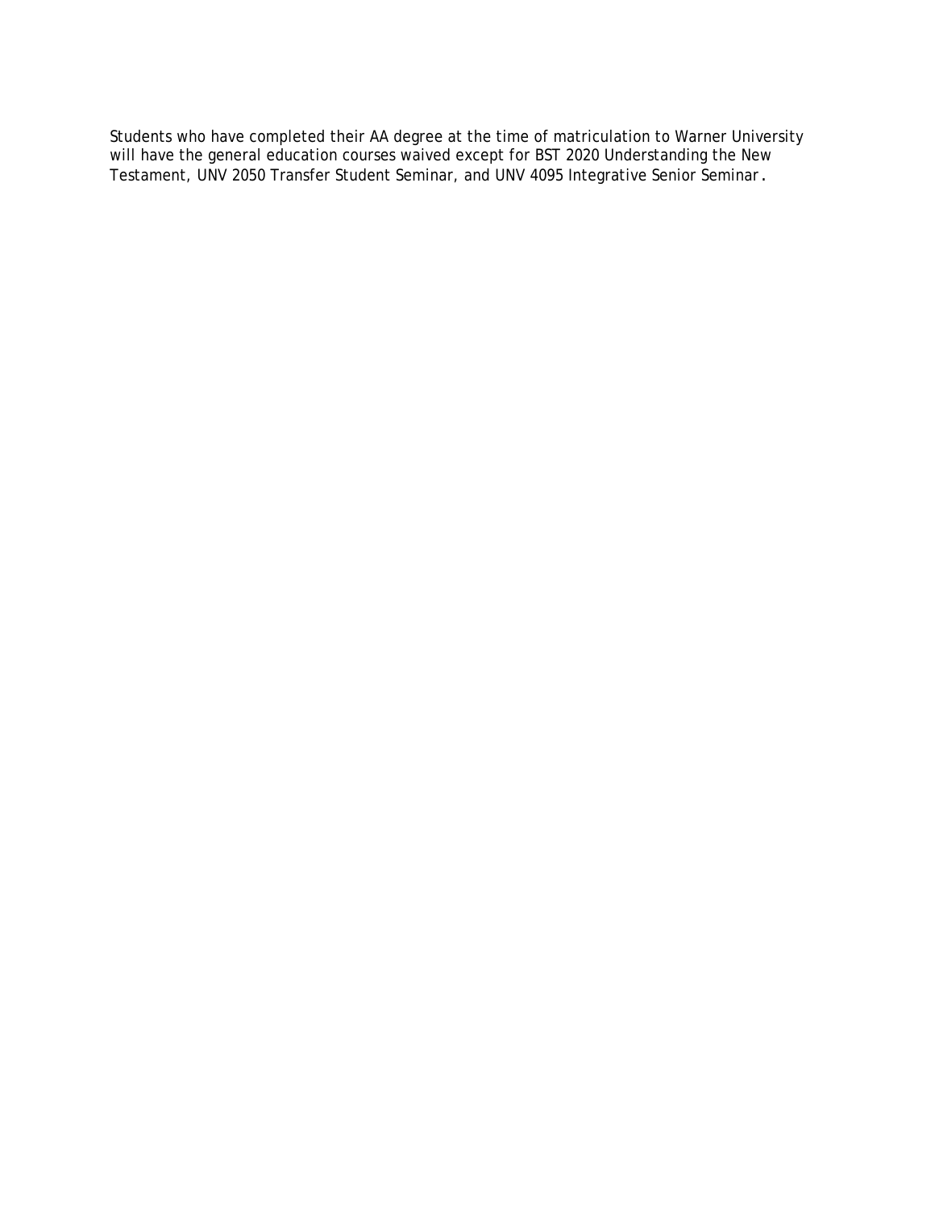Students who have completed their AA degree at the time of matriculation to Warner University will have the general education courses waived except for BST 2020 Understanding the New Testament, UNV 2050 Transfer Student Seminar, and UNV 4095 Integrative Senior Seminar.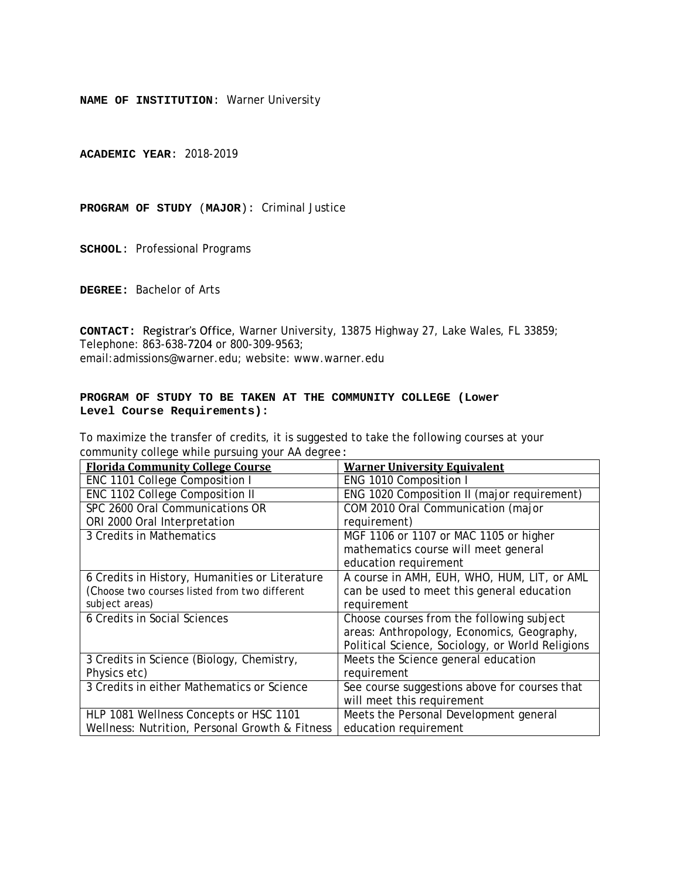**NAME OF INSTITUTION**: Warner University

**ACADEMIC YEAR**: 2018-2019

**PROGRAM OF STUDY** (**MAJOR**): Criminal Justice

**SCHOOL**: Professional Programs

**DEGREE:** Bachelor of Arts

**CONTACT:** Registrar's Office, Warner University, 13875 Highway 27, Lake Wales, FL 33859; Telephone: 863-638-7204 or 800-309-9563; email:admissions@warner.edu; website: www.warner.edu

**PROGRAM OF STUDY TO BE TAKEN AT THE COMMUNITY COLLEGE (Lower Level Course Requirements):**

To maximize the transfer of credits, it is suggested to take the following courses at your community college while pursuing your AA degree:

| Florida Community College Course | Warner University Equivalent |
|---|---|
| ENC 1101 College Composition I | ENG 1010 Composition I |
| ENC 1102 College Composition II | ENG 1020 Composition II (major requirement) |
| SPC 2600 Oral Communications OR ORI 2000 Oral Interpretation | COM 2010 Oral Communication (major requirement) |
| 3 Credits in Mathematics | MGF 1106 or 1107 or MAC 1105 or higher mathematics course will meet general education requirement |
| 6 Credits in History, Humanities or Literature (Choose two courses listed from two different subject areas) | A course in AMH, EUH, WHO, HUM, LIT, or AML can be used to meet this general education requirement |
| 6 Credits in Social Sciences | Choose courses from the following subject areas: Anthropology, Economics, Geography, Political Science, Sociology, or World Religions |
| 3 Credits in Science (Biology, Chemistry, Physics etc) | Meets the Science general education requirement |
| 3 Credits in either Mathematics or Science | See course suggestions above for courses that will meet this requirement |
| HLP 1081 Wellness Concepts or HSC 1101 Wellness: Nutrition, Personal Growth & Fitness | Meets the Personal Development general education requirement |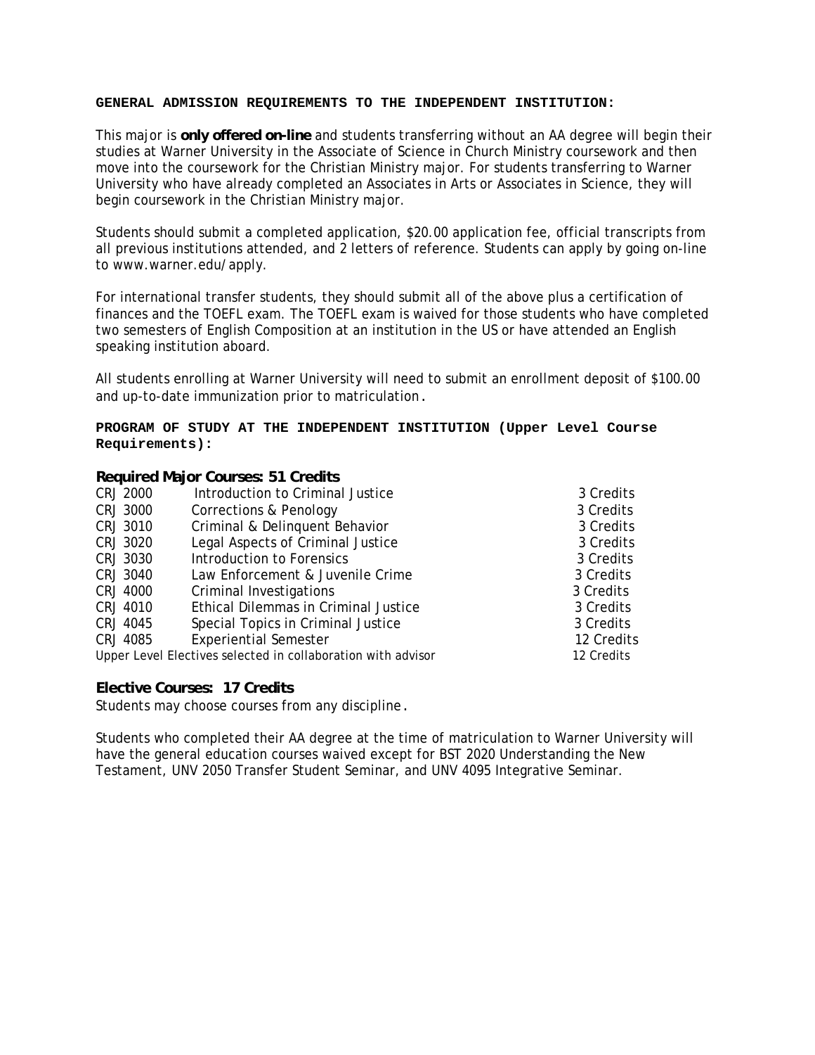**GENERAL ADMISSION REQUIREMENTS TO THE INDEPENDENT INSTITUTION:**

This major is **only offered on-line** and students transferring without an AA degree will begin their studies at Warner University in the Associate of Science in Church Ministry coursework and then move into the coursework for the Christian Ministry major. For students transferring to Warner University who have already completed an Associates in Arts or Associates in Science, they will begin coursework in the Christian Ministry major.

Students should submit a completed application, $20.00 application fee, official transcripts from all previous institutions attended, and 2 letters of reference. Students can apply by going on-line to www.warner.edu/apply.

For international transfer students, they should submit all of the above plus a certification of finances and the TOEFL exam. The TOEFL exam is waived for those students who have completed two semesters of English Composition at an institution in the US or have attended an English speaking institution aboard.

All students enrolling at Warner University will need to submit an enrollment deposit of $100.00 and up-to-date immunization prior to matriculation.

**PROGRAM OF STUDY AT THE INDEPENDENT INSTITUTION (Upper Level Course Requirements):**

**Required Major Courses: 51 Credits**

| Course | Title | Credits |
|---|---|---|
| CRJ 2000 | Introduction to Criminal Justice | 3 Credits |
| CRJ 3000 | Corrections & Penology | 3 Credits |
| CRJ 3010 | Criminal & Delinquent Behavior | 3 Credits |
| CRJ 3020 | Legal Aspects of Criminal Justice | 3 Credits |
| CRJ 3030 | Introduction to Forensics | 3 Credits |
| CRJ 3040 | Law Enforcement & Juvenile Crime | 3 Credits |
| CRJ 4000 | Criminal Investigations | 3 Credits |
| CRJ 4010 | Ethical Dilemmas in Criminal Justice | 3 Credits |
| CRJ 4045 | Special Topics in Criminal Justice | 3 Credits |
| CRJ 4085 | Experiential Semester | 12 Credits |
| Upper Level Electives selected in collaboration with advisor | | 12 Credits |

**Elective Courses: 17 Credits**

Students may choose courses from any discipline.

Students who completed their AA degree at the time of matriculation to Warner University will have the general education courses waived except for BST 2020 Understanding the New Testament, UNV 2050 Transfer Student Seminar, and UNV 4095 Integrative Seminar.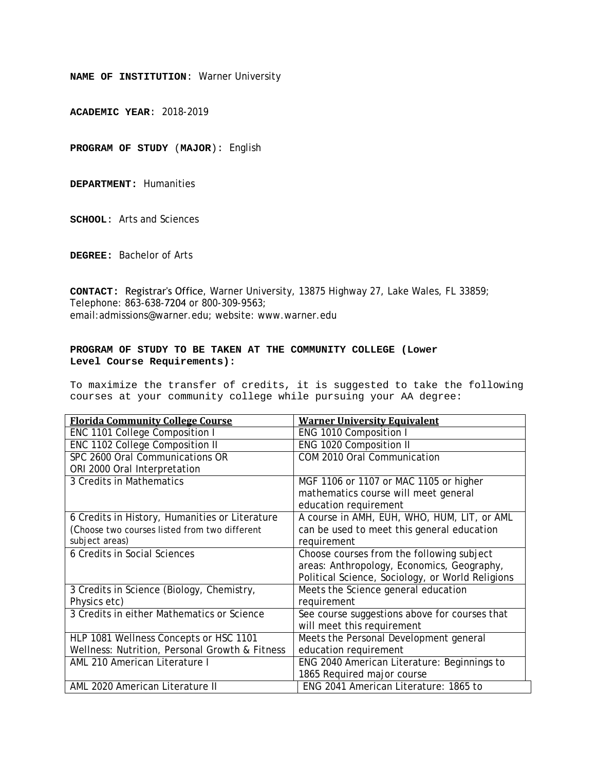**NAME OF INSTITUTION**: Warner University

**ACADEMIC YEAR**: 2018-2019

**PROGRAM OF STUDY** (**MAJOR**): English

**DEPARTMENT:** Humanities

**SCHOOL**: Arts and Sciences

**DEGREE:** Bachelor of Arts

**CONTACT:** Registrar's Office, Warner University, 13875 Highway 27, Lake Wales, FL 33859; Telephone: 863-638-7204 or 800-309-9563; email:admissions@warner.edu; website: www.warner.edu

**PROGRAM OF STUDY TO BE TAKEN AT THE COMMUNITY COLLEGE (Lower Level Course Requirements):**

To maximize the transfer of credits, it is suggested to take the following courses at your community college while pursuing your AA degree:

| Florida Community College Course | Warner University Equivalent |
|---|---|
| ENC 1101 College Composition I | ENG 1010 Composition I |
| ENC 1102 College Composition II | ENG 1020 Composition II |
| SPC 2600 Oral Communications OR ORI 2000 Oral Interpretation | COM 2010 Oral Communication |
| 3 Credits in Mathematics | MGF 1106 or 1107 or MAC 1105 or higher mathematics course will meet general education requirement |
| 6 Credits in History, Humanities or Literature (Choose two courses listed from two different subject areas) | A course in AMH, EUH, WHO, HUM, LIT, or AML can be used to meet this general education requirement |
| 6 Credits in Social Sciences | Choose courses from the following subject areas: Anthropology, Economics, Geography, Political Science, Sociology, or World Religions |
| 3 Credits in Science (Biology, Chemistry, Physics etc) | Meets the Science general education requirement |
| 3 Credits in either Mathematics or Science | See course suggestions above for courses that will meet this requirement |
| HLP 1081 Wellness Concepts or HSC 1101 Wellness: Nutrition, Personal Growth & Fitness | Meets the Personal Development general education requirement |
| AML 210 American Literature I | ENG 2040 American Literature: Beginnings to 1865 Required major course |
| AML 2020 American Literature II | ENG 2041 American Literature: 1865 to |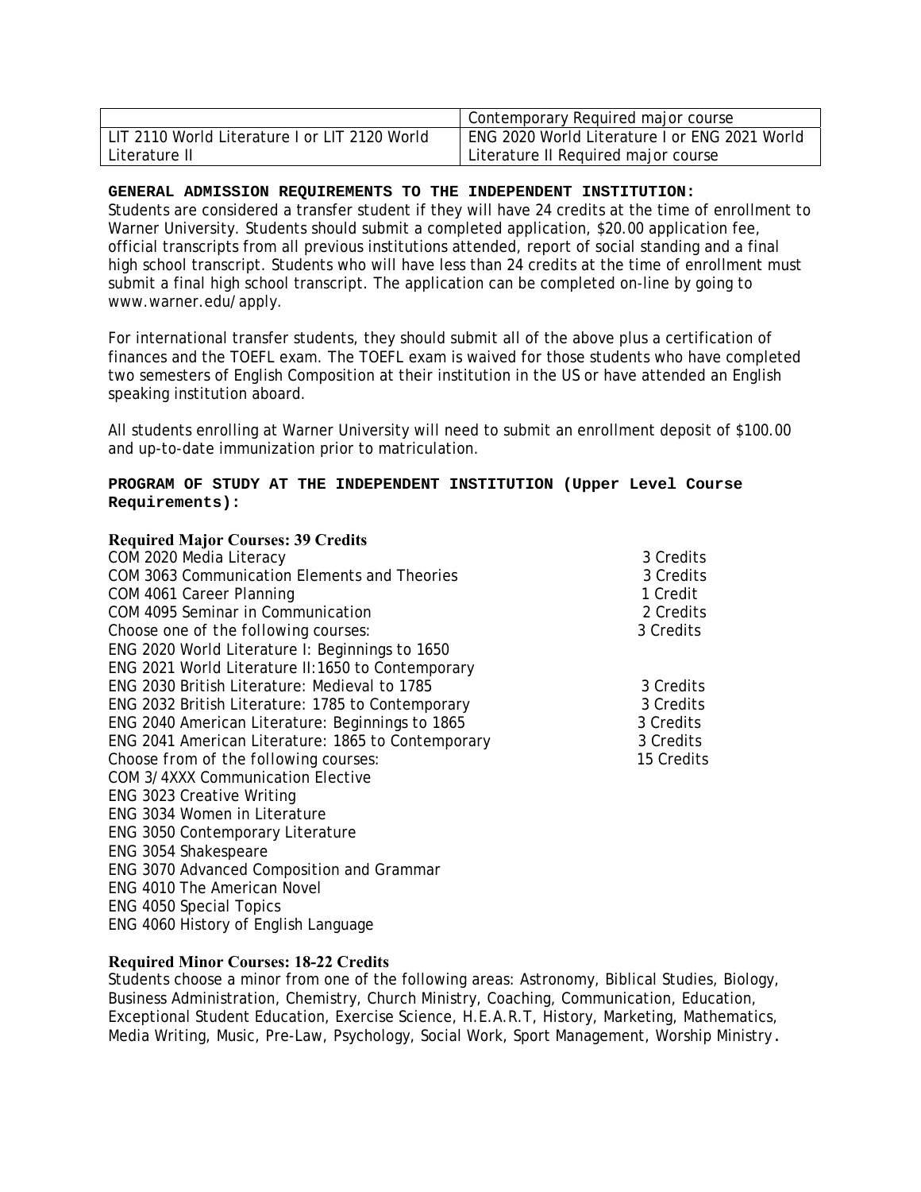| | |
|---|---|
| | Contemporary Required major course |
| LIT 2110 World Literature I or LIT 2120 World Literature II | ENG 2020 World Literature I or ENG 2021 World Literature II Required major course |

**GENERAL ADMISSION REQUIREMENTS TO THE INDEPENDENT INSTITUTION:**

Students are considered a transfer student if they will have 24 credits at the time of enrollment to Warner University. Students should submit a completed application, $20.00 application fee, official transcripts from all previous institutions attended, report of social standing and a final high school transcript. Students who will have less than 24 credits at the time of enrollment must submit a final high school transcript. The application can be completed on-line by going to www.warner.edu/apply.

For international transfer students, they should submit all of the above plus a certification of finances and the TOEFL exam. The TOEFL exam is waived for those students who have completed two semesters of English Composition at their institution in the US or have attended an English speaking institution aboard.

All students enrolling at Warner University will need to submit an enrollment deposit of $100.00 and up-to-date immunization prior to matriculation.

**PROGRAM OF STUDY AT THE INDEPENDENT INSTITUTION (Upper Level Course Requirements):**

**Required Major Courses: 39 Credits**

| | |
|---|---|
| COM 2020 Media Literacy | 3 Credits |
| COM 3063 Communication Elements and Theories | 3 Credits |
| COM 4061 Career Planning | 1 Credit |
| COM 4095 Seminar in Communication | 2 Credits |
| Choose one of the following courses: | 3 Credits |
| ENG 2020 World Literature I: Beginnings to 1650 | |
| ENG 2021 World Literature II:1650 to Contemporary | |
| ENG 2030 British Literature: Medieval to 1785 | 3 Credits |
| ENG 2032 British Literature: 1785 to Contemporary | 3 Credits |
| ENG 2040 American Literature: Beginnings to 1865 | 3 Credits |
| ENG 2041 American Literature: 1865 to Contemporary | 3 Credits |
| Choose from of the following courses: | 15 Credits |
| COM 3/4XXX Communication Elective | |
| ENG 3023 Creative Writing | |
| ENG 3034 Women in Literature | |
| ENG 3050 Contemporary Literature | |
| ENG 3054 Shakespeare | |
| ENG 3070 Advanced Composition and Grammar | |
| ENG 4010 The American Novel | |
| ENG 4050 Special Topics | |
| ENG 4060 History of English Language | |

**Required Minor Courses: 18-22 Credits**

Students choose a minor from one of the following areas: Astronomy, Biblical Studies, Biology, Business Administration, Chemistry, Church Ministry, Coaching, Communication, Education, Exceptional Student Education, Exercise Science, H.E.A.R.T, History, Marketing, Mathematics, Media Writing, Music, Pre-Law, Psychology, Social Work, Sport Management, Worship Ministry.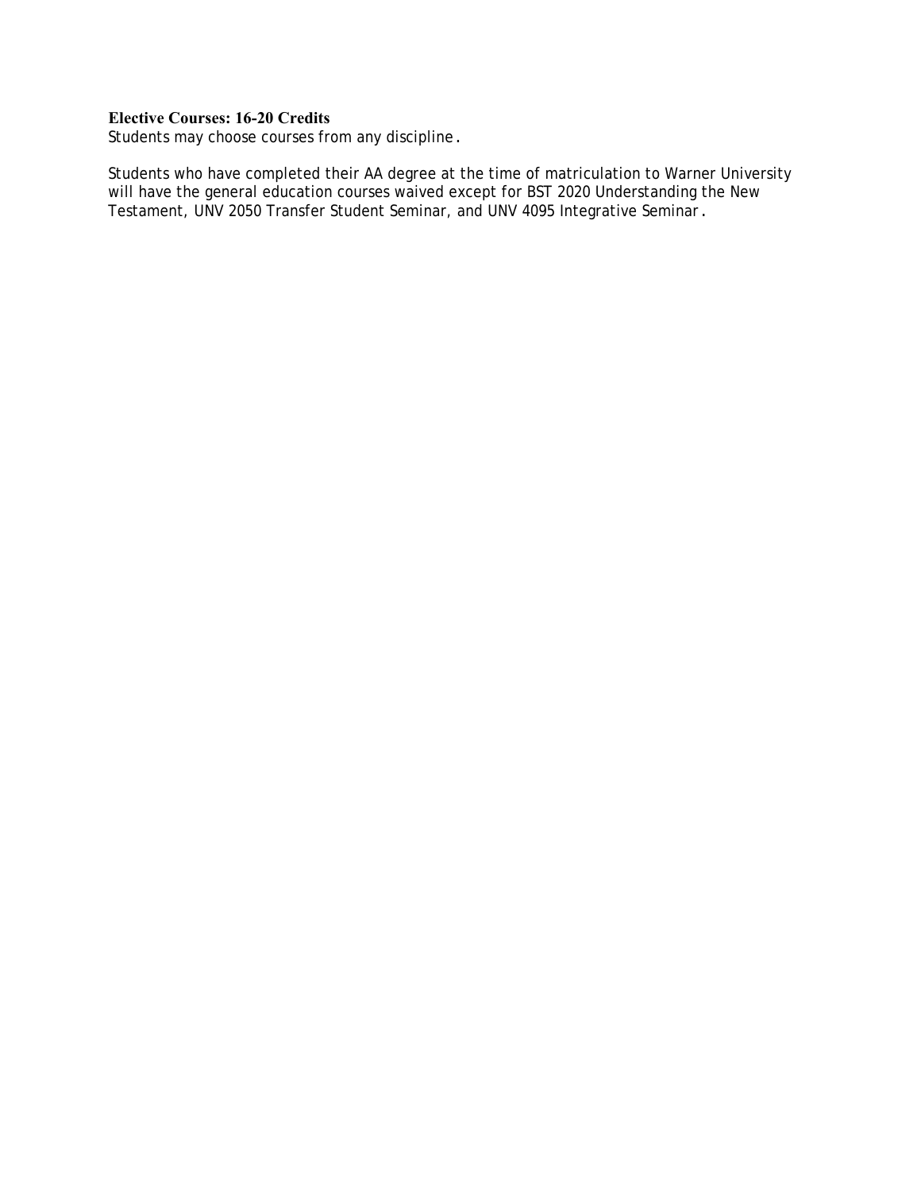**Elective Courses: 16-20 Credits**
Students may choose courses from any discipline.

Students who have completed their AA degree at the time of matriculation to Warner University will have the general education courses waived except for BST 2020 Understanding the New Testament, UNV 2050 Transfer Student Seminar, and UNV 4095 Integrative Seminar.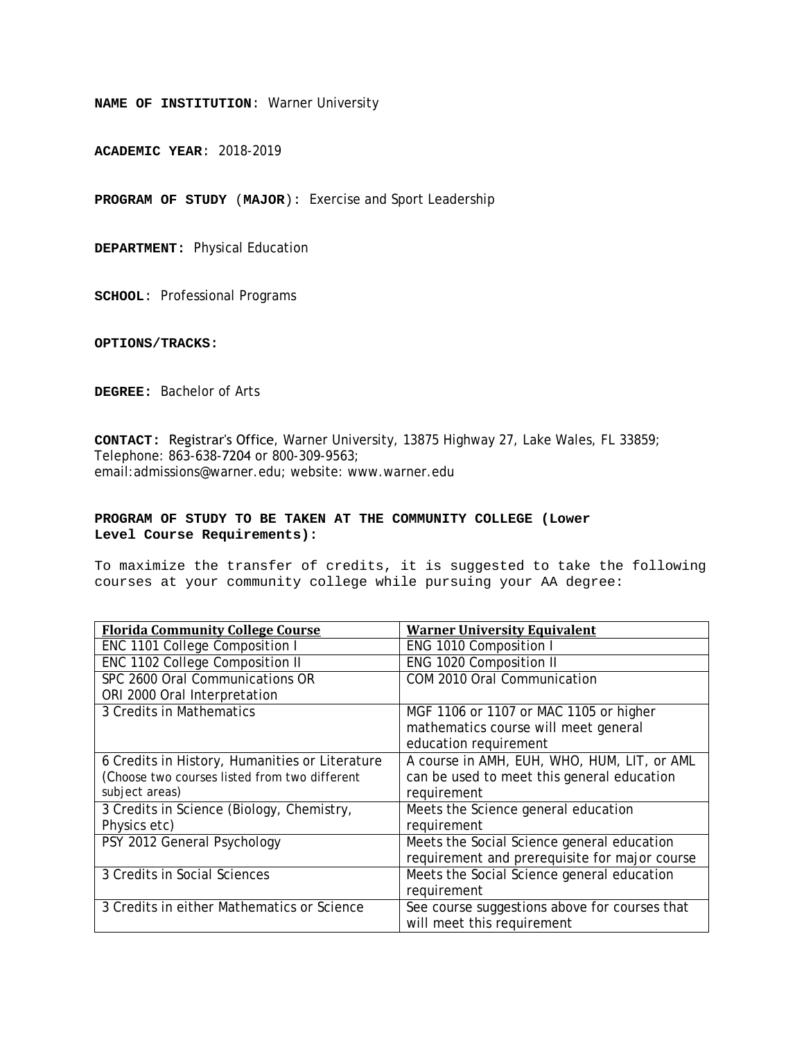**NAME OF INSTITUTION**: Warner University

**ACADEMIC YEAR**: 2018-2019

**PROGRAM OF STUDY (MAJOR):** Exercise and Sport Leadership

**DEPARTMENT:** Physical Education

**SCHOOL**: Professional Programs

**OPTIONS/TRACKS:**

**DEGREE:** Bachelor of Arts

**CONTACT:** Registrar's Office, Warner University, 13875 Highway 27, Lake Wales, FL 33859; Telephone: 863-638-7204 or 800-309-9563; email:admissions@warner.edu; website: www.warner.edu

**PROGRAM OF STUDY TO BE TAKEN AT THE COMMUNITY COLLEGE (Lower Level Course Requirements):**

To maximize the transfer of credits, it is suggested to take the following courses at your community college while pursuing your AA degree:

| Florida Community College Course | Warner University Equivalent |
|---|---|
| ENC 1101 College Composition I | ENG 1010 Composition I |
| ENC 1102 College Composition II | ENG 1020 Composition II |
| SPC 2600 Oral Communications OR ORI 2000 Oral Interpretation | COM 2010 Oral Communication |
| 3 Credits in Mathematics | MGF 1106 or 1107 or MAC 1105 or higher mathematics course will meet general education requirement |
| 6 Credits in History, Humanities or Literature (Choose two courses listed from two different subject areas) | A course in AMH, EUH, WHO, HUM, LIT, or AML can be used to meet this general education requirement |
| 3 Credits in Science (Biology, Chemistry, Physics etc) | Meets the Science general education requirement |
| PSY 2012 General Psychology | Meets the Social Science general education requirement and prerequisite for major course |
| 3 Credits in Social Sciences | Meets the Social Science general education requirement |
| 3 Credits in either Mathematics or Science | See course suggestions above for courses that will meet this requirement |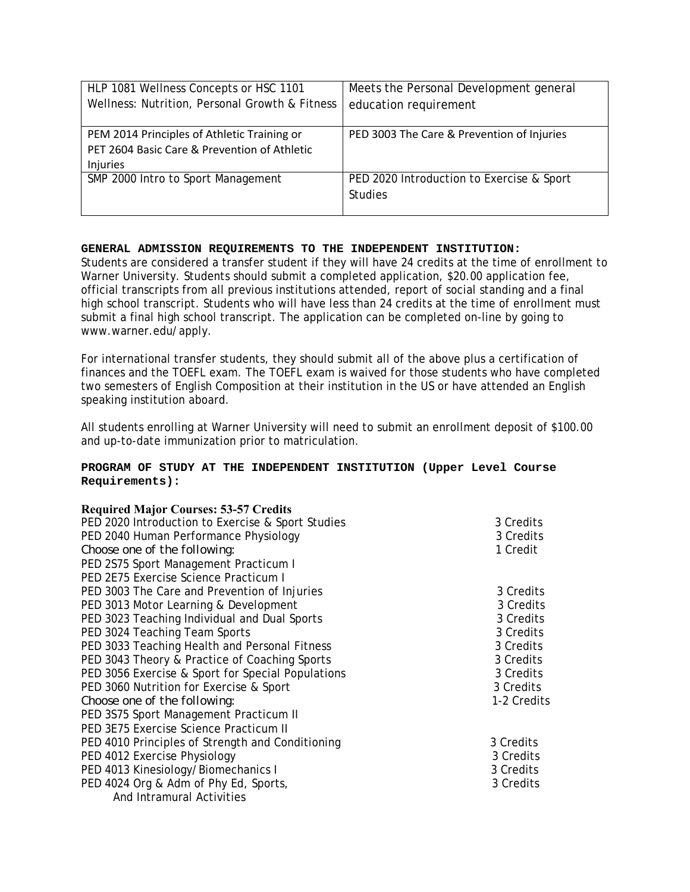| | |
|---|---|
| HLP 1081 Wellness Concepts or HSC 1101 Wellness: Nutrition, Personal Growth & Fitness | Meets the Personal Development general education requirement |
| PEM 2014 Principles of Athletic Training or PET 2604 Basic Care & Prevention of Athletic Injuries | PED 3003 The Care & Prevention of Injuries |
| SMP 2000 Intro to Sport Management | PED 2020 Introduction to Exercise & Sport Studies |

**GENERAL ADMISSION REQUIREMENTS TO THE INDEPENDENT INSTITUTION:**

Students are considered a transfer student if they will have 24 credits at the time of enrollment to Warner University. Students should submit a completed application, $20.00 application fee, official transcripts from all previous institutions attended, report of social standing and a final high school transcript. Students who will have less than 24 credits at the time of enrollment must submit a final high school transcript. The application can be completed on-line by going to www.warner.edu/apply.

For international transfer students, they should submit all of the above plus a certification of finances and the TOEFL exam. The TOEFL exam is waived for those students who have completed two semesters of English Composition at their institution in the US or have attended an English speaking institution aboard.

All students enrolling at Warner University will need to submit an enrollment deposit of $100.00 and up-to-date immunization prior to matriculation.

**PROGRAM OF STUDY AT THE INDEPENDENT INSTITUTION (Upper Level Course Requirements):**

**Required Major Courses: 53-57 Credits**

| | |
|---|---|
| PED 2020 Introduction to Exercise & Sport Studies | 3 Credits |
| PED 2040 Human Performance Physiology | 3 Credits |
| Choose one of the following: | 1 Credit |
| PED 2S75 Sport Management Practicum I | |
| PED 2E75 Exercise Science Practicum I | |
| PED 3003 The Care and Prevention of Injuries | 3 Credits |
| PED 3013 Motor Learning & Development | 3 Credits |
| PED 3023 Teaching Individual and Dual Sports | 3 Credits |
| PED 3024 Teaching Team Sports | 3 Credits |
| PED 3033 Teaching Health and Personal Fitness | 3 Credits |
| PED 3043 Theory & Practice of Coaching Sports | 3 Credits |
| PED 3056 Exercise & Sport for Special Populations | 3 Credits |
| PED 3060 Nutrition for Exercise & Sport | 3 Credits |
| Choose one of the following: | 1-2 Credits |
| PED 3S75 Sport Management Practicum II | |
| PED 3E75 Exercise Science Practicum II | |
| PED 4010 Principles of Strength and Conditioning | 3 Credits |
| PED 4012 Exercise Physiology | 3 Credits |
| PED 4013 Kinesiology/Biomechanics I | 3 Credits |
| PED 4024 Org & Adm of Phy Ed, Sports, And Intramural Activities | 3 Credits |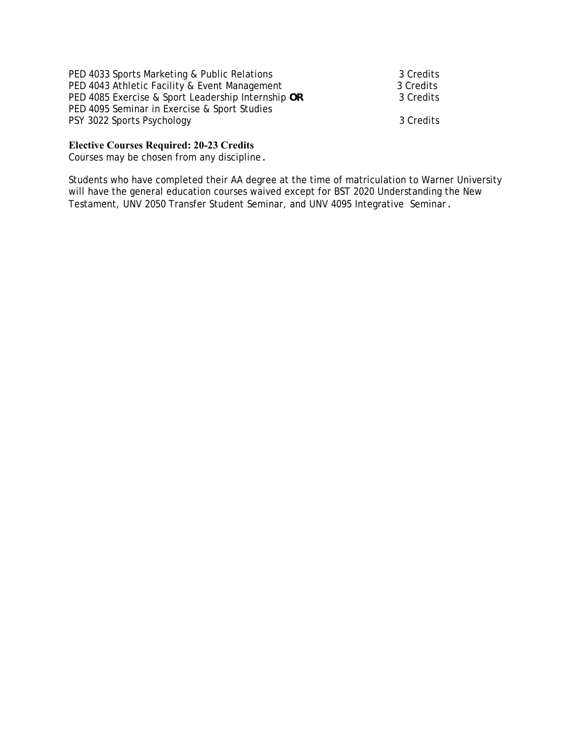| | |
|---|---|
| PED 4033 Sports Marketing & Public Relations | 3 Credits |
| PED 4043 Athletic Facility & Event Management | 3 Credits |
| PED 4085 Exercise & Sport Leadership Internship **OR** | 3 Credits |
| PED 4095 Seminar in Exercise & Sport Studies | |
| PSY 3022 Sports Psychology | 3 Credits |

**Elective Courses Required: 20-23 Credits**

Courses may be chosen from any discipline.

Students who have completed their AA degree at the time of matriculation to Warner University will have the general education courses waived except for BST 2020 Understanding the New Testament, UNV 2050 Transfer Student Seminar, and UNV 4095 Integrative Seminar.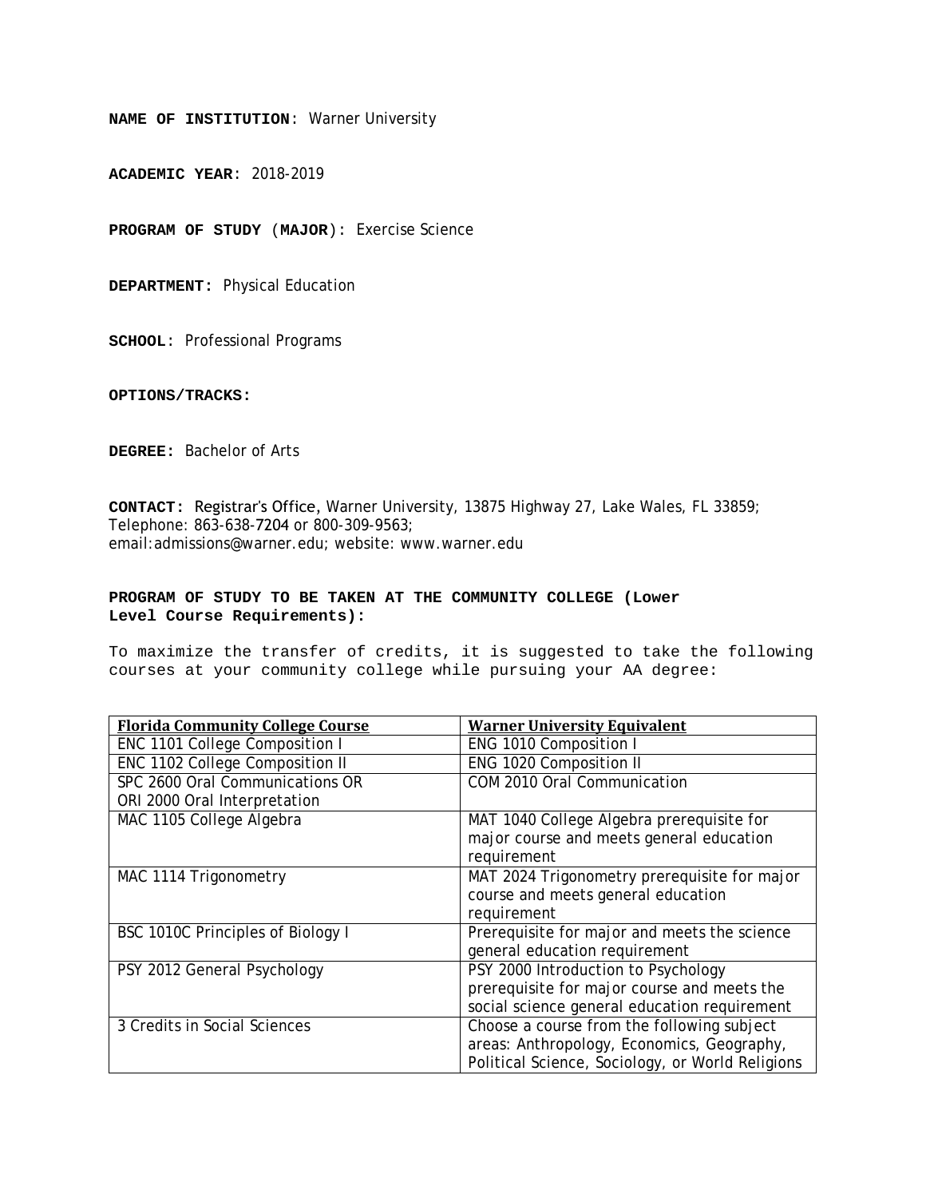**NAME OF INSTITUTION**: Warner University

**ACADEMIC YEAR**: 2018-2019

**PROGRAM OF STUDY (MAJOR):** Exercise Science

**DEPARTMENT:** Physical Education

**SCHOOL**: Professional Programs

**OPTIONS/TRACKS:**

**DEGREE:** Bachelor of Arts

**CONTACT:** Registrar's Office, Warner University, 13875 Highway 27, Lake Wales, FL 33859; Telephone: 863-638-7204 or 800-309-9563; email:admissions@warner.edu; website: www.warner.edu

**PROGRAM OF STUDY TO BE TAKEN AT THE COMMUNITY COLLEGE (Lower Level Course Requirements):**

To maximize the transfer of credits, it is suggested to take the following courses at your community college while pursuing your AA degree:

| Florida Community College Course | Warner University Equivalent |
|---|---|
| ENC 1101 College Composition I | ENG 1010 Composition I |
| ENC 1102 College Composition II | ENG 1020 Composition II |
| SPC 2600 Oral Communications OR ORI 2000 Oral Interpretation | COM 2010 Oral Communication |
| MAC 1105 College Algebra | MAT 1040 College Algebra prerequisite for major course and meets general education requirement |
| MAC 1114 Trigonometry | MAT 2024 Trigonometry prerequisite for major course and meets general education requirement |
| BSC 1010C Principles of Biology I | Prerequisite for major and meets the science general education requirement |
| PSY 2012 General Psychology | PSY 2000 Introduction to Psychology prerequisite for major course and meets the social science general education requirement |
| 3 Credits in Social Sciences | Choose a course from the following subject areas: Anthropology, Economics, Geography, Political Science, Sociology, or World Religions |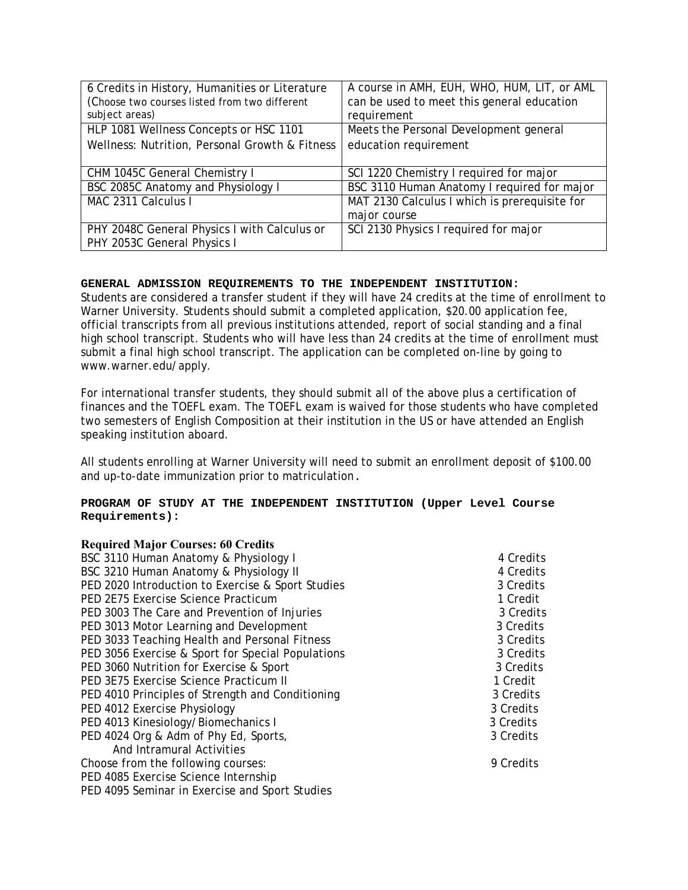| 6 Credits in History, Humanities or Literature (Choose two courses listed from two different subject areas) | A course in AMH, EUH, WHO, HUM, LIT, or AML can be used to meet this general education requirement |
|---|---|
| HLP 1081 Wellness Concepts or HSC 1101 Wellness: Nutrition, Personal Growth & Fitness | Meets the Personal Development general education requirement |
| CHM 1045C General Chemistry I | SCI 1220 Chemistry I required for major |
| BSC 2085C Anatomy and Physiology I | BSC 3110 Human Anatomy I required for major |
| MAC 2311 Calculus I | MAT 2130 Calculus I which is prerequisite for major course |
| PHY 2048C General Physics I with Calculus or PHY 2053C General Physics I | SCI 2130 Physics I required for major |

**GENERAL ADMISSION REQUIREMENTS TO THE INDEPENDENT INSTITUTION:**

Students are considered a transfer student if they will have 24 credits at the time of enrollment to Warner University. Students should submit a completed application, $20.00 application fee, official transcripts from all previous institutions attended, report of social standing and a final high school transcript. Students who will have less than 24 credits at the time of enrollment must submit a final high school transcript. The application can be completed on-line by going to www.warner.edu/apply.

For international transfer students, they should submit all of the above plus a certification of finances and the TOEFL exam. The TOEFL exam is waived for those students who have completed two semesters of English Composition at their institution in the US or have attended an English speaking institution aboard.

All students enrolling at Warner University will need to submit an enrollment deposit of $100.00 and up-to-date immunization prior to matriculation.

**PROGRAM OF STUDY AT THE INDEPENDENT INSTITUTION (Upper Level Course Requirements):**

**Required Major Courses: 60 Credits**

| Course | Credits |
|---|---|
| BSC 3110 Human Anatomy & Physiology I | 4 Credits |
| BSC 3210 Human Anatomy & Physiology II | 4 Credits |
| PED 2020 Introduction to Exercise & Sport Studies | 3 Credits |
| PED 2E75 Exercise Science Practicum | 1 Credit |
| PED 3003 The Care and Prevention of Injuries | 3 Credits |
| PED 3013 Motor Learning and Development | 3 Credits |
| PED 3033 Teaching Health and Personal Fitness | 3 Credits |
| PED 3056 Exercise & Sport for Special Populations | 3 Credits |
| PED 3060 Nutrition for Exercise & Sport | 3 Credits |
| PED 3E75 Exercise Science Practicum II | 1 Credit |
| PED 4010 Principles of Strength and Conditioning | 3 Credits |
| PED 4012 Exercise Physiology | 3 Credits |
| PED 4013 Kinesiology/Biomechanics I | 3 Credits |
| PED 4024 Org & Adm of Phy Ed, Sports, And Intramural Activities | 3 Credits |
| Choose from the following courses: | 9 Credits |
| PED 4085 Exercise Science Internship | |
| PED 4095 Seminar in Exercise and Sport Studies | |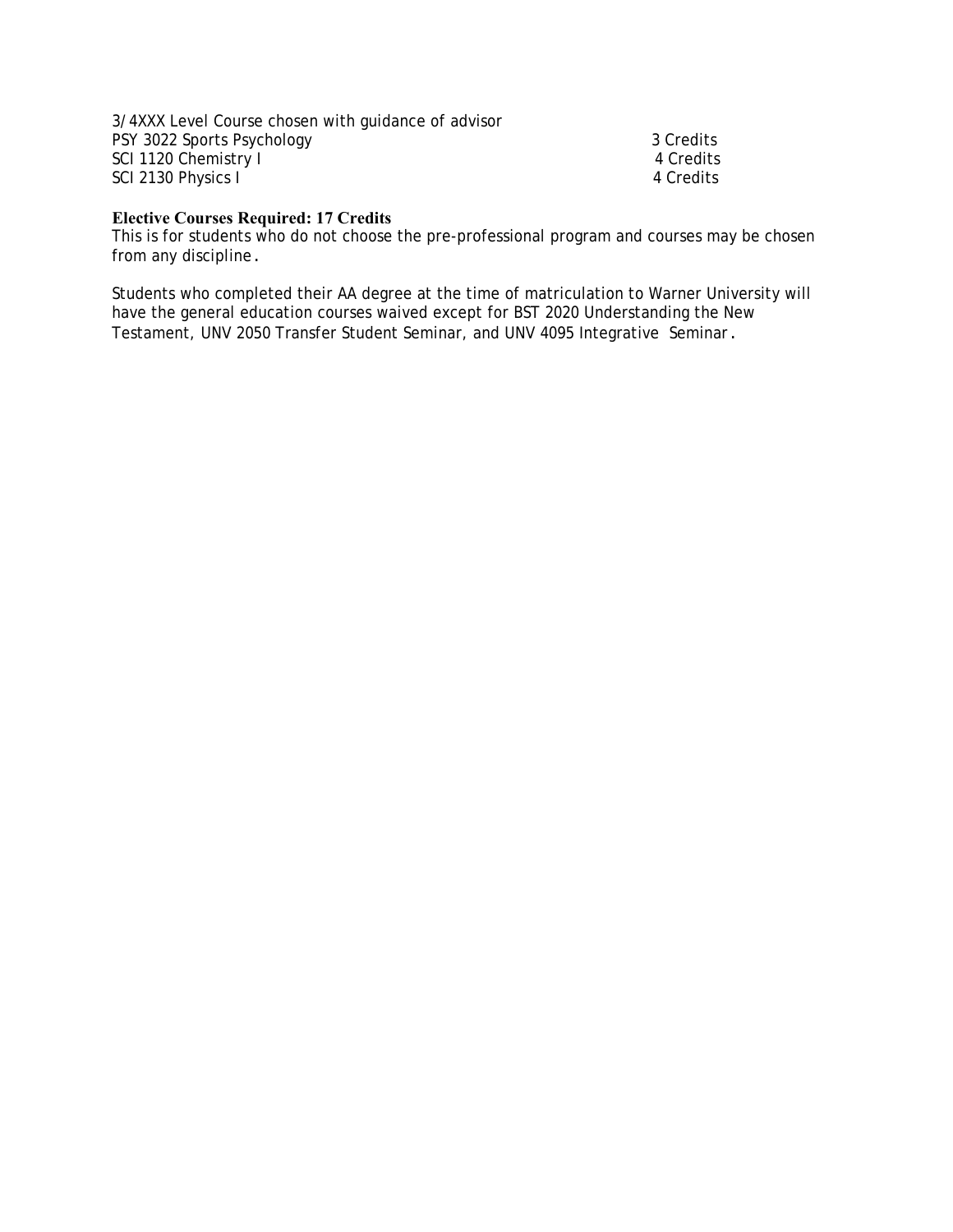3/4XXX Level Course chosen with guidance of advisor

| | |
|---|---|
| PSY 3022 Sports Psychology | 3 Credits |
| SCI 1120 Chemistry I | 4 Credits |
| SCI 2130 Physics I | 4 Credits |

**Elective Courses Required: 17 Credits**

This is for students who do not choose the pre-professional program and courses may be chosen from any discipline.

Students who completed their AA degree at the time of matriculation to Warner University will have the general education courses waived except for BST 2020 Understanding the New Testament, UNV 2050 Transfer Student Seminar, and UNV 4095 Integrative Seminar.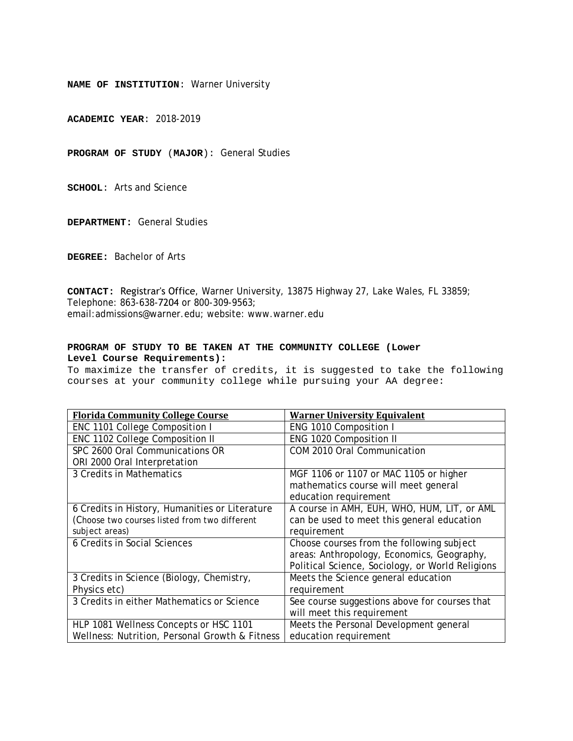**NAME OF INSTITUTION**: Warner University

**ACADEMIC YEAR**: 2018-2019

**PROGRAM OF STUDY** (**MAJOR**)**:** General Studies

**SCHOOL**: Arts and Science

**DEPARTMENT:** General Studies

**DEGREE:** Bachelor of Arts

**CONTACT:** Registrar's Office, Warner University, 13875 Highway 27, Lake Wales, FL 33859; Telephone: 863-638-7204 or 800-309-9563; email:admissions@warner.edu; website: www.warner.edu

**PROGRAM OF STUDY TO BE TAKEN AT THE COMMUNITY COLLEGE (Lower Level Course Requirements):**

To maximize the transfer of credits, it is suggested to take the following courses at your community college while pursuing your AA degree:

| Florida Community College Course | Warner University Equivalent |
|---|---|
| ENC 1101 College Composition I | ENG 1010 Composition I |
| ENC 1102 College Composition II | ENG 1020 Composition II |
| SPC 2600 Oral Communications OR ORI 2000 Oral Interpretation | COM 2010 Oral Communication |
| 3 Credits in Mathematics | MGF 1106 or 1107 or MAC 1105 or higher mathematics course will meet general education requirement |
| 6 Credits in History, Humanities or Literature (Choose two courses listed from two different subject areas) | A course in AMH, EUH, WHO, HUM, LIT, or AML can be used to meet this general education requirement |
| 6 Credits in Social Sciences | Choose courses from the following subject areas: Anthropology, Economics, Geography, Political Science, Sociology, or World Religions |
| 3 Credits in Science (Biology, Chemistry, Physics etc) | Meets the Science general education requirement |
| 3 Credits in either Mathematics or Science | See course suggestions above for courses that will meet this requirement |
| HLP 1081 Wellness Concepts or HSC 1101 Wellness: Nutrition, Personal Growth & Fitness | Meets the Personal Development general education requirement |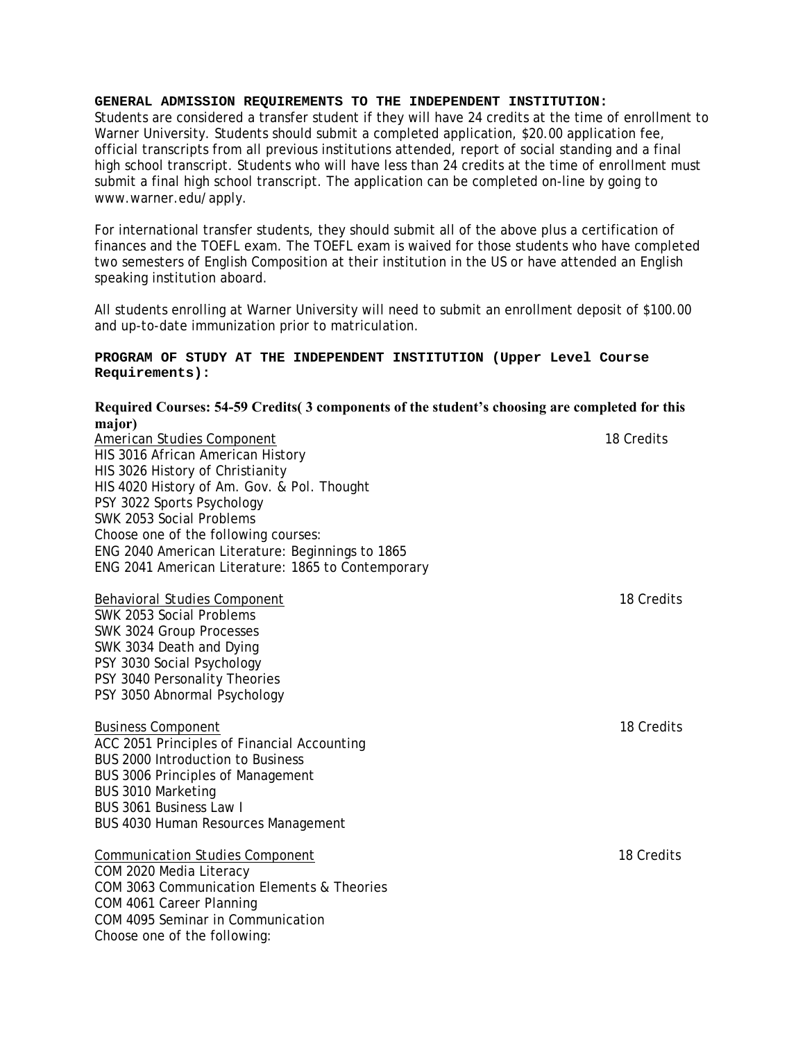**GENERAL ADMISSION REQUIREMENTS TO THE INDEPENDENT INSTITUTION:**

Students are considered a transfer student if they will have 24 credits at the time of enrollment to Warner University. Students should submit a completed application, $20.00 application fee, official transcripts from all previous institutions attended, report of social standing and a final high school transcript. Students who will have less than 24 credits at the time of enrollment must submit a final high school transcript. The application can be completed on-line by going to www.warner.edu/apply.

For international transfer students, they should submit all of the above plus a certification of finances and the TOEFL exam. The TOEFL exam is waived for those students who have completed two semesters of English Composition at their institution in the US or have attended an English speaking institution aboard.

All students enrolling at Warner University will need to submit an enrollment deposit of $100.00 and up-to-date immunization prior to matriculation.

**PROGRAM OF STUDY AT THE INDEPENDENT INSTITUTION (Upper Level Course Requirements):**

**Required Courses: 54-59 Credits( 3 components of the student's choosing are completed for this major)**

American Studies Component — 18 Credits

HIS 3016 African American History
HIS 3026 History of Christianity
HIS 4020 History of Am. Gov. & Pol. Thought
PSY 3022 Sports Psychology
SWK 2053 Social Problems
Choose one of the following courses:
ENG 2040 American Literature: Beginnings to 1865
ENG 2041 American Literature: 1865 to Contemporary

Behavioral Studies Component — 18 Credits

SWK 2053 Social Problems
SWK 3024 Group Processes
SWK 3034 Death and Dying
PSY 3030 Social Psychology
PSY 3040 Personality Theories
PSY 3050 Abnormal Psychology

Business Component — 18 Credits

ACC 2051 Principles of Financial Accounting
BUS 2000 Introduction to Business
BUS 3006 Principles of Management
BUS 3010 Marketing
BUS 3061 Business Law I
BUS 4030 Human Resources Management

Communication Studies Component — 18 Credits

COM 2020 Media Literacy
COM 3063 Communication Elements & Theories
COM 4061 Career Planning
COM 4095 Seminar in Communication
Choose one of the following: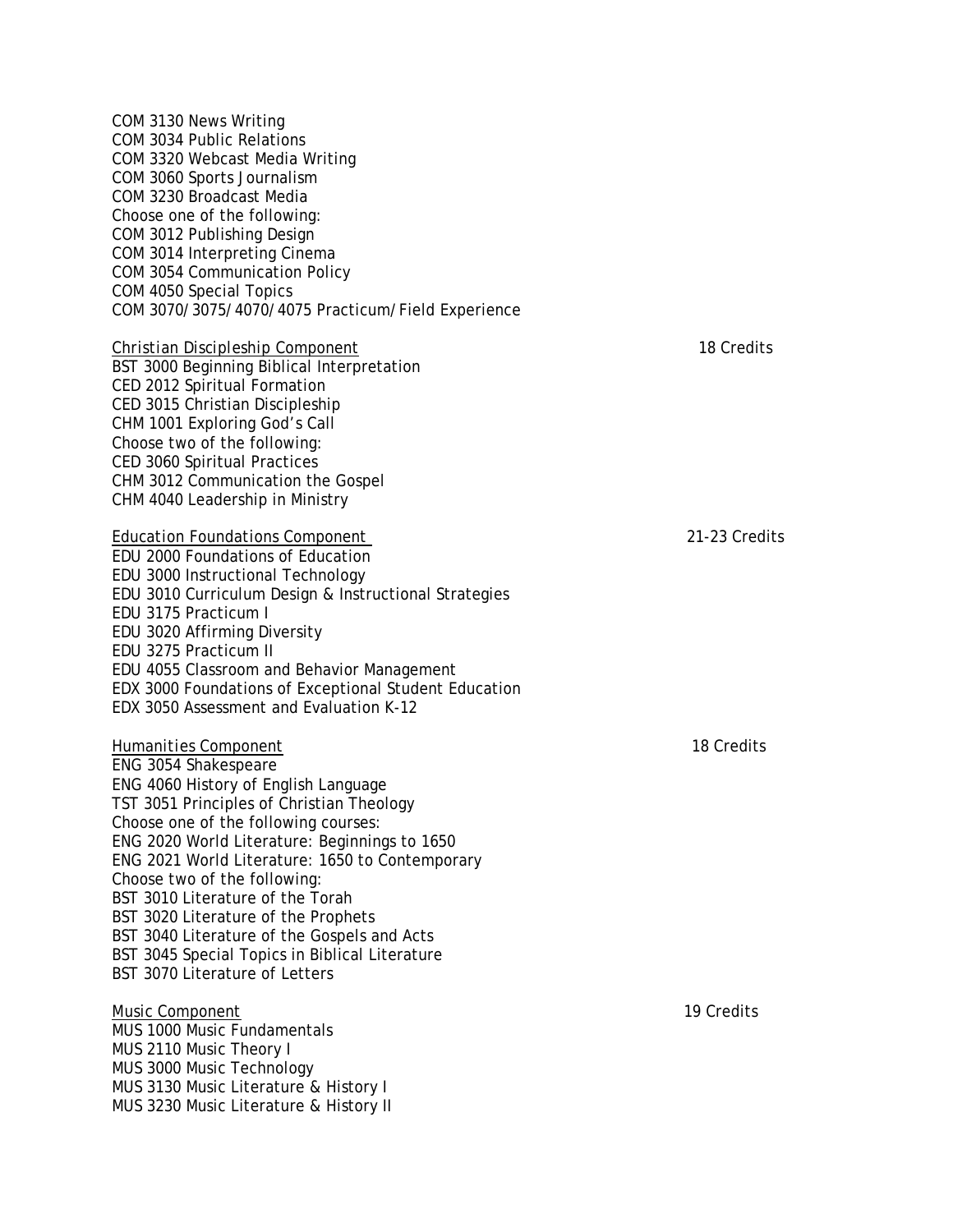COM 3130 News Writing
COM 3034 Public Relations
COM 3320 Webcast Media Writing
COM 3060 Sports Journalism
COM 3230 Broadcast Media
Choose one of the following:
COM 3012 Publishing Design
COM 3014 Interpreting Cinema
COM 3054 Communication Policy
COM 4050 Special Topics
COM 3070/3075/4070/4075 Practicum/Field Experience

<u>Christian Discipleship Component</u> 18 Credits
BST 3000 Beginning Biblical Interpretation
CED 2012 Spiritual Formation
CED 3015 Christian Discipleship
CHM 1001 Exploring God's Call
Choose two of the following:
CED 3060 Spiritual Practices
CHM 3012 Communication the Gospel
CHM 4040 Leadership in Ministry

<u>Education Foundations Component</u> 21-23 Credits
EDU 2000 Foundations of Education
EDU 3000 Instructional Technology
EDU 3010 Curriculum Design & Instructional Strategies
EDU 3175 Practicum I
EDU 3020 Affirming Diversity
EDU 3275 Practicum II
EDU 4055 Classroom and Behavior Management
EDX 3000 Foundations of Exceptional Student Education
EDX 3050 Assessment and Evaluation K-12

<u>Humanities Component</u> 18 Credits
ENG 3054 Shakespeare
ENG 4060 History of English Language
TST 3051 Principles of Christian Theology
Choose one of the following courses:
ENG 2020 World Literature: Beginnings to 1650
ENG 2021 World Literature: 1650 to Contemporary
Choose two of the following:
BST 3010 Literature of the Torah
BST 3020 Literature of the Prophets
BST 3040 Literature of the Gospels and Acts
BST 3045 Special Topics in Biblical Literature
BST 3070 Literature of Letters

<u>Music Component</u> 19 Credits
MUS 1000 Music Fundamentals
MUS 2110 Music Theory I
MUS 3000 Music Technology
MUS 3130 Music Literature & History I
MUS 3230 Music Literature & History II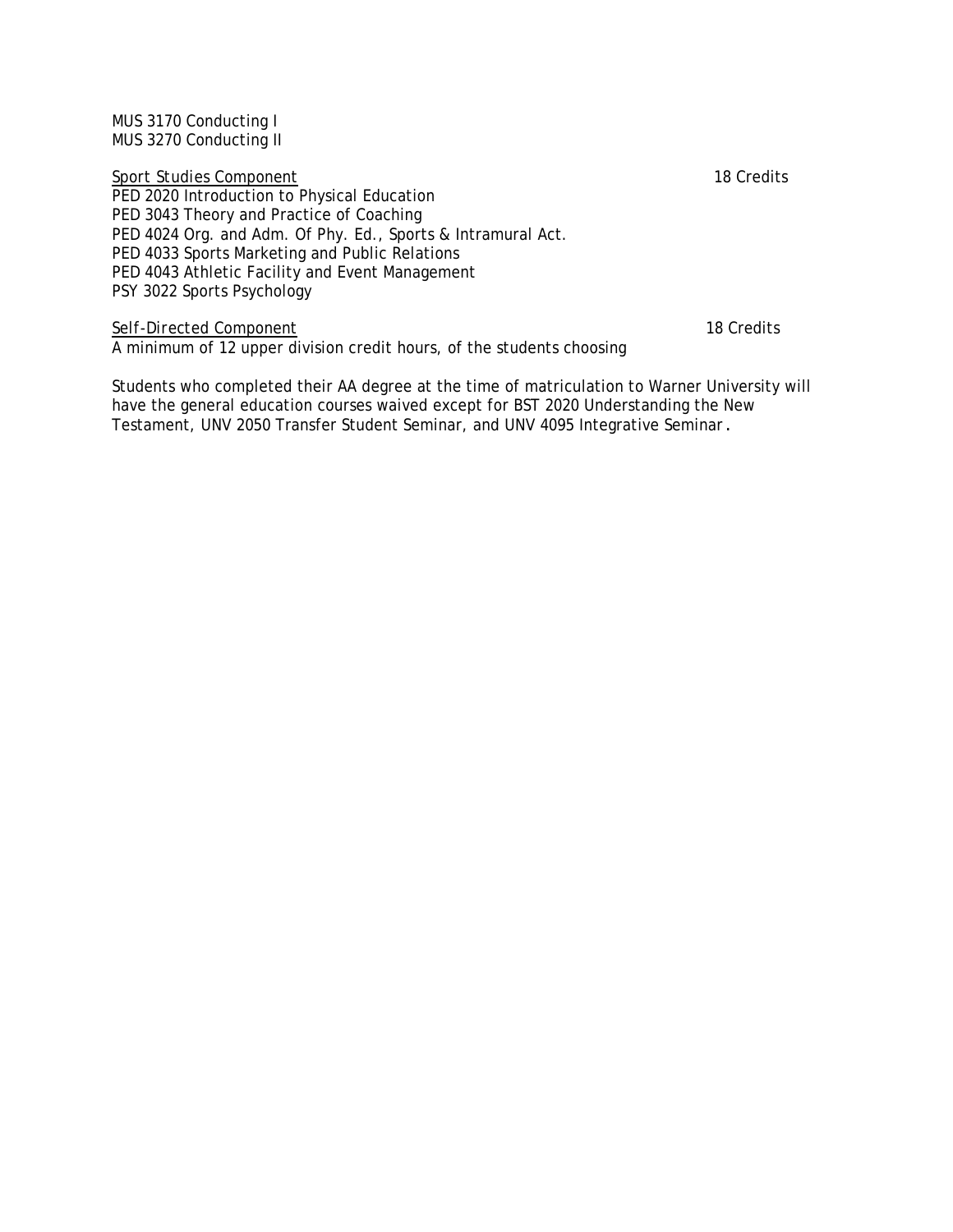MUS 3170 Conducting I
MUS 3270 Conducting II

<u>Sport Studies Component</u> 18 Credits

PED 2020 Introduction to Physical Education
PED 3043 Theory and Practice of Coaching
PED 4024 Org. and Adm. Of Phy. Ed., Sports & Intramural Act.
PED 4033 Sports Marketing and Public Relations
PED 4043 Athletic Facility and Event Management
PSY 3022 Sports Psychology

<u>Self-Directed Component</u> 18 Credits

A minimum of 12 upper division credit hours, of the students choosing

Students who completed their AA degree at the time of matriculation to Warner University will have the general education courses waived except for BST 2020 Understanding the New Testament, UNV 2050 Transfer Student Seminar, and UNV 4095 Integrative Seminar.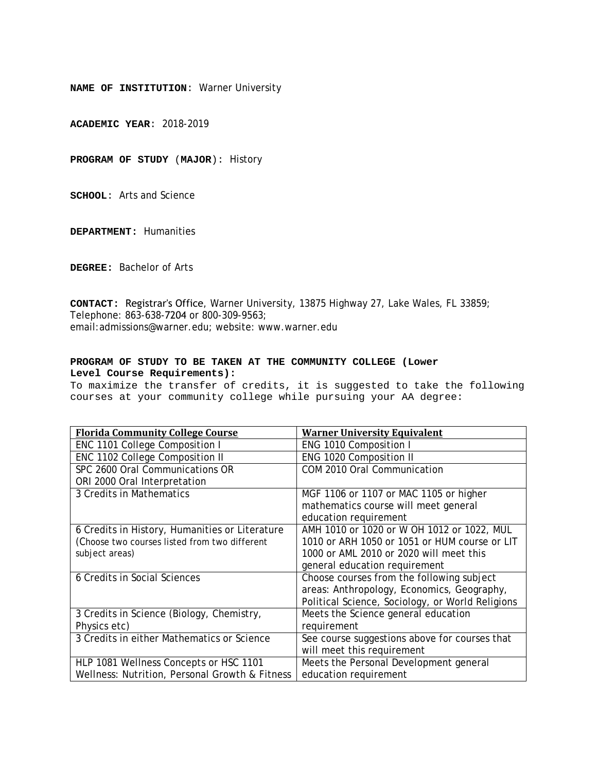**NAME OF INSTITUTION**: Warner University

**ACADEMIC YEAR**: 2018-2019

**PROGRAM OF STUDY** (**MAJOR**): History

**SCHOOL**: Arts and Science

**DEPARTMENT:** Humanities

**DEGREE:** Bachelor of Arts

**CONTACT:** Registrar's Office, Warner University, 13875 Highway 27, Lake Wales, FL 33859;
Telephone: 863-638-7204 or 800-309-9563;
email:admissions@warner.edu; website: www.warner.edu

**PROGRAM OF STUDY TO BE TAKEN AT THE COMMUNITY COLLEGE (Lower Level Course Requirements):**

To maximize the transfer of credits, it is suggested to take the following courses at your community college while pursuing your AA degree:

| Florida Community College Course | Warner University Equivalent |
|---|---|
| ENC 1101 College Composition I | ENG 1010 Composition I |
| ENC 1102 College Composition II | ENG 1020 Composition II |
| SPC 2600 Oral Communications OR ORI 2000 Oral Interpretation | COM 2010 Oral Communication |
| 3 Credits in Mathematics | MGF 1106 or 1107 or MAC 1105 or higher mathematics course will meet general education requirement |
| 6 Credits in History, Humanities or Literature (Choose two courses listed from two different subject areas) | AMH 1010 or 1020 or W OH 1012 or 1022, MUL 1010 or ARH 1050 or 1051 or HUM course or LIT 1000 or AML 2010 or 2020 will meet this general education requirement |
| 6 Credits in Social Sciences | Choose courses from the following subject areas: Anthropology, Economics, Geography, Political Science, Sociology, or World Religions |
| 3 Credits in Science (Biology, Chemistry, Physics etc) | Meets the Science general education requirement |
| 3 Credits in either Mathematics or Science | See course suggestions above for courses that will meet this requirement |
| HLP 1081 Wellness Concepts or HSC 1101 Wellness: Nutrition, Personal Growth & Fitness | Meets the Personal Development general education requirement |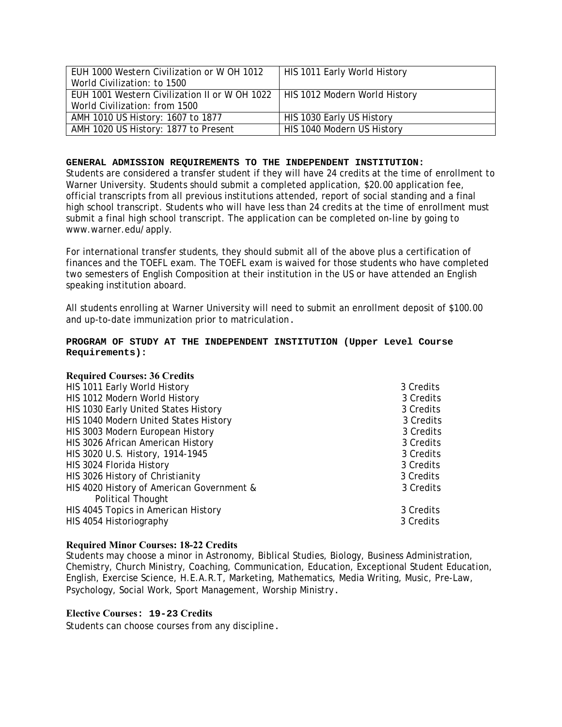| EUH 1000 Western Civilization or W OH 1012 World Civilization: to 1500 | HIS 1011 Early World History |
|---|---|
| EUH 1001 Western Civilization II or W OH 1022 World Civilization: from 1500 | HIS 1012 Modern World History |
| AMH 1010 US History: 1607 to 1877 | HIS 1030 Early US History |
| AMH 1020 US History: 1877 to Present | HIS 1040 Modern US History |

**GENERAL ADMISSION REQUIREMENTS TO THE INDEPENDENT INSTITUTION:**

Students are considered a transfer student if they will have 24 credits at the time of enrollment to Warner University. Students should submit a completed application, $20.00 application fee, official transcripts from all previous institutions attended, report of social standing and a final high school transcript. Students who will have less than 24 credits at the time of enrollment must submit a final high school transcript. The application can be completed on-line by going to www.warner.edu/apply.

For international transfer students, they should submit all of the above plus a certification of finances and the TOEFL exam. The TOEFL exam is waived for those students who have completed two semesters of English Composition at their institution in the US or have attended an English speaking institution aboard.

All students enrolling at Warner University will need to submit an enrollment deposit of $100.00 and up-to-date immunization prior to matriculation.

**PROGRAM OF STUDY AT THE INDEPENDENT INSTITUTION (Upper Level Course Requirements):**

**Required Courses: 36 Credits**

| | |
|---|---|
| HIS 1011 Early World History | 3 Credits |
| HIS 1012 Modern World History | 3 Credits |
| HIS 1030 Early United States History | 3 Credits |
| HIS 1040 Modern United States History | 3 Credits |
| HIS 3003 Modern European History | 3 Credits |
| HIS 3026 African American History | 3 Credits |
| HIS 3020 U.S. History, 1914-1945 | 3 Credits |
| HIS 3024 Florida History | 3 Credits |
| HIS 3026 History of Christianity | 3 Credits |
| HIS 4020 History of American Government & Political Thought | 3 Credits |
| HIS 4045 Topics in American History | 3 Credits |
| HIS 4054 Historiography | 3 Credits |

**Required Minor Courses: 18-22 Credits**

Students may choose a minor in Astronomy, Biblical Studies, Biology, Business Administration, Chemistry, Church Ministry, Coaching, Communication, Education, Exceptional Student Education, English, Exercise Science, H.E.A.R.T, Marketing, Mathematics, Media Writing, Music, Pre-Law, Psychology, Social Work, Sport Management, Worship Ministry.

**Elective Courses: 19-23 Credits**

Students can choose courses from any discipline.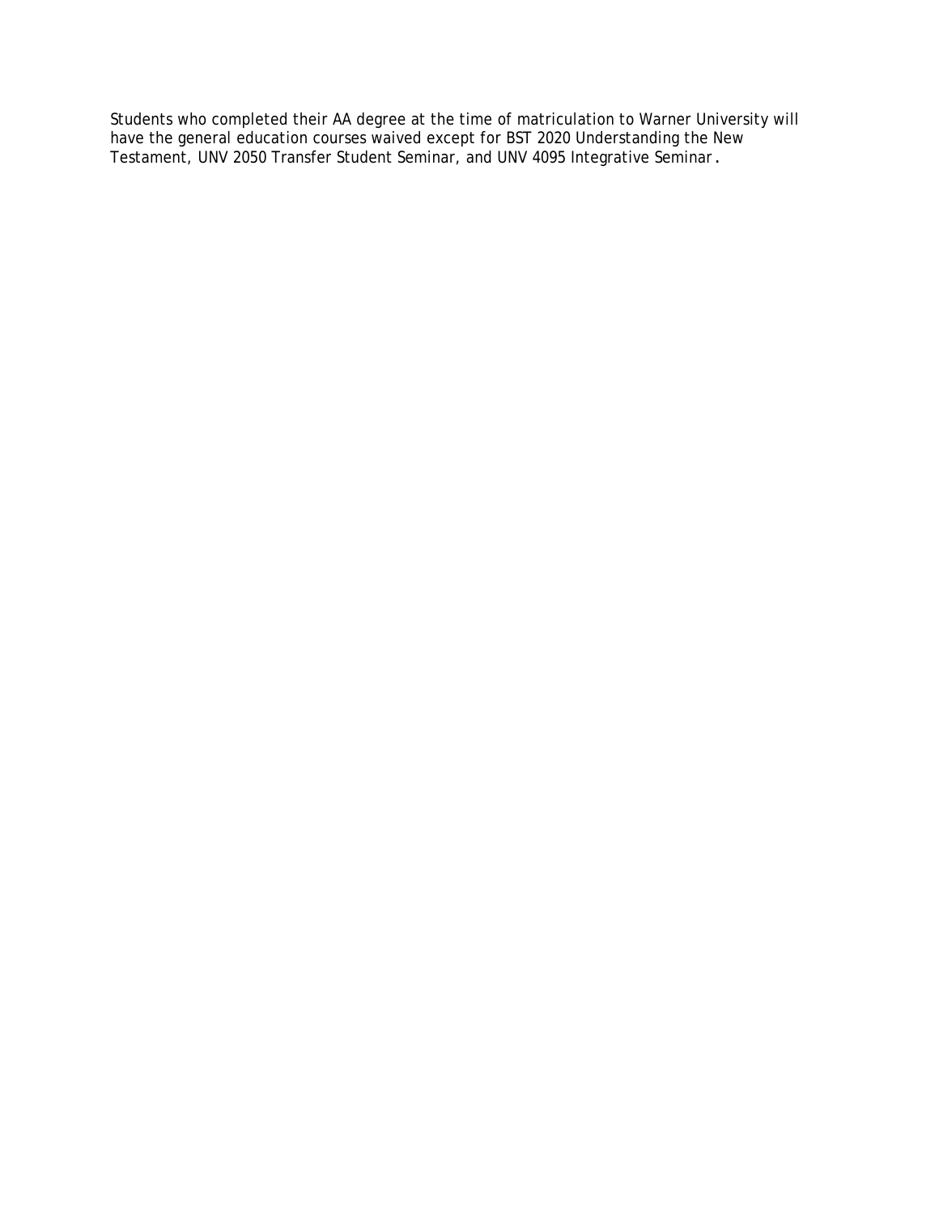Students who completed their AA degree at the time of matriculation to Warner University will have the general education courses waived except for BST 2020 Understanding the New Testament, UNV 2050 Transfer Student Seminar, and UNV 4095 Integrative Seminar.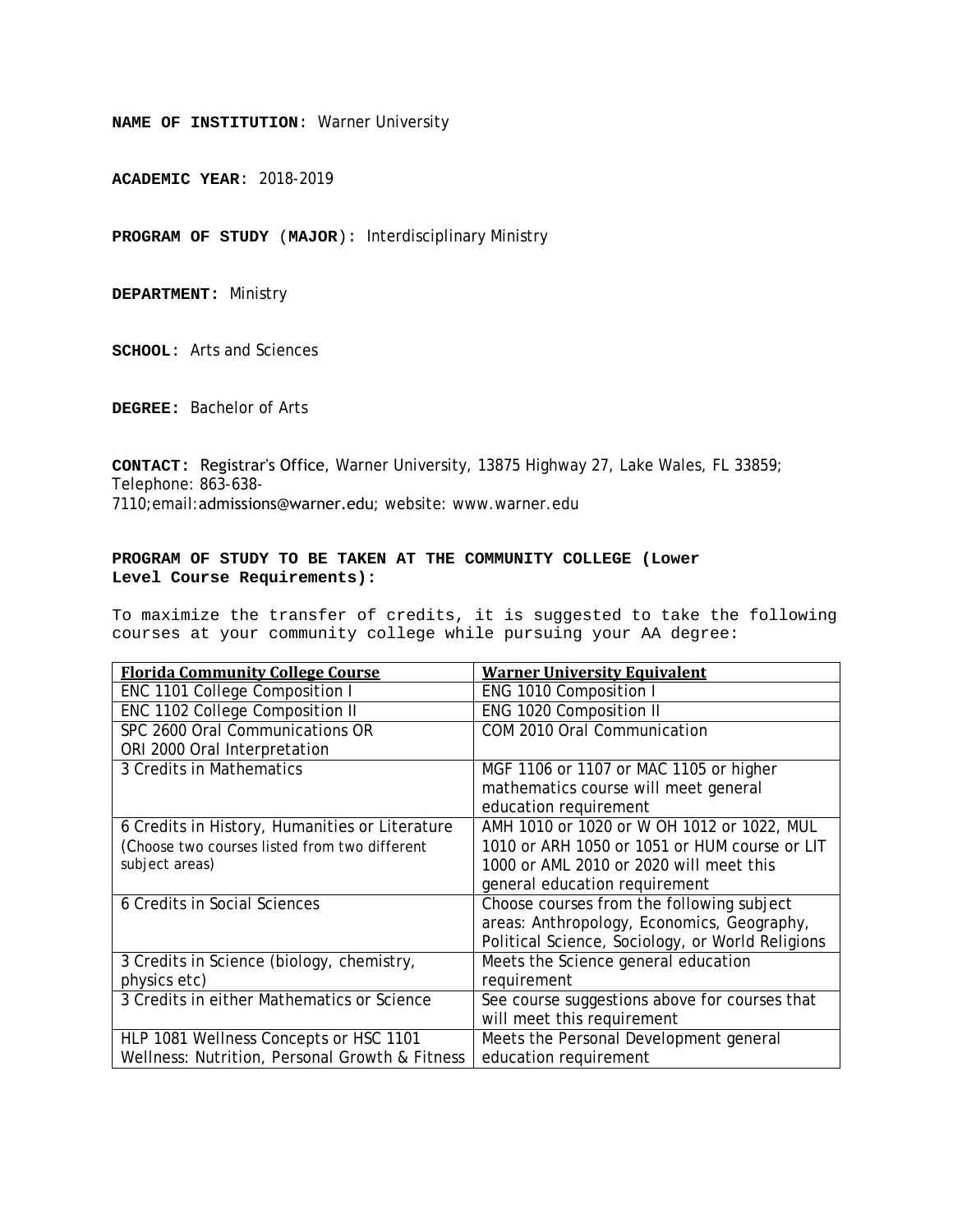**NAME OF INSTITUTION**: Warner University

**ACADEMIC YEAR**: 2018-2019

**PROGRAM OF STUDY (MAJOR):** Interdisciplinary Ministry

**DEPARTMENT:** Ministry

**SCHOOL**: Arts and Sciences

**DEGREE:** Bachelor of Arts

**CONTACT:** Registrar's Office, Warner University, 13875 Highway 27, Lake Wales, FL 33859; Telephone: 863-638-7110;email:admissions@warner.edu; website: www.warner.edu

**PROGRAM OF STUDY TO BE TAKEN AT THE COMMUNITY COLLEGE (Lower Level Course Requirements):**

To maximize the transfer of credits, it is suggested to take the following courses at your community college while pursuing your AA degree:

| Florida Community College Course | Warner University Equivalent |
|---|---|
| ENC 1101 College Composition I | ENG 1010 Composition I |
| ENC 1102 College Composition II | ENG 1020 Composition II |
| SPC 2600 Oral Communications OR ORI 2000 Oral Interpretation | COM 2010 Oral Communication |
| 3 Credits in Mathematics | MGF 1106 or 1107 or MAC 1105 or higher mathematics course will meet general education requirement |
| 6 Credits in History, Humanities or Literature (Choose two courses listed from two different subject areas) | AMH 1010 or 1020 or W OH 1012 or 1022, MUL 1010 or ARH 1050 or 1051 or HUM course or LIT 1000 or AML 2010 or 2020 will meet this general education requirement |
| 6 Credits in Social Sciences | Choose courses from the following subject areas: Anthropology, Economics, Geography, Political Science, Sociology, or World Religions |
| 3 Credits in Science (biology, chemistry, physics etc) | Meets the Science general education requirement |
| 3 Credits in either Mathematics or Science | See course suggestions above for courses that will meet this requirement |
| HLP 1081 Wellness Concepts or HSC 1101 Wellness: Nutrition, Personal Growth & Fitness | Meets the Personal Development general education requirement |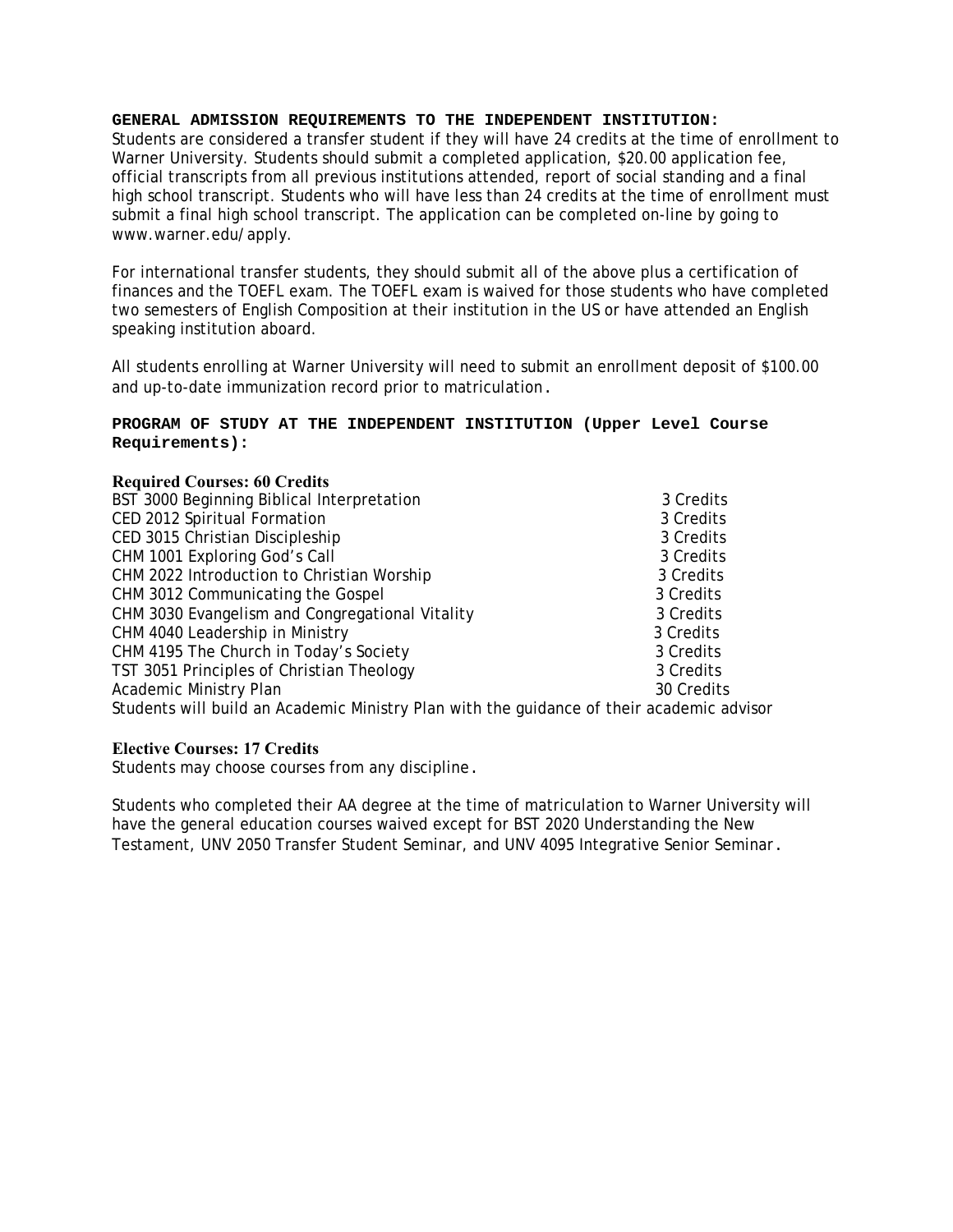**GENERAL ADMISSION REQUIREMENTS TO THE INDEPENDENT INSTITUTION:**

Students are considered a transfer student if they will have 24 credits at the time of enrollment to Warner University. Students should submit a completed application, $20.00 application fee, official transcripts from all previous institutions attended, report of social standing and a final high school transcript. Students who will have less than 24 credits at the time of enrollment must submit a final high school transcript. The application can be completed on-line by going to www.warner.edu/apply.

For international transfer students, they should submit all of the above plus a certification of finances and the TOEFL exam. The TOEFL exam is waived for those students who have completed two semesters of English Composition at their institution in the US or have attended an English speaking institution aboard.

All students enrolling at Warner University will need to submit an enrollment deposit of $100.00 and up-to-date immunization record prior to matriculation.

**PROGRAM OF STUDY AT THE INDEPENDENT INSTITUTION (Upper Level Course Requirements):**

**Required Courses: 60 Credits**

| Course | Credits |
|---|---|
| BST 3000 Beginning Biblical Interpretation | 3 Credits |
| CED 2012 Spiritual Formation | 3 Credits |
| CED 3015 Christian Discipleship | 3 Credits |
| CHM 1001 Exploring God's Call | 3 Credits |
| CHM 2022 Introduction to Christian Worship | 3 Credits |
| CHM 3012 Communicating the Gospel | 3 Credits |
| CHM 3030 Evangelism and Congregational Vitality | 3 Credits |
| CHM 4040 Leadership in Ministry | 3 Credits |
| CHM 4195 The Church in Today's Society | 3 Credits |
| TST 3051 Principles of Christian Theology | 3 Credits |
| Academic Ministry Plan | 30 Credits |

Students will build an Academic Ministry Plan with the guidance of their academic advisor

**Elective Courses: 17 Credits**

Students may choose courses from any discipline.

Students who completed their AA degree at the time of matriculation to Warner University will have the general education courses waived except for BST 2020 Understanding the New Testament, UNV 2050 Transfer Student Seminar, and UNV 4095 Integrative Senior Seminar.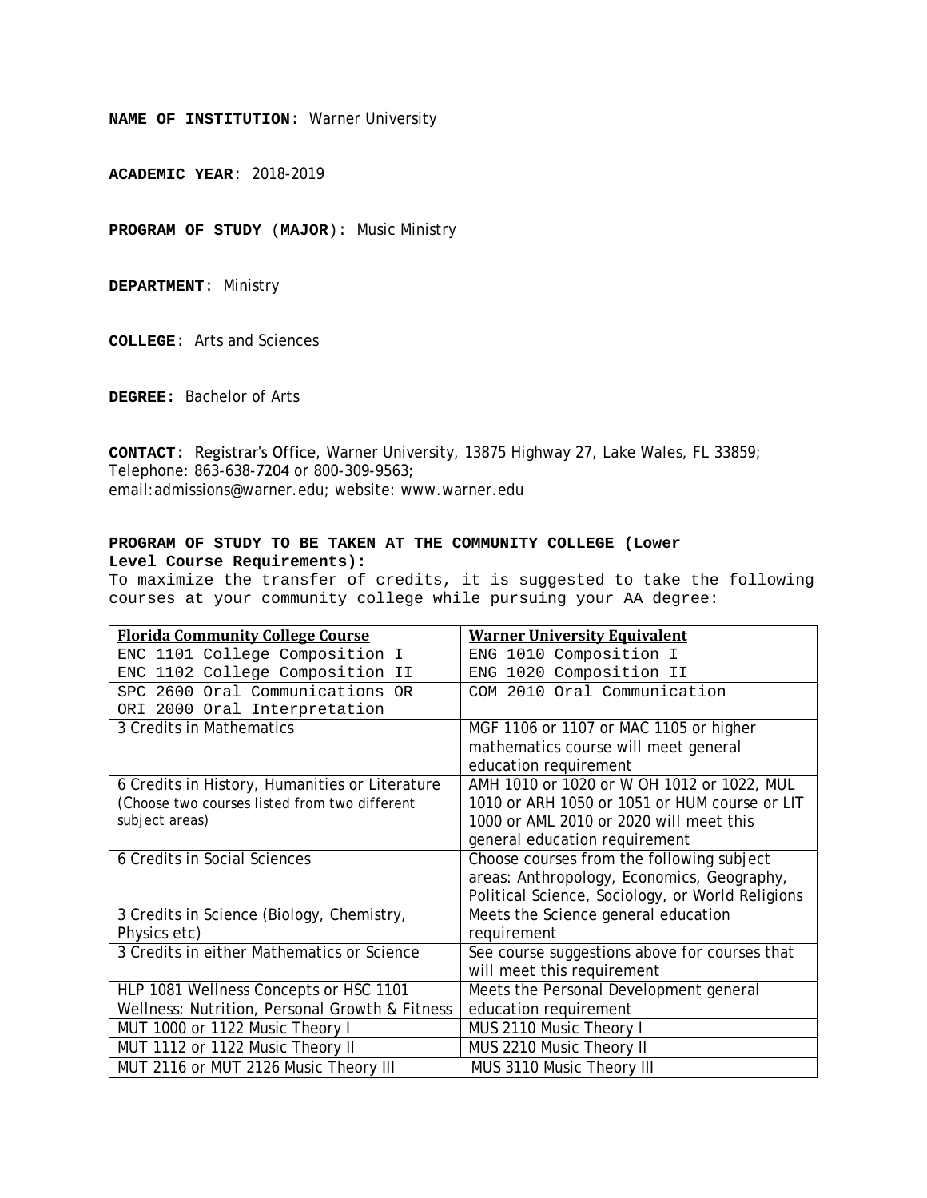**NAME OF INSTITUTION**: Warner University

**ACADEMIC YEAR**: 2018-2019

**PROGRAM OF STUDY (MAJOR):** Music Ministry

**DEPARTMENT:** Ministry

**COLLEGE**: Arts and Sciences

**DEGREE:** Bachelor of Arts

**CONTACT:** Registrar's Office, Warner University, 13875 Highway 27, Lake Wales, FL 33859; Telephone: 863-638-7204 or 800-309-9563; email:admissions@warner.edu; website: www.warner.edu

**PROGRAM OF STUDY TO BE TAKEN AT THE COMMUNITY COLLEGE (Lower Level Course Requirements):**

To maximize the transfer of credits, it is suggested to take the following courses at your community college while pursuing your AA degree:

| Florida Community College Course | Warner University Equivalent |
|---|---|
| ENC 1101 College Composition I | ENG 1010 Composition I |
| ENC 1102 College Composition II | ENG 1020 Composition II |
| SPC 2600 Oral Communications OR ORI 2000 Oral Interpretation | COM 2010 Oral Communication |
| 3 Credits in Mathematics | MGF 1106 or 1107 or MAC 1105 or higher mathematics course will meet general education requirement |
| 6 Credits in History, Humanities or Literature (Choose two courses listed from two different subject areas) | AMH 1010 or 1020 or W OH 1012 or 1022, MUL 1010 or ARH 1050 or 1051 or HUM course or LIT 1000 or AML 2010 or 2020 will meet this general education requirement |
| 6 Credits in Social Sciences | Choose courses from the following subject areas: Anthropology, Economics, Geography, Political Science, Sociology, or World Religions |
| 3 Credits in Science (Biology, Chemistry, Physics etc) | Meets the Science general education requirement |
| 3 Credits in either Mathematics or Science | See course suggestions above for courses that will meet this requirement |
| HLP 1081 Wellness Concepts or HSC 1101 Wellness: Nutrition, Personal Growth & Fitness | Meets the Personal Development general education requirement |
| MUT 1000 or 1122 Music Theory I | MUS 2110 Music Theory I |
| MUT 1112 or 1122 Music Theory II | MUS 2210 Music Theory II |
| MUT 2116 or MUT 2126 Music Theory III | MUS 3110 Music Theory III |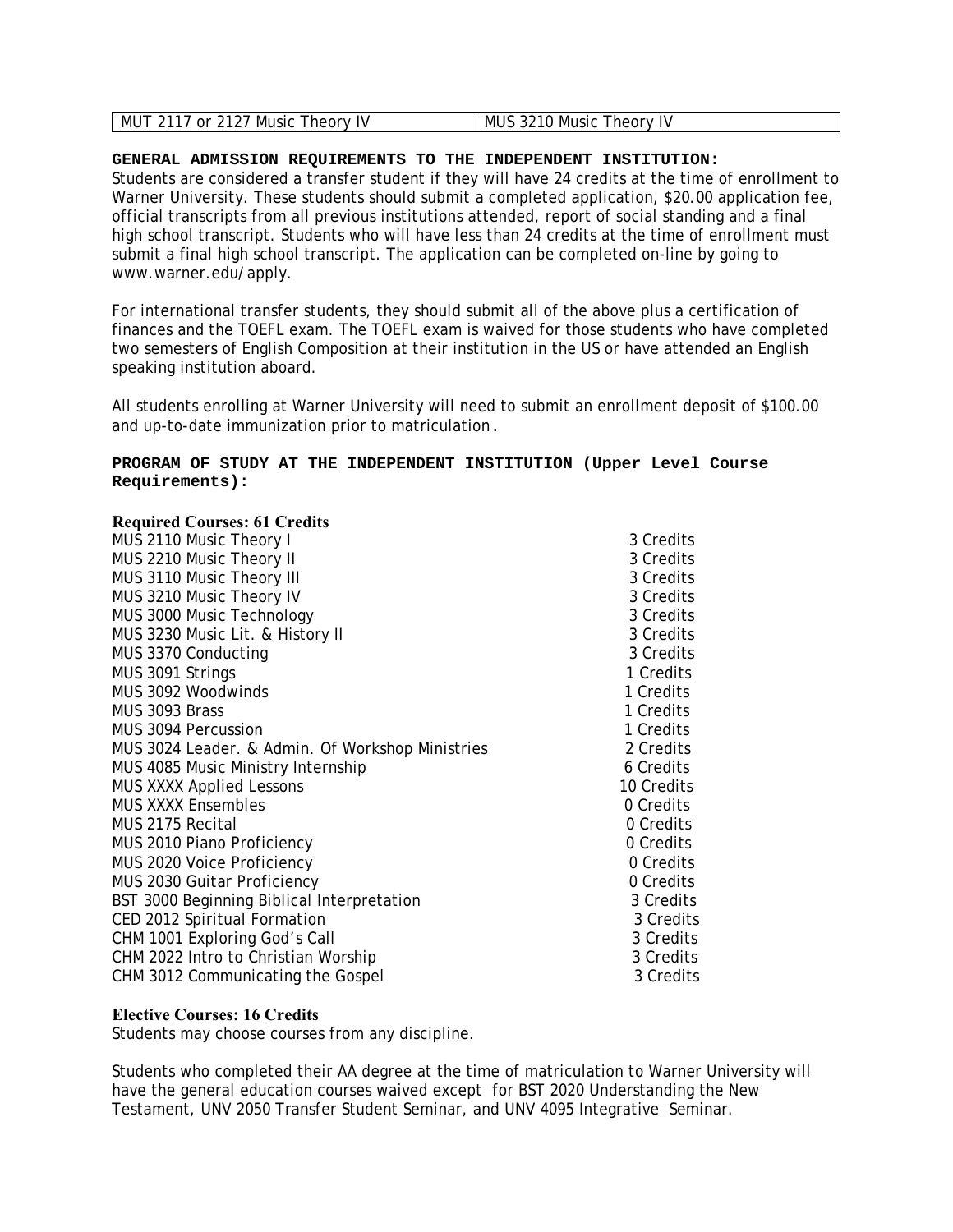| MUT 2117 or 2127 Music Theory IV | MUS 3210 Music Theory IV |
|---|---|

**GENERAL ADMISSION REQUIREMENTS TO THE INDEPENDENT INSTITUTION:**

Students are considered a transfer student if they will have 24 credits at the time of enrollment to Warner University. These students should submit a completed application, $20.00 application fee, official transcripts from all previous institutions attended, report of social standing and a final high school transcript. Students who will have less than 24 credits at the time of enrollment must submit a final high school transcript. The application can be completed on-line by going to www.warner.edu/apply.

For international transfer students, they should submit all of the above plus a certification of finances and the TOEFL exam. The TOEFL exam is waived for those students who have completed two semesters of English Composition at their institution in the US or have attended an English speaking institution aboard.

All students enrolling at Warner University will need to submit an enrollment deposit of $100.00 and up-to-date immunization prior to matriculation.

**PROGRAM OF STUDY AT THE INDEPENDENT INSTITUTION (Upper Level Course Requirements):**

**Required Courses: 61 Credits**

| | |
|---|---|
| MUS 2110 Music Theory I | 3 Credits |
| MUS 2210 Music Theory II | 3 Credits |
| MUS 3110 Music Theory III | 3 Credits |
| MUS 3210 Music Theory IV | 3 Credits |
| MUS 3000 Music Technology | 3 Credits |
| MUS 3230 Music Lit. & History II | 3 Credits |
| MUS 3370 Conducting | 3 Credits |
| MUS 3091 Strings | 1 Credits |
| MUS 3092 Woodwinds | 1 Credits |
| MUS 3093 Brass | 1 Credits |
| MUS 3094 Percussion | 1 Credits |
| MUS 3024 Leader. & Admin. Of Workshop Ministries | 2 Credits |
| MUS 4085 Music Ministry Internship | 6 Credits |
| MUS XXXX Applied Lessons | 10 Credits |
| MUS XXXX Ensembles | 0 Credits |
| MUS 2175 Recital | 0 Credits |
| MUS 2010 Piano Proficiency | 0 Credits |
| MUS 2020 Voice Proficiency | 0 Credits |
| MUS 2030 Guitar Proficiency | 0 Credits |
| BST 3000 Beginning Biblical Interpretation | 3 Credits |
| CED 2012 Spiritual Formation | 3 Credits |
| CHM 1001 Exploring God's Call | 3 Credits |
| CHM 2022 Intro to Christian Worship | 3 Credits |
| CHM 3012 Communicating the Gospel | 3 Credits |

**Elective Courses: 16 Credits**

Students may choose courses from any discipline.

Students who completed their AA degree at the time of matriculation to Warner University will have the general education courses waived except for BST 2020 Understanding the New Testament, UNV 2050 Transfer Student Seminar, and UNV 4095 Integrative Seminar.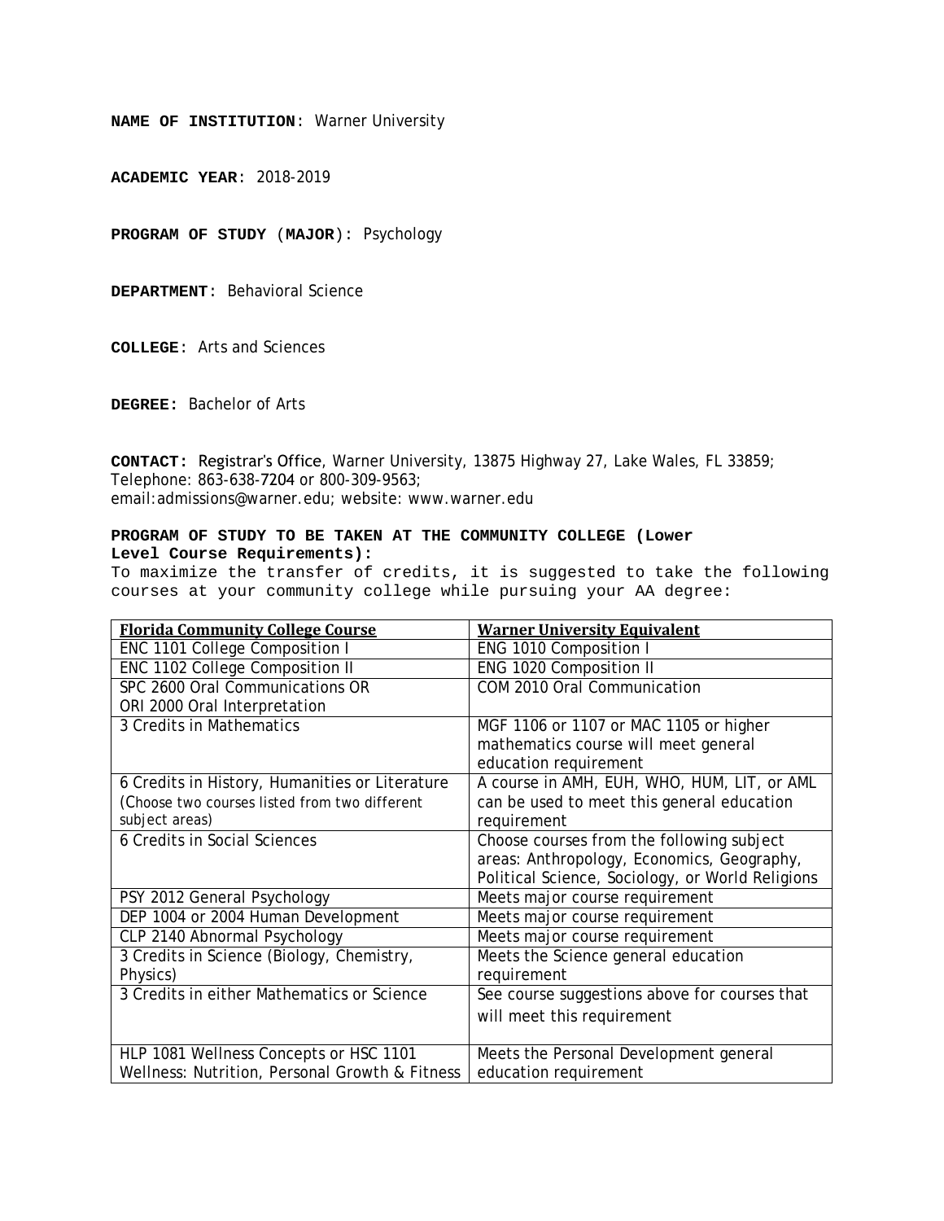**NAME OF INSTITUTION**: Warner University

**ACADEMIC YEAR**: 2018-2019

**PROGRAM OF STUDY (MAJOR):** Psychology

**DEPARTMENT:** Behavioral Science

**COLLEGE**: Arts and Sciences

**DEGREE:** Bachelor of Arts

**CONTACT:** Registrar's Office, Warner University, 13875 Highway 27, Lake Wales, FL 33859; Telephone: 863-638-7204 or 800-309-9563; email:admissions@warner.edu; website: www.warner.edu

**PROGRAM OF STUDY TO BE TAKEN AT THE COMMUNITY COLLEGE (Lower Level Course Requirements):**

To maximize the transfer of credits, it is suggested to take the following courses at your community college while pursuing your AA degree:

| Florida Community College Course | Warner University Equivalent |
|---|---|
| ENC 1101 College Composition I | ENG 1010 Composition I |
| ENC 1102 College Composition II | ENG 1020 Composition II |
| SPC 2600 Oral Communications OR ORI 2000 Oral Interpretation | COM 2010 Oral Communication |
| 3 Credits in Mathematics | MGF 1106 or 1107 or MAC 1105 or higher mathematics course will meet general education requirement |
| 6 Credits in History, Humanities or Literature (Choose two courses listed from two different subject areas) | A course in AMH, EUH, WHO, HUM, LIT, or AML can be used to meet this general education requirement |
| 6 Credits in Social Sciences | Choose courses from the following subject areas: Anthropology, Economics, Geography, Political Science, Sociology, or World Religions |
| PSY 2012 General Psychology | Meets major course requirement |
| DEP 1004 or 2004 Human Development | Meets major course requirement |
| CLP 2140 Abnormal Psychology | Meets major course requirement |
| 3 Credits in Science (Biology, Chemistry, Physics) | Meets the Science general education requirement |
| 3 Credits in either Mathematics or Science | See course suggestions above for courses that will meet this requirement |
| HLP 1081 Wellness Concepts or HSC 1101 Wellness: Nutrition, Personal Growth & Fitness | Meets the Personal Development general education requirement |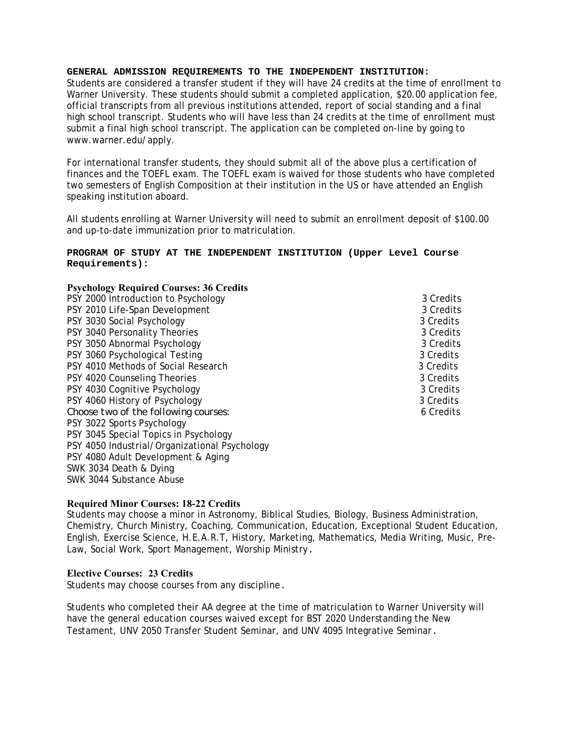**GENERAL ADMISSION REQUIREMENTS TO THE INDEPENDENT INSTITUTION:**
Students are considered a transfer student if they will have 24 credits at the time of enrollment to Warner University. These students should submit a completed application, $20.00 application fee, official transcripts from all previous institutions attended, report of social standing and a final high school transcript. Students who will have less than 24 credits at the time of enrollment must submit a final high school transcript. The application can be completed on-line by going to www.warner.edu/apply.

For international transfer students, they should submit all of the above plus a certification of finances and the TOEFL exam. The TOEFL exam is waived for those students who have completed two semesters of English Composition at their institution in the US or have attended an English speaking institution aboard.

All students enrolling at Warner University will need to submit an enrollment deposit of $100.00 and up-to-date immunization prior to matriculation.

**PROGRAM OF STUDY AT THE INDEPENDENT INSTITUTION (Upper Level Course Requirements):**

**Psychology Required Courses: 36 Credits**

| Course | Credits |
|---|---|
| PSY 2000 Introduction to Psychology | 3 Credits |
| PSY 2010 Life-Span Development | 3 Credits |
| PSY 3030 Social Psychology | 3 Credits |
| PSY 3040 Personality Theories | 3 Credits |
| PSY 3050 Abnormal Psychology | 3 Credits |
| PSY 3060 Psychological Testing | 3 Credits |
| PSY 4010 Methods of Social Research | 3 Credits |
| PSY 4020 Counseling Theories | 3 Credits |
| PSY 4030 Cognitive Psychology | 3 Credits |
| PSY 4060 History of Psychology | 3 Credits |
| Choose two of the following courses: | 6 Credits |
| PSY 3022 Sports Psychology | |
| PSY 3045 Special Topics in Psychology | |
| PSY 4050 Industrial/Organizational Psychology | |
| PSY 4080 Adult Development & Aging | |
| SWK 3034 Death & Dying | |
| SWK 3044 Substance Abuse | |

**Required Minor Courses: 18-22 Credits**
Students may choose a minor in Astronomy, Biblical Studies, Biology, Business Administration, Chemistry, Church Ministry, Coaching, Communication, Education, Exceptional Student Education, English, Exercise Science, H.E.A.R.T, History, Marketing, Mathematics, Media Writing, Music, Pre-Law, Social Work, Sport Management, Worship Ministry.

**Elective Courses: 23 Credits**
Students may choose courses from any discipline.

Students who completed their AA degree at the time of matriculation to Warner University will have the general education courses waived except for BST 2020 Understanding the New Testament, UNV 2050 Transfer Student Seminar, and UNV 4095 Integrative Seminar.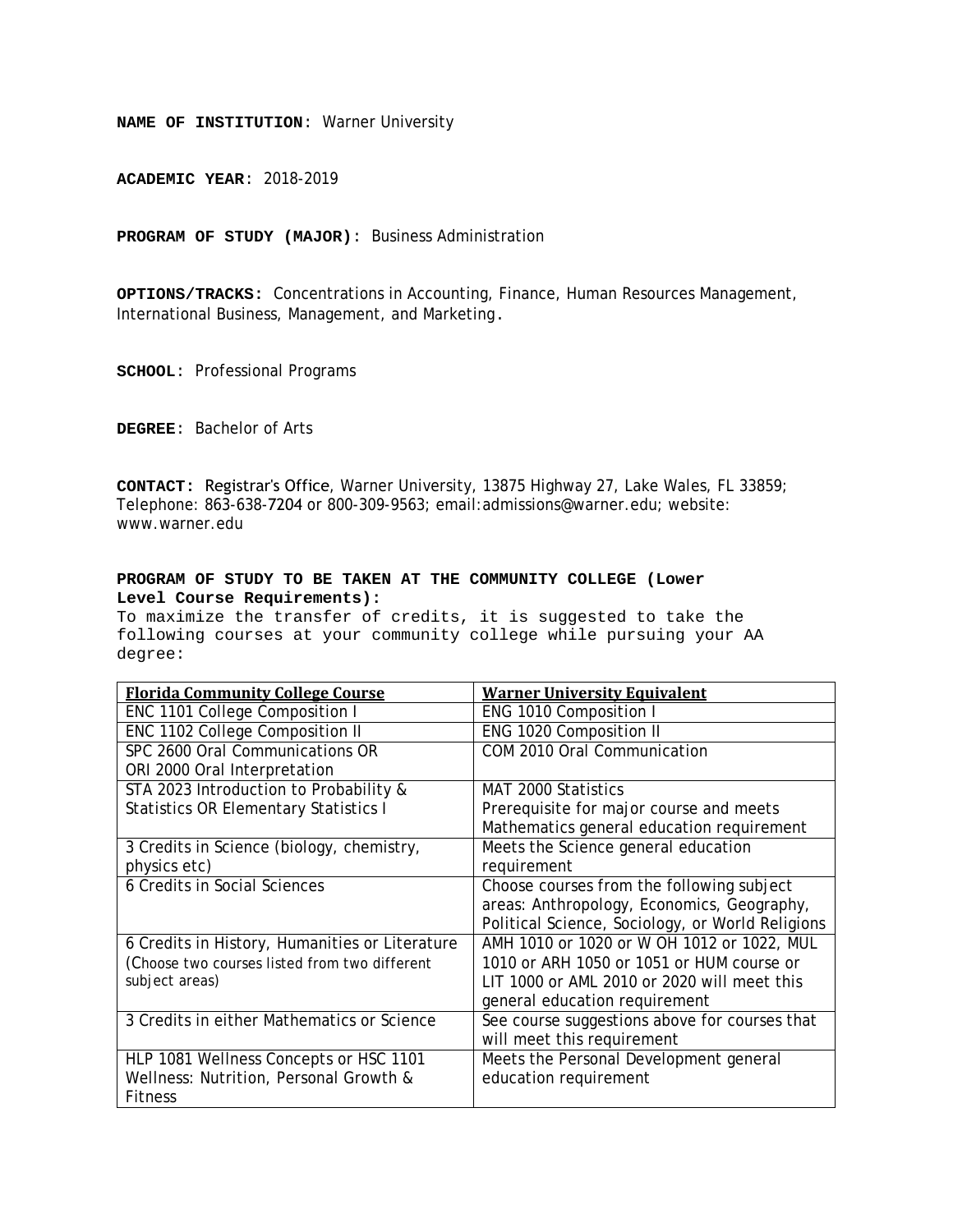**NAME OF INSTITUTION**: Warner University

**ACADEMIC YEAR**: 2018-2019

**PROGRAM OF STUDY (MAJOR)**: Business Administration

**OPTIONS/TRACKS:** Concentrations in Accounting, Finance, Human Resources Management, International Business, Management, and Marketing.

**SCHOOL**: Professional Programs

**DEGREE**: Bachelor of Arts

**CONTACT:** Registrar's Office, Warner University, 13875 Highway 27, Lake Wales, FL 33859; Telephone: 863-638-7204 or 800-309-9563; email:admissions@warner.edu; website: www.warner.edu

**PROGRAM OF STUDY TO BE TAKEN AT THE COMMUNITY COLLEGE (Lower Level Course Requirements):**

To maximize the transfer of credits, it is suggested to take the following courses at your community college while pursuing your AA degree:

| Florida Community College Course | Warner University Equivalent |
|---|---|
| ENC 1101 College Composition I | ENG 1010 Composition I |
| ENC 1102 College Composition II | ENG 1020 Composition II |
| SPC 2600 Oral Communications OR ORI 2000 Oral Interpretation | COM 2010 Oral Communication |
| STA 2023 Introduction to Probability & Statistics OR Elementary Statistics I | MAT 2000 Statistics Prerequisite for major course and meets Mathematics general education requirement |
| 3 Credits in Science (biology, chemistry, physics etc) | Meets the Science general education requirement |
| 6 Credits in Social Sciences | Choose courses from the following subject areas: Anthropology, Economics, Geography, Political Science, Sociology, or World Religions |
| 6 Credits in History, Humanities or Literature (Choose two courses listed from two different subject areas) | AMH 1010 or 1020 or W OH 1012 or 1022, MUL 1010 or ARH 1050 or 1051 or HUM course or LIT 1000 or AML 2010 or 2020 will meet this general education requirement |
| 3 Credits in either Mathematics or Science | See course suggestions above for courses that will meet this requirement |
| HLP 1081 Wellness Concepts or HSC 1101 Wellness: Nutrition, Personal Growth & Fitness | Meets the Personal Development general education requirement |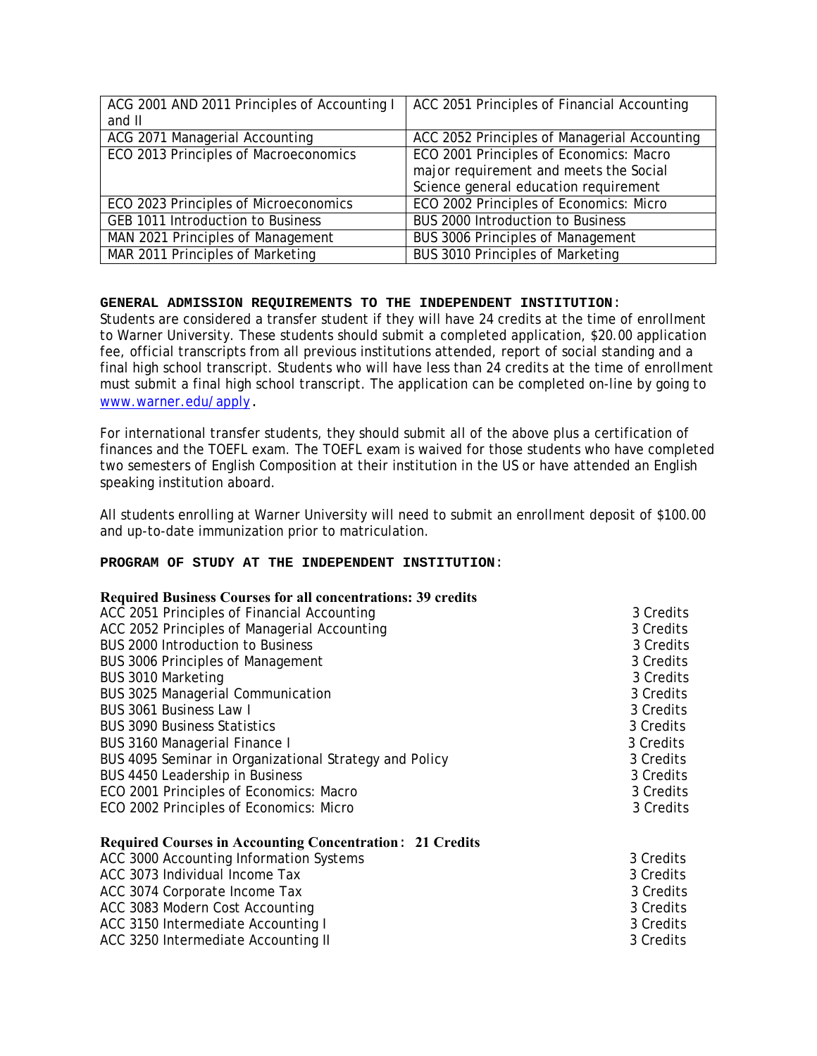| ACG 2001 AND 2011 Principles of Accounting I and II | ACC 2051 Principles of Financial Accounting |
|---|---|
| ACG 2071 Managerial Accounting | ACC 2052 Principles of Managerial Accounting |
| ECO 2013 Principles of Macroeconomics | ECO 2001 Principles of Economics: Macro major requirement and meets the Social Science general education requirement |
| ECO 2023 Principles of Microeconomics | ECO 2002 Principles of Economics: Micro |
| GEB 1011 Introduction to Business | BUS 2000 Introduction to Business |
| MAN 2021 Principles of Management | BUS 3006 Principles of Management |
| MAR 2011 Principles of Marketing | BUS 3010 Principles of Marketing |

**GENERAL ADMISSION REQUIREMENTS TO THE INDEPENDENT INSTITUTION**:

Students are considered a transfer student if they will have 24 credits at the time of enrollment to Warner University. These students should submit a completed application, $20.00 application fee, official transcripts from all previous institutions attended, report of social standing and a final high school transcript. Students who will have less than 24 credits at the time of enrollment must submit a final high school transcript. The application can be completed on-line by going to www.warner.edu/apply.

For international transfer students, they should submit all of the above plus a certification of finances and the TOEFL exam. The TOEFL exam is waived for those students who have completed two semesters of English Composition at their institution in the US or have attended an English speaking institution aboard.

All students enrolling at Warner University will need to submit an enrollment deposit of $100.00 and up-to-date immunization prior to matriculation.

**PROGRAM OF STUDY AT THE INDEPENDENT INSTITUTION**:

**Required Business Courses for all concentrations: 39 credits**

| | |
|---|---|
| ACC 2051 Principles of Financial Accounting | 3 Credits |
| ACC 2052 Principles of Managerial Accounting | 3 Credits |
| BUS 2000 Introduction to Business | 3 Credits |
| BUS 3006 Principles of Management | 3 Credits |
| BUS 3010 Marketing | 3 Credits |
| BUS 3025 Managerial Communication | 3 Credits |
| BUS 3061 Business Law I | 3 Credits |
| BUS 3090 Business Statistics | 3 Credits |
| BUS 3160 Managerial Finance I | 3 Credits |
| BUS 4095 Seminar in Organizational Strategy and Policy | 3 Credits |
| BUS 4450 Leadership in Business | 3 Credits |
| ECO 2001 Principles of Economics: Macro | 3 Credits |
| ECO 2002 Principles of Economics: Micro | 3 Credits |

**Required Courses in Accounting Concentration: 21 Credits**

| | |
|---|---|
| ACC 3000 Accounting Information Systems | 3 Credits |
| ACC 3073 Individual Income Tax | 3 Credits |
| ACC 3074 Corporate Income Tax | 3 Credits |
| ACC 3083 Modern Cost Accounting | 3 Credits |
| ACC 3150 Intermediate Accounting I | 3 Credits |
| ACC 3250 Intermediate Accounting II | 3 Credits |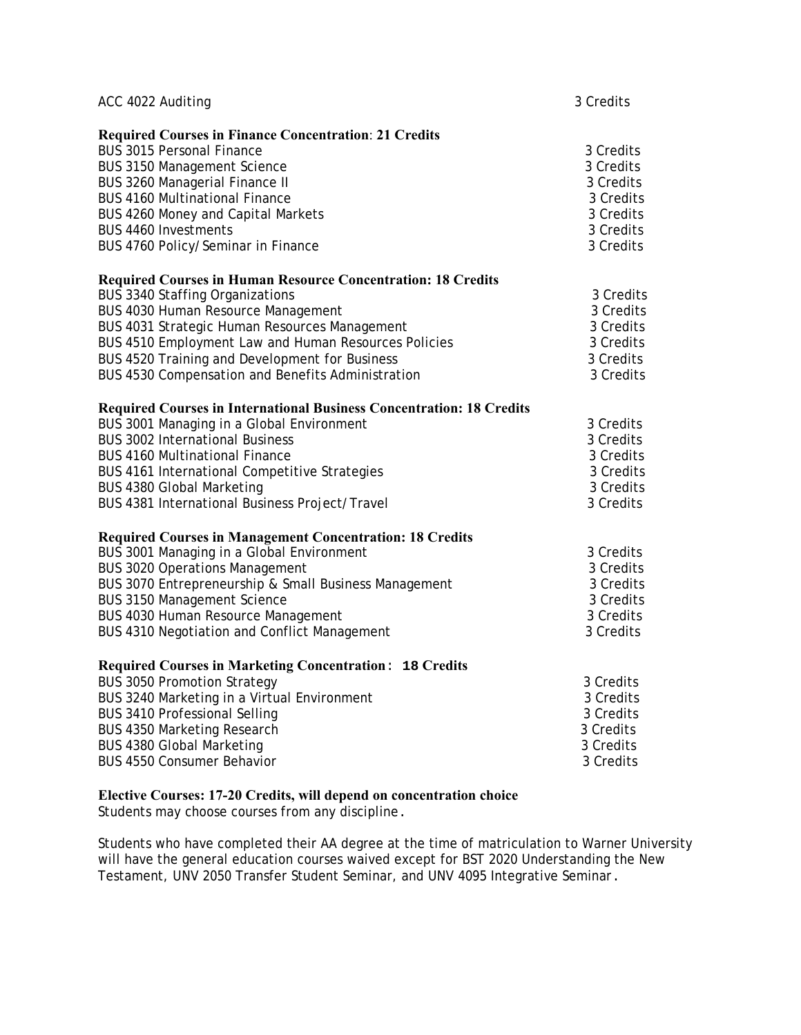ACC 4022 Auditing 3 Credits

**Required Courses in Finance Concentration**: **21 Credits**

| Course | Credits |
|---|---|
| BUS 3015 Personal Finance | 3 Credits |
| BUS 3150 Management Science | 3 Credits |
| BUS 3260 Managerial Finance II | 3 Credits |
| BUS 4160 Multinational Finance | 3 Credits |
| BUS 4260 Money and Capital Markets | 3 Credits |
| BUS 4460 Investments | 3 Credits |
| BUS 4760 Policy/Seminar in Finance | 3 Credits |

**Required Courses in Human Resource Concentration: 18 Credits**

| Course | Credits |
|---|---|
| BUS 3340 Staffing Organizations | 3 Credits |
| BUS 4030 Human Resource Management | 3 Credits |
| BUS 4031 Strategic Human Resources Management | 3 Credits |
| BUS 4510 Employment Law and Human Resources Policies | 3 Credits |
| BUS 4520 Training and Development for Business | 3 Credits |
| BUS 4530 Compensation and Benefits Administration | 3 Credits |

**Required Courses in International Business Concentration: 18 Credits**

| Course | Credits |
|---|---|
| BUS 3001 Managing in a Global Environment | 3 Credits |
| BUS 3002 International Business | 3 Credits |
| BUS 4160 Multinational Finance | 3 Credits |
| BUS 4161 International Competitive Strategies | 3 Credits |
| BUS 4380 Global Marketing | 3 Credits |
| BUS 4381 International Business Project/Travel | 3 Credits |

**Required Courses in Management Concentration: 18 Credits**

| Course | Credits |
|---|---|
| BUS 3001 Managing in a Global Environment | 3 Credits |
| BUS 3020 Operations Management | 3 Credits |
| BUS 3070 Entrepreneurship & Small Business Management | 3 Credits |
| BUS 3150 Management Science | 3 Credits |
| BUS 4030 Human Resource Management | 3 Credits |
| BUS 4310 Negotiation and Conflict Management | 3 Credits |

**Required Courses in Marketing Concentration**: **18 Credits**

| Course | Credits |
|---|---|
| BUS 3050 Promotion Strategy | 3 Credits |
| BUS 3240 Marketing in a Virtual Environment | 3 Credits |
| BUS 3410 Professional Selling | 3 Credits |
| BUS 4350 Marketing Research | 3 Credits |
| BUS 4380 Global Marketing | 3 Credits |
| BUS 4550 Consumer Behavior | 3 Credits |

**Elective Courses: 17-20 Credits, will depend on concentration choice**
Students may choose courses from any discipline.

Students who have completed their AA degree at the time of matriculation to Warner University will have the general education courses waived except for BST 2020 Understanding the New Testament, UNV 2050 Transfer Student Seminar, and UNV 4095 Integrative Seminar.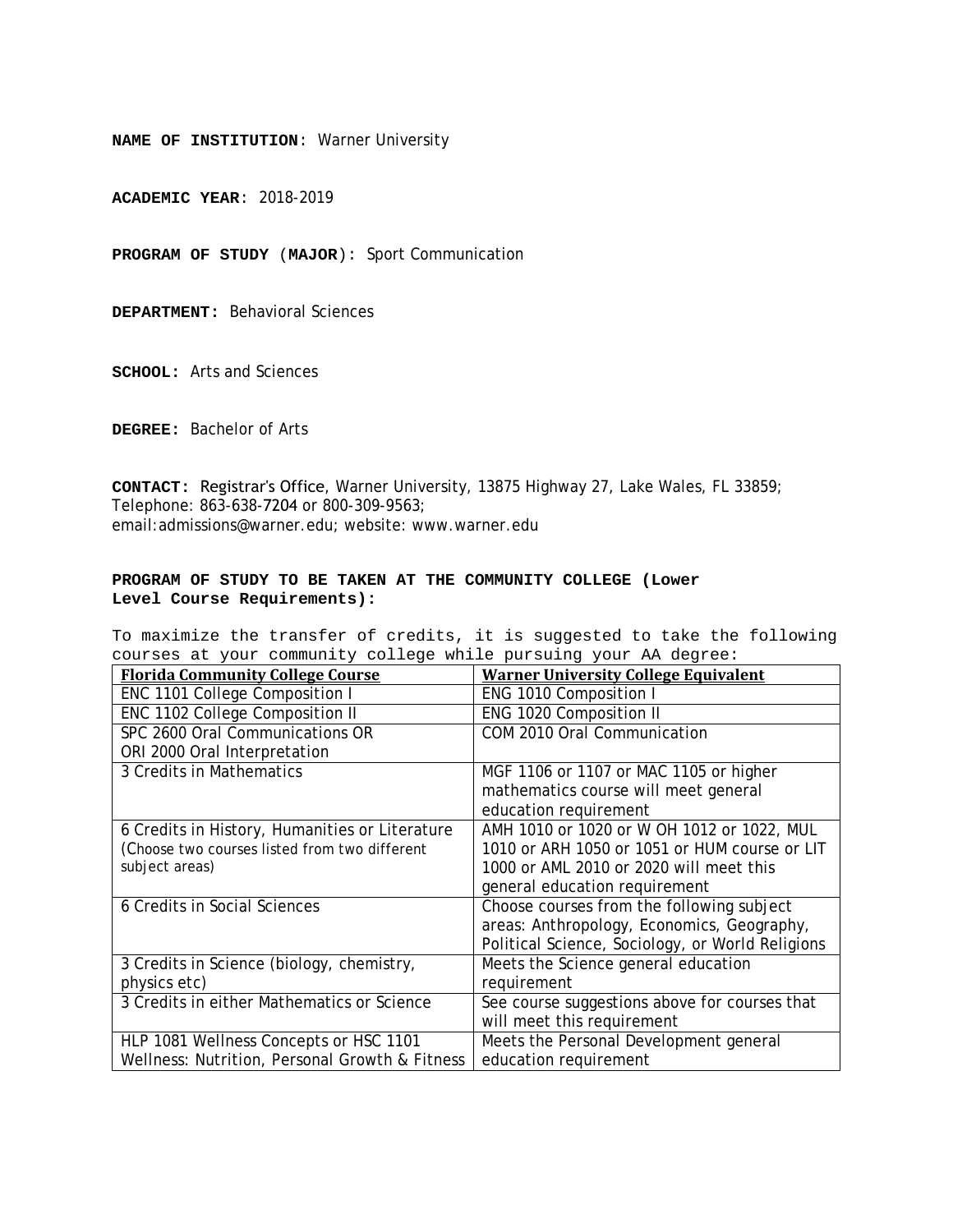**NAME OF INSTITUTION**: Warner University

**ACADEMIC YEAR**: 2018-2019

**PROGRAM OF STUDY** (**MAJOR**)**:** Sport Communication

**DEPARTMENT:** Behavioral Sciences

**SCHOOL:** Arts and Sciences

**DEGREE:** Bachelor of Arts

**CONTACT:** Registrar's Office, Warner University, 13875 Highway 27, Lake Wales, FL 33859;
Telephone: 863-638-7204 or 800-309-9563;
email:admissions@warner.edu; website: www.warner.edu

**PROGRAM OF STUDY TO BE TAKEN AT THE COMMUNITY COLLEGE (Lower Level Course Requirements):**

To maximize the transfer of credits, it is suggested to take the following courses at your community college while pursuing your AA degree:

| Florida Community College Course | Warner University College Equivalent |
| --- | --- |
| ENC 1101 College Composition I | ENG 1010 Composition I |
| ENC 1102 College Composition II | ENG 1020 Composition II |
| SPC 2600 Oral Communications OR ORI 2000 Oral Interpretation | COM 2010 Oral Communication |
| 3 Credits in Mathematics | MGF 1106 or 1107 or MAC 1105 or higher mathematics course will meet general education requirement |
| 6 Credits in History, Humanities or Literature (Choose two courses listed from two different subject areas) | AMH 1010 or 1020 or W OH 1012 or 1022, MUL 1010 or ARH 1050 or 1051 or HUM course or LIT 1000 or AML 2010 or 2020 will meet this general education requirement |
| 6 Credits in Social Sciences | Choose courses from the following subject areas: Anthropology, Economics, Geography, Political Science, Sociology, or World Religions |
| 3 Credits in Science (biology, chemistry, physics etc) | Meets the Science general education requirement |
| 3 Credits in either Mathematics or Science | See course suggestions above for courses that will meet this requirement |
| HLP 1081 Wellness Concepts or HSC 1101 Wellness: Nutrition, Personal Growth & Fitness | Meets the Personal Development general education requirement |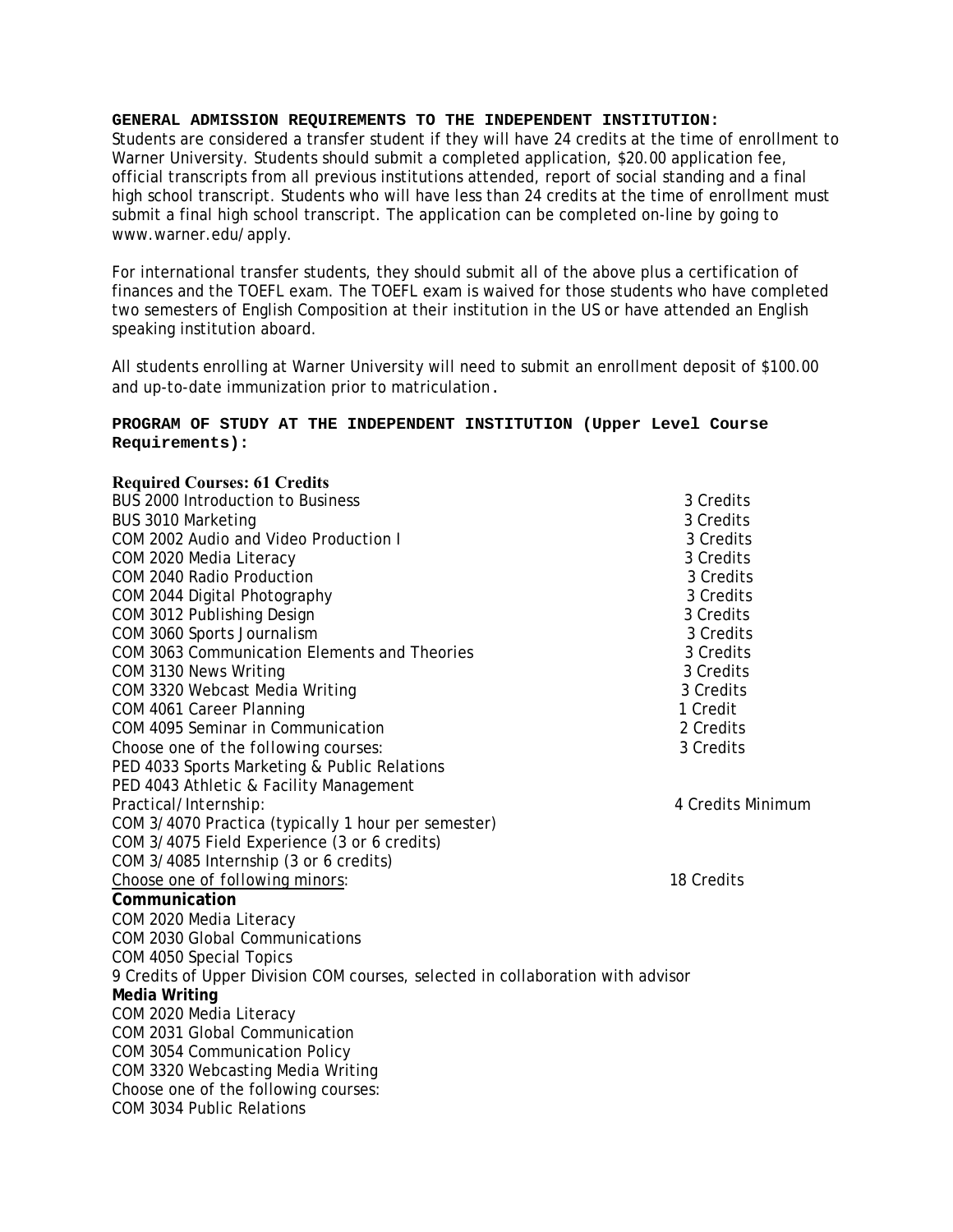**GENERAL ADMISSION REQUIREMENTS TO THE INDEPENDENT INSTITUTION:**

Students are considered a transfer student if they will have 24 credits at the time of enrollment to Warner University. Students should submit a completed application, $20.00 application fee, official transcripts from all previous institutions attended, report of social standing and a final high school transcript. Students who will have less than 24 credits at the time of enrollment must submit a final high school transcript. The application can be completed on-line by going to www.warner.edu/apply.

For international transfer students, they should submit all of the above plus a certification of finances and the TOEFL exam. The TOEFL exam is waived for those students who have completed two semesters of English Composition at their institution in the US or have attended an English speaking institution aboard.

All students enrolling at Warner University will need to submit an enrollment deposit of $100.00 and up-to-date immunization prior to matriculation.

**PROGRAM OF STUDY AT THE INDEPENDENT INSTITUTION (Upper Level Course Requirements):**

**Required Courses: 61 Credits**

| | |
|---|---|
| BUS 2000 Introduction to Business | 3 Credits |
| BUS 3010 Marketing | 3 Credits |
| COM 2002 Audio and Video Production I | 3 Credits |
| COM 2020 Media Literacy | 3 Credits |
| COM 2040 Radio Production | 3 Credits |
| COM 2044 Digital Photography | 3 Credits |
| COM 3012 Publishing Design | 3 Credits |
| COM 3060 Sports Journalism | 3 Credits |
| COM 3063 Communication Elements and Theories | 3 Credits |
| COM 3130 News Writing | 3 Credits |
| COM 3320 Webcast Media Writing | 3 Credits |
| COM 4061 Career Planning | 1 Credit |
| COM 4095 Seminar in Communication | 2 Credits |
| Choose one of the following courses: | 3 Credits |
| PED 4033 Sports Marketing & Public Relations | |
| PED 4043 Athletic & Facility Management | |
| Practical/Internship: | 4 Credits Minimum |
| COM 3/4070 Practica (typically 1 hour per semester) | |
| COM 3/4075 Field Experience (3 or 6 credits) | |
| COM 3/4085 Internship (3 or 6 credits) | |
| Choose one of following minors: | 18 Credits |

**Communication**

COM 2020 Media Literacy
COM 2030 Global Communications
COM 4050 Special Topics
9 Credits of Upper Division COM courses, selected in collaboration with advisor

**Media Writing**

COM 2020 Media Literacy
COM 2031 Global Communication
COM 3054 Communication Policy
COM 3320 Webcasting Media Writing
Choose one of the following courses:
COM 3034 Public Relations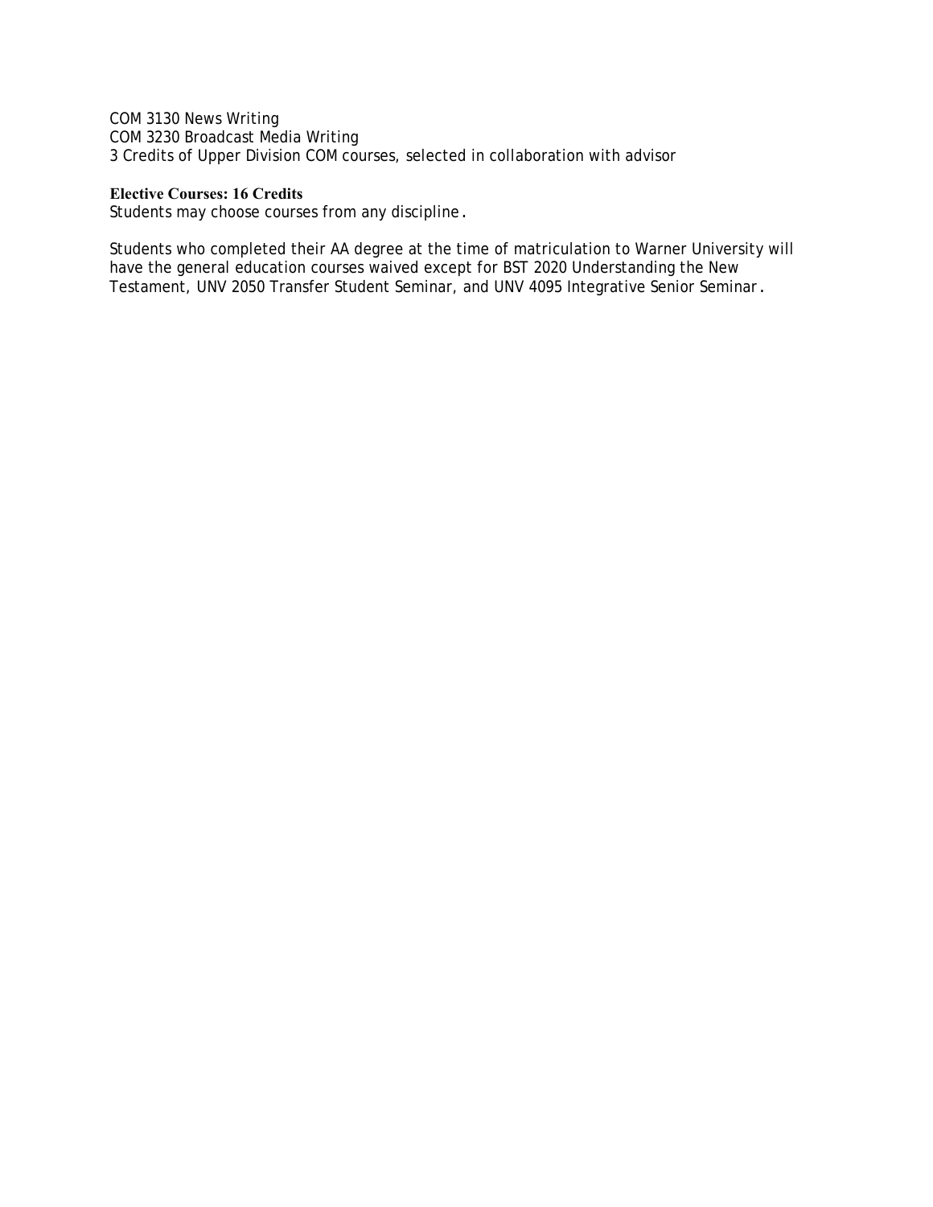COM 3130 News Writing
COM 3230 Broadcast Media Writing
3 Credits of Upper Division COM courses, selected in collaboration with advisor

**Elective Courses: 16 Credits**
Students may choose courses from any discipline.

Students who completed their AA degree at the time of matriculation to Warner University will have the general education courses waived except for BST 2020 Understanding the New Testament, UNV 2050 Transfer Student Seminar, and UNV 4095 Integrative Senior Seminar.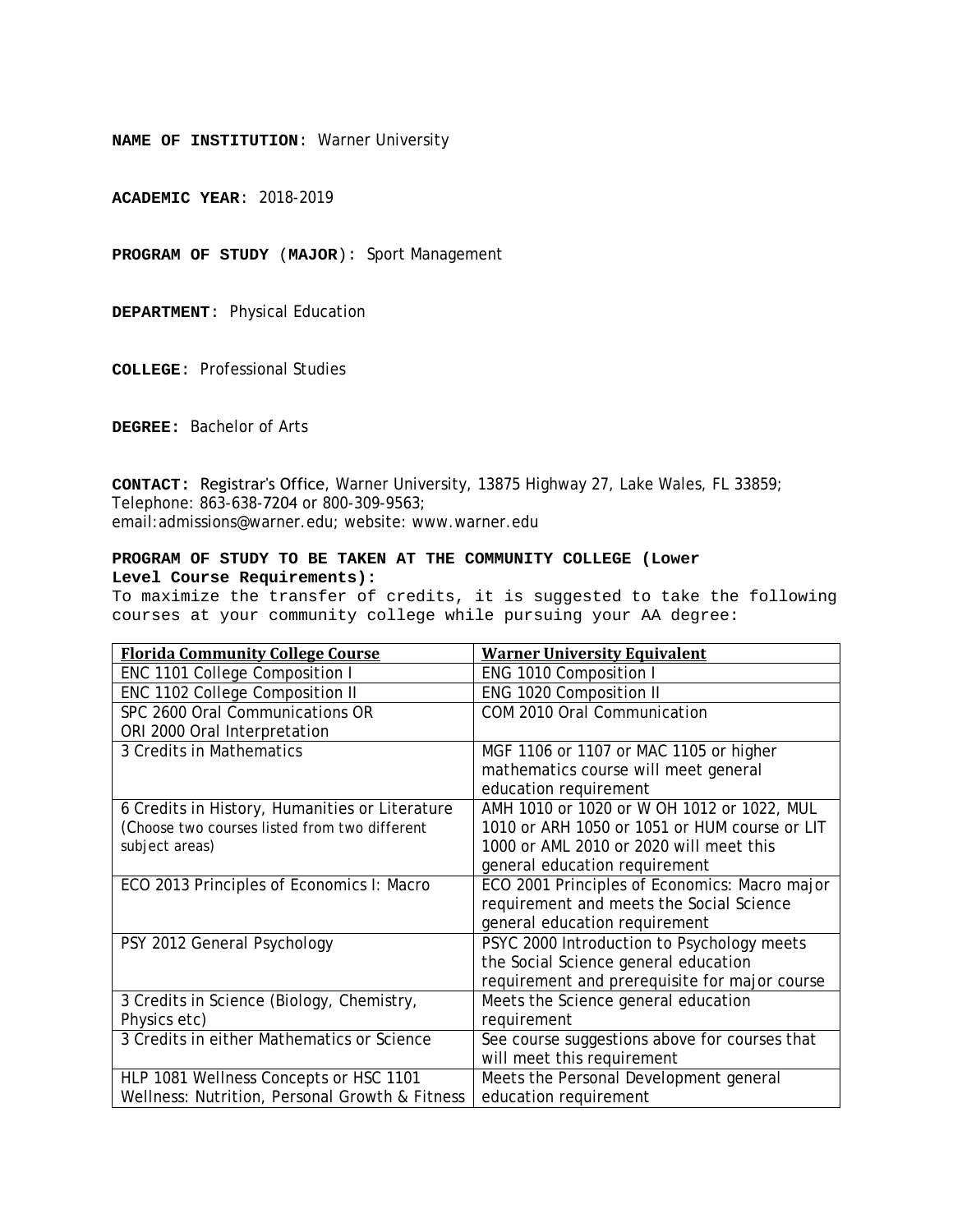**NAME OF INSTITUTION**: Warner University

**ACADEMIC YEAR**: 2018-2019

**PROGRAM OF STUDY** (**MAJOR**)**:** Sport Management

**DEPARTMENT:** Physical Education

**COLLEGE**: Professional Studies

**DEGREE:** Bachelor of Arts

**CONTACT:** Registrar's Office, Warner University, 13875 Highway 27, Lake Wales, FL 33859; Telephone: 863-638-7204 or 800-309-9563; email:admissions@warner.edu; website: www.warner.edu

**PROGRAM OF STUDY TO BE TAKEN AT THE COMMUNITY COLLEGE (Lower Level Course Requirements):**

To maximize the transfer of credits, it is suggested to take the following courses at your community college while pursuing your AA degree:

| Florida Community College Course | Warner University Equivalent |
|---|---|
| ENC 1101 College Composition I | ENG 1010 Composition I |
| ENC 1102 College Composition II | ENG 1020 Composition II |
| SPC 2600 Oral Communications OR ORI 2000 Oral Interpretation | COM 2010 Oral Communication |
| 3 Credits in Mathematics | MGF 1106 or 1107 or MAC 1105 or higher mathematics course will meet general education requirement |
| 6 Credits in History, Humanities or Literature (Choose two courses listed from two different subject areas) | AMH 1010 or 1020 or W OH 1012 or 1022, MUL 1010 or ARH 1050 or 1051 or HUM course or LIT 1000 or AML 2010 or 2020 will meet this general education requirement |
| ECO 2013 Principles of Economics I: Macro | ECO 2001 Principles of Economics: Macro major requirement and meets the Social Science general education requirement |
| PSY 2012 General Psychology | PSYC 2000 Introduction to Psychology meets the Social Science general education requirement and prerequisite for major course |
| 3 Credits in Science (Biology, Chemistry, Physics etc) | Meets the Science general education requirement |
| 3 Credits in either Mathematics or Science | See course suggestions above for courses that will meet this requirement |
| HLP 1081 Wellness Concepts or HSC 1101 Wellness: Nutrition, Personal Growth & Fitness | Meets the Personal Development general education requirement |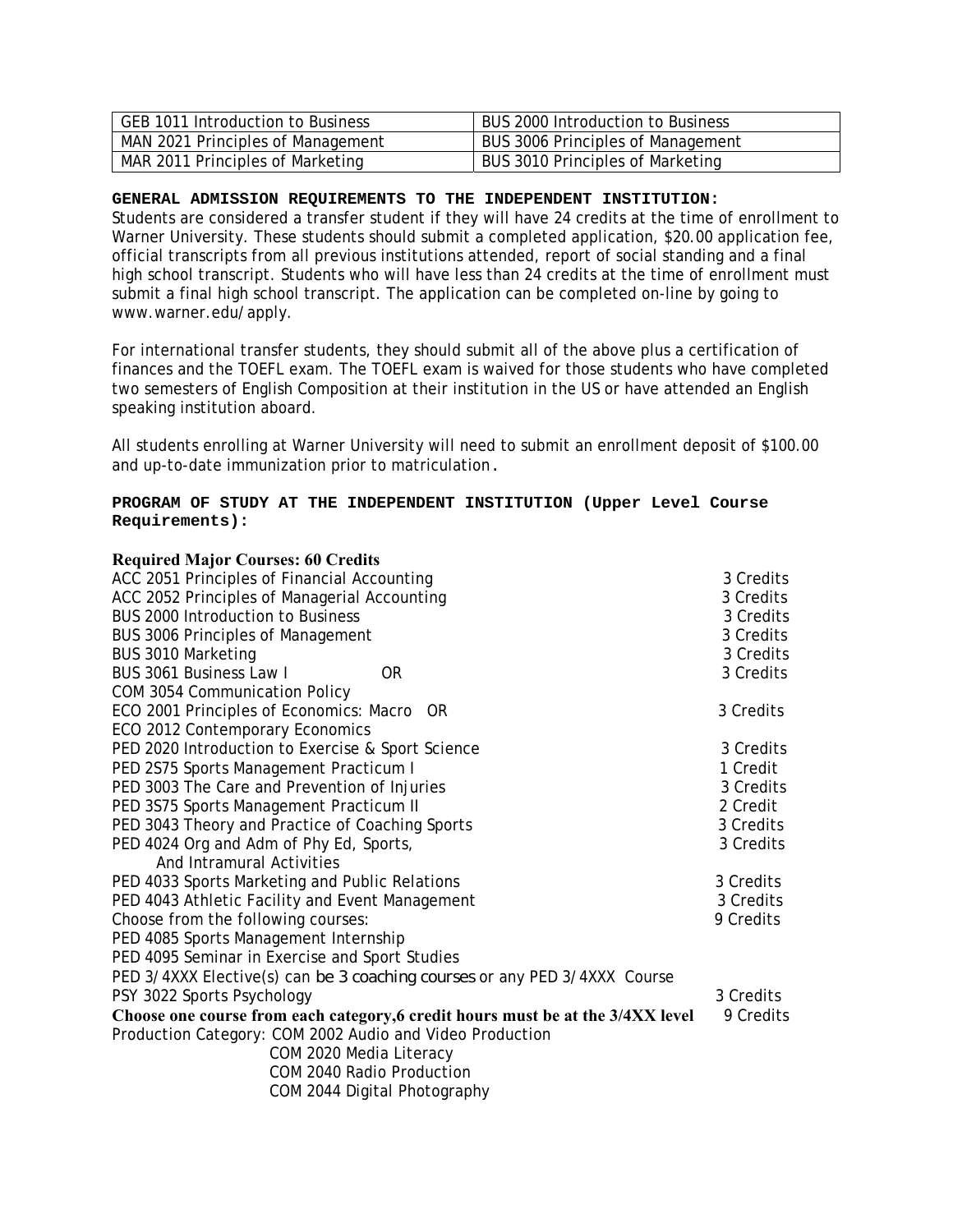| GEB 1011 Introduction to Business | BUS 2000 Introduction to Business |
| --- | --- |
| MAN 2021 Principles of Management | BUS 3006 Principles of Management |
| MAR 2011 Principles of Marketing | BUS 3010 Principles of Marketing |

**GENERAL ADMISSION REQUIREMENTS TO THE INDEPENDENT INSTITUTION:**

Students are considered a transfer student if they will have 24 credits at the time of enrollment to Warner University. These students should submit a completed application, $20.00 application fee, official transcripts from all previous institutions attended, report of social standing and a final high school transcript. Students who will have less than 24 credits at the time of enrollment must submit a final high school transcript. The application can be completed on-line by going to www.warner.edu/apply.

For international transfer students, they should submit all of the above plus a certification of finances and the TOEFL exam. The TOEFL exam is waived for those students who have completed two semesters of English Composition at their institution in the US or have attended an English speaking institution aboard.

All students enrolling at Warner University will need to submit an enrollment deposit of $100.00 and up-to-date immunization prior to matriculation.

**PROGRAM OF STUDY AT THE INDEPENDENT INSTITUTION (Upper Level Course Requirements):**

**Required Major Courses: 60 Credits**

| | |
| --- | --- |
| ACC 2051 Principles of Financial Accounting | 3 Credits |
| ACC 2052 Principles of Managerial Accounting | 3 Credits |
| BUS 2000 Introduction to Business | 3 Credits |
| BUS 3006 Principles of Management | 3 Credits |
| BUS 3010 Marketing | 3 Credits |
| BUS 3061 Business Law I OR COM 3054 Communication Policy | 3 Credits |
| ECO 2001 Principles of Economics: Macro OR ECO 2012 Contemporary Economics | 3 Credits |
| PED 2020 Introduction to Exercise & Sport Science | 3 Credits |
| PED 2S75 Sports Management Practicum I | 1 Credit |
| PED 3003 The Care and Prevention of Injuries | 3 Credits |
| PED 3S75 Sports Management Practicum II | 2 Credit |
| PED 3043 Theory and Practice of Coaching Sports | 3 Credits |
| PED 4024 Org and Adm of Phy Ed, Sports, And Intramural Activities | 3 Credits |
| PED 4033 Sports Marketing and Public Relations | 3 Credits |
| PED 4043 Athletic Facility and Event Management | 3 Credits |
| Choose from the following courses: PED 4085 Sports Management Internship; PED 4095 Seminar in Exercise and Sport Studies; PED 3/4XXX Elective(s) can be 3 coaching courses or any PED 3/4XXX Course | 9 Credits |
| PSY 3022 Sports Psychology | 3 Credits |
| **Choose one course from each category,6 credit hours must be at the 3/4XX level** | 9 Credits |

Production Category: COM 2002 Audio and Video Production
- COM 2020 Media Literacy
- COM 2040 Radio Production
- COM 2044 Digital Photography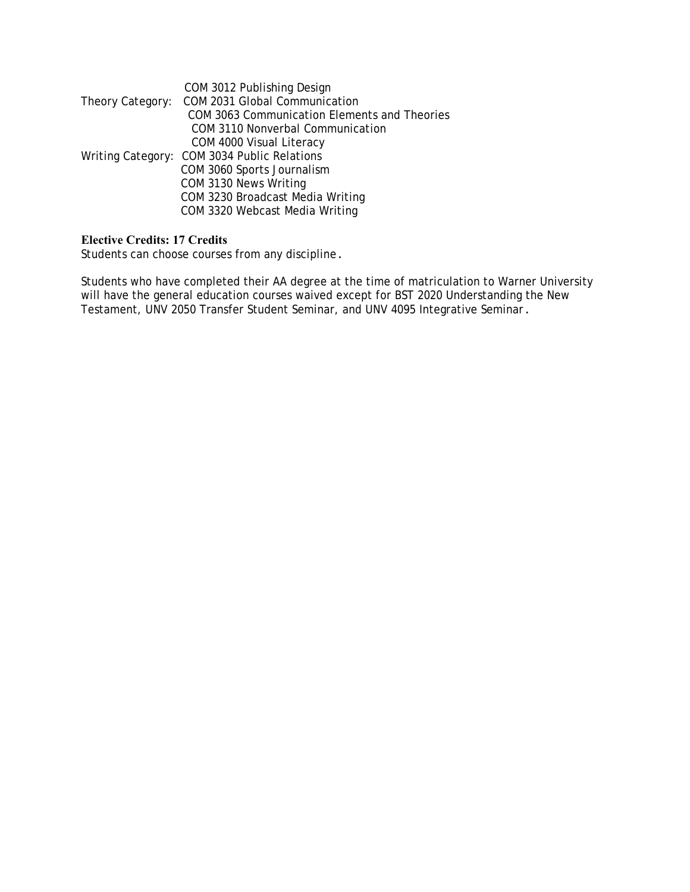COM 3012 Publishing Design

Theory Category: COM 2031 Global Communication
COM 3063 Communication Elements and Theories
COM 3110 Nonverbal Communication
COM 4000 Visual Literacy

Writing Category: COM 3034 Public Relations
COM 3060 Sports Journalism
COM 3130 News Writing
COM 3230 Broadcast Media Writing
COM 3320 Webcast Media Writing

**Elective Credits: 17 Credits**

Students can choose courses from any discipline.

Students who have completed their AA degree at the time of matriculation to Warner University will have the general education courses waived except for BST 2020 Understanding the New Testament, UNV 2050 Transfer Student Seminar, and UNV 4095 Integrative Seminar.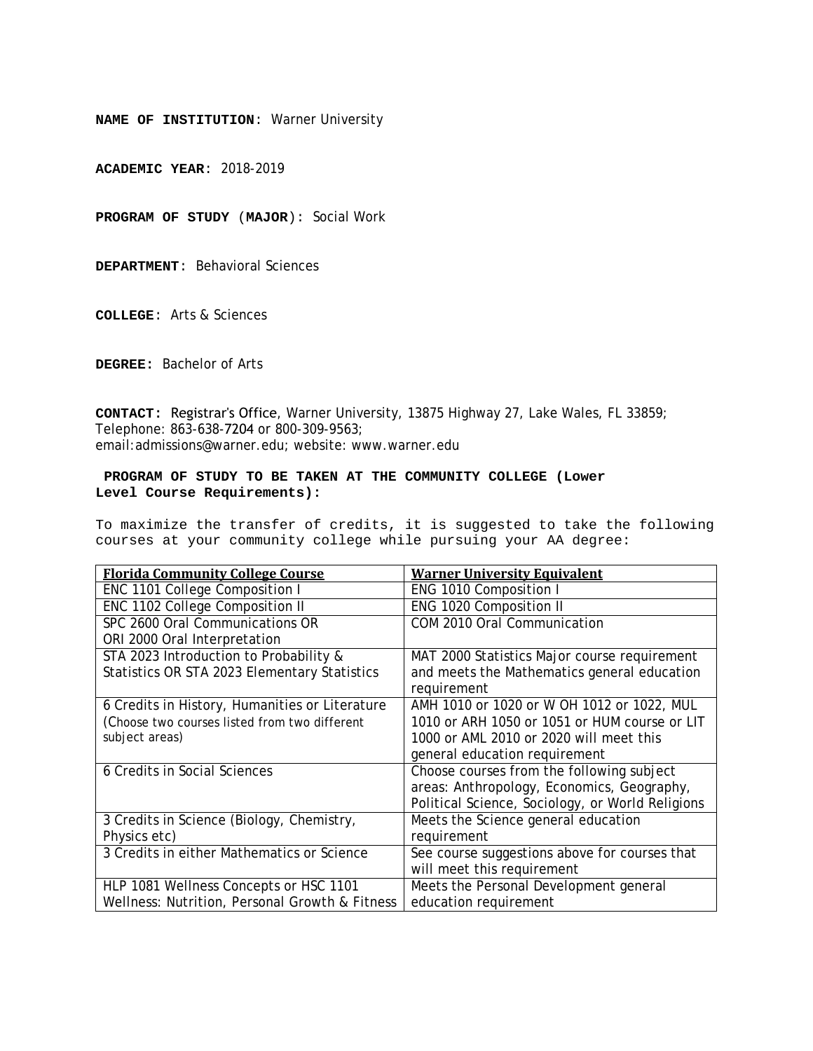**NAME OF INSTITUTION**: Warner University

**ACADEMIC YEAR**: 2018-2019

**PROGRAM OF STUDY** (**MAJOR**)**:** Social Work

**DEPARTMENT**: Behavioral Sciences

**COLLEGE**: Arts & Sciences

**DEGREE:** Bachelor of Arts

**CONTACT:** Registrar's Office, Warner University, 13875 Highway 27, Lake Wales, FL 33859; Telephone: 863-638-7204 or 800-309-9563; email:admissions@warner.edu; website: www.warner.edu

**PROGRAM OF STUDY TO BE TAKEN AT THE COMMUNITY COLLEGE (Lower Level Course Requirements):**

To maximize the transfer of credits, it is suggested to take the following courses at your community college while pursuing your AA degree:

| Florida Community College Course | Warner University Equivalent |
|---|---|
| ENC 1101 College Composition I | ENG 1010 Composition I |
| ENC 1102 College Composition II | ENG 1020 Composition II |
| SPC 2600 Oral Communications OR ORI 2000 Oral Interpretation | COM 2010 Oral Communication |
| STA 2023 Introduction to Probability & Statistics OR STA 2023 Elementary Statistics | MAT 2000 Statistics Major course requirement and meets the Mathematics general education requirement |
| 6 Credits in History, Humanities or Literature (Choose two courses listed from two different subject areas) | AMH 1010 or 1020 or W OH 1012 or 1022, MUL 1010 or ARH 1050 or 1051 or HUM course or LIT 1000 or AML 2010 or 2020 will meet this general education requirement |
| 6 Credits in Social Sciences | Choose courses from the following subject areas: Anthropology, Economics, Geography, Political Science, Sociology, or World Religions |
| 3 Credits in Science (Biology, Chemistry, Physics etc) | Meets the Science general education requirement |
| 3 Credits in either Mathematics or Science | See course suggestions above for courses that will meet this requirement |
| HLP 1081 Wellness Concepts or HSC 1101 Wellness: Nutrition, Personal Growth & Fitness | Meets the Personal Development general education requirement |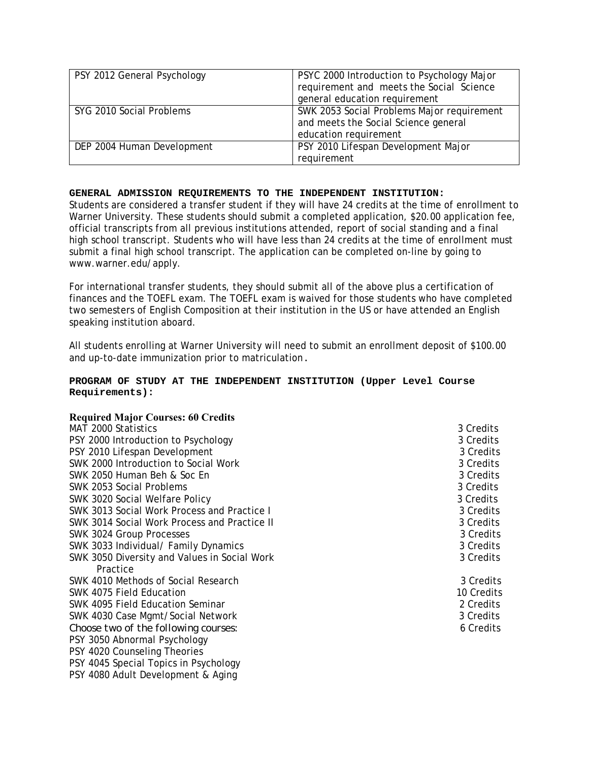| PSY 2012 General Psychology | PSYC 2000 Introduction to Psychology Major requirement and meets the Social Science general education requirement |
| --- | --- |
| SYG 2010 Social Problems | SWK 2053 Social Problems Major requirement and meets the Social Science general education requirement |
| DEP 2004 Human Development | PSY 2010 Lifespan Development Major requirement |

**GENERAL ADMISSION REQUIREMENTS TO THE INDEPENDENT INSTITUTION:**

Students are considered a transfer student if they will have 24 credits at the time of enrollment to Warner University. These students should submit a completed application, $20.00 application fee, official transcripts from all previous institutions attended, report of social standing and a final high school transcript. Students who will have less than 24 credits at the time of enrollment must submit a final high school transcript. The application can be completed on-line by going to www.warner.edu/apply.

For international transfer students, they should submit all of the above plus a certification of finances and the TOEFL exam. The TOEFL exam is waived for those students who have completed two semesters of English Composition at their institution in the US or have attended an English speaking institution aboard.

All students enrolling at Warner University will need to submit an enrollment deposit of $100.00 and up-to-date immunization prior to matriculation.

**PROGRAM OF STUDY AT THE INDEPENDENT INSTITUTION (Upper Level Course Requirements):**

**Required Major Courses: 60 Credits**

| Course | Credits |
| --- | --- |
| MAT 2000 Statistics | 3 Credits |
| PSY 2000 Introduction to Psychology | 3 Credits |
| PSY 2010 Lifespan Development | 3 Credits |
| SWK 2000 Introduction to Social Work | 3 Credits |
| SWK 2050 Human Beh & Soc En | 3 Credits |
| SWK 2053 Social Problems | 3 Credits |
| SWK 3020 Social Welfare Policy | 3 Credits |
| SWK 3013 Social Work Process and Practice I | 3 Credits |
| SWK 3014 Social Work Process and Practice II | 3 Credits |
| SWK 3024 Group Processes | 3 Credits |
| SWK 3033 Individual/ Family Dynamics | 3 Credits |
| SWK 3050 Diversity and Values in Social Work Practice | 3 Credits |
| SWK 4010 Methods of Social Research | 3 Credits |
| SWK 4075 Field Education | 10 Credits |
| SWK 4095 Field Education Seminar | 2 Credits |
| SWK 4030 Case Mgmt/Social Network | 3 Credits |
| Choose two of the following courses: | 6 Credits |
| PSY 3050 Abnormal Psychology | |
| PSY 4020 Counseling Theories | |
| PSY 4045 Special Topics in Psychology | |
| PSY 4080 Adult Development & Aging | |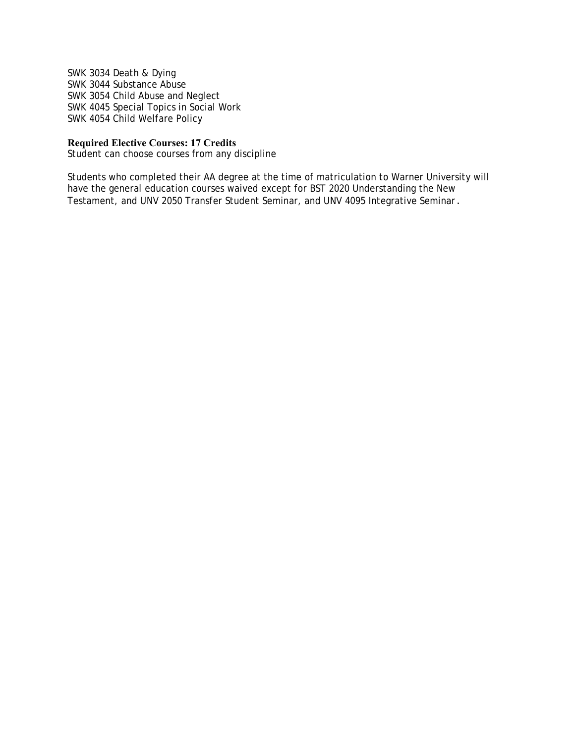SWK 3034 Death & Dying
SWK 3044 Substance Abuse
SWK 3054 Child Abuse and Neglect
SWK 4045 Special Topics in Social Work
SWK 4054 Child Welfare Policy

**Required Elective Courses: 17 Credits**
Student can choose courses from any discipline

Students who completed their AA degree at the time of matriculation to Warner University will have the general education courses waived except for BST 2020 Understanding the New Testament, and UNV 2050 Transfer Student Seminar, and UNV 4095 Integrative Seminar.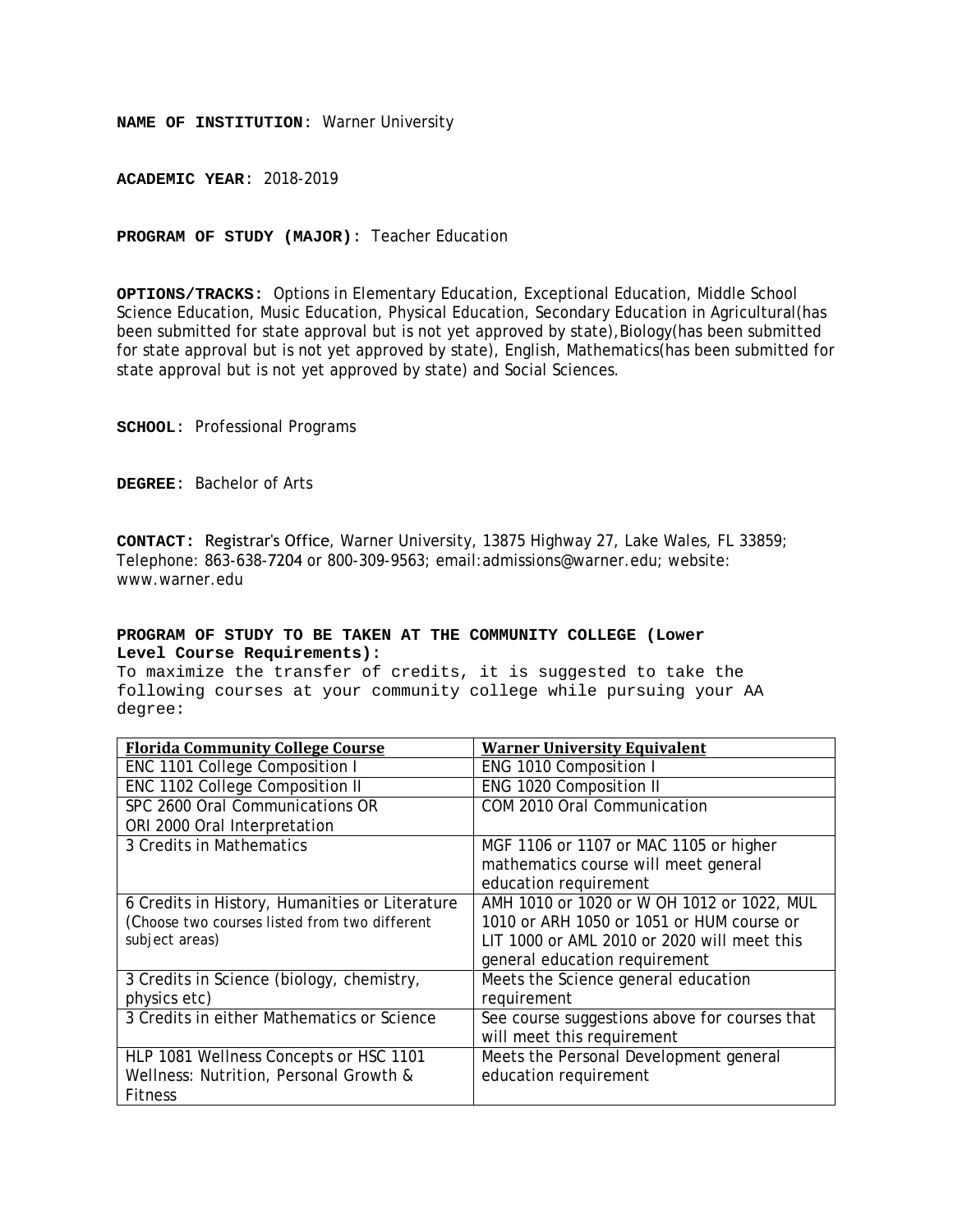**NAME OF INSTITUTION**: Warner University

**ACADEMIC YEAR**: 2018-2019

**PROGRAM OF STUDY (MAJOR)**: Teacher Education

**OPTIONS/TRACKS:** Options in Elementary Education, Exceptional Education, Middle School Science Education, Music Education, Physical Education, Secondary Education in Agricultural(has been submitted for state approval but is not yet approved by state),Biology(has been submitted for state approval but is not yet approved by state), English, Mathematics(has been submitted for state approval but is not yet approved by state) and Social Sciences.

**SCHOOL**: Professional Programs

**DEGREE**: Bachelor of Arts

**CONTACT:** Registrar's Office, Warner University, 13875 Highway 27, Lake Wales, FL 33859; Telephone: 863-638-7204 or 800-309-9563; email:admissions@warner.edu; website: www.warner.edu

**PROGRAM OF STUDY TO BE TAKEN AT THE COMMUNITY COLLEGE (Lower Level Course Requirements):**

To maximize the transfer of credits, it is suggested to take the following courses at your community college while pursuing your AA degree:

| Florida Community College Course | Warner University Equivalent |
|---|---|
| ENC 1101 College Composition I | ENG 1010 Composition I |
| ENC 1102 College Composition II | ENG 1020 Composition II |
| SPC 2600 Oral Communications OR ORI 2000 Oral Interpretation | COM 2010 Oral Communication |
| 3 Credits in Mathematics | MGF 1106 or 1107 or MAC 1105 or higher mathematics course will meet general education requirement |
| 6 Credits in History, Humanities or Literature (Choose two courses listed from two different subject areas) | AMH 1010 or 1020 or W OH 1012 or 1022, MUL 1010 or ARH 1050 or 1051 or HUM course or LIT 1000 or AML 2010 or 2020 will meet this general education requirement |
| 3 Credits in Science (biology, chemistry, physics etc) | Meets the Science general education requirement |
| 3 Credits in either Mathematics or Science | See course suggestions above for courses that will meet this requirement |
| HLP 1081 Wellness Concepts or HSC 1101 Wellness: Nutrition, Personal Growth & Fitness | Meets the Personal Development general education requirement |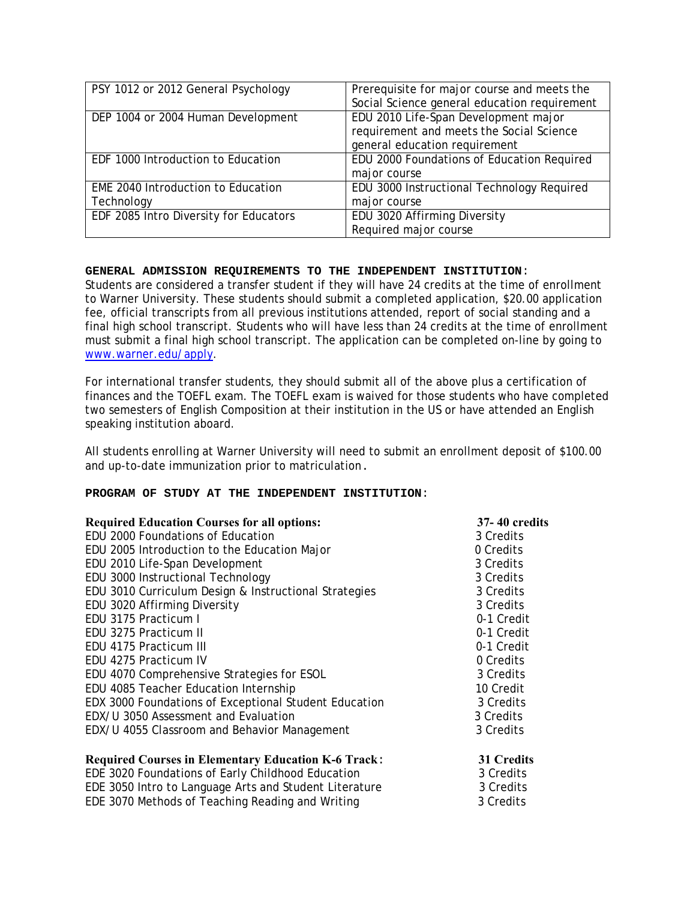| PSY 1012 or 2012 General Psychology | Prerequisite for major course and meets the Social Science general education requirement |
|---|---|
| DEP 1004 or 2004 Human Development | EDU 2010 Life-Span Development major requirement and meets the Social Science general education requirement |
| EDF 1000 Introduction to Education | EDU 2000 Foundations of Education Required major course |
| EME 2040 Introduction to Education Technology | EDU 3000 Instructional Technology Required major course |
| EDF 2085 Intro Diversity for Educators | EDU 3020 Affirming Diversity Required major course |

**GENERAL ADMISSION REQUIREMENTS TO THE INDEPENDENT INSTITUTION**:
Students are considered a transfer student if they will have 24 credits at the time of enrollment to Warner University. These students should submit a completed application, $20.00 application fee, official transcripts from all previous institutions attended, report of social standing and a final high school transcript. Students who will have less than 24 credits at the time of enrollment must submit a final high school transcript. The application can be completed on-line by going to www.warner.edu/apply.

For international transfer students, they should submit all of the above plus a certification of finances and the TOEFL exam. The TOEFL exam is waived for those students who have completed two semesters of English Composition at their institution in the US or have attended an English speaking institution aboard.

All students enrolling at Warner University will need to submit an enrollment deposit of $100.00 and up-to-date immunization prior to matriculation.

**PROGRAM OF STUDY AT THE INDEPENDENT INSTITUTION**:

| **Required Education Courses for all options:** | **37- 40 credits** |
|---|---|
| EDU 2000 Foundations of Education | 3 Credits |
| EDU 2005 Introduction to the Education Major | 0 Credits |
| EDU 2010 Life-Span Development | 3 Credits |
| EDU 3000 Instructional Technology | 3 Credits |
| EDU 3010 Curriculum Design & Instructional Strategies | 3 Credits |
| EDU 3020 Affirming Diversity | 3 Credits |
| EDU 3175 Practicum I | 0-1 Credit |
| EDU 3275 Practicum II | 0-1 Credit |
| EDU 4175 Practicum III | 0-1 Credit |
| EDU 4275 Practicum IV | 0 Credits |
| EDU 4070 Comprehensive Strategies for ESOL | 3 Credits |
| EDU 4085 Teacher Education Internship | 10 Credit |
| EDX 3000 Foundations of Exceptional Student Education | 3 Credits |
| EDX/U 3050 Assessment and Evaluation | 3 Credits |
| EDX/U 4055 Classroom and Behavior Management | 3 Credits |

| **Required Courses in Elementary Education K-6 Track**: | **31 Credits** |
|---|---|
| EDE 3020 Foundations of Early Childhood Education | 3 Credits |
| EDE 3050 Intro to Language Arts and Student Literature | 3 Credits |
| EDE 3070 Methods of Teaching Reading and Writing | 3 Credits |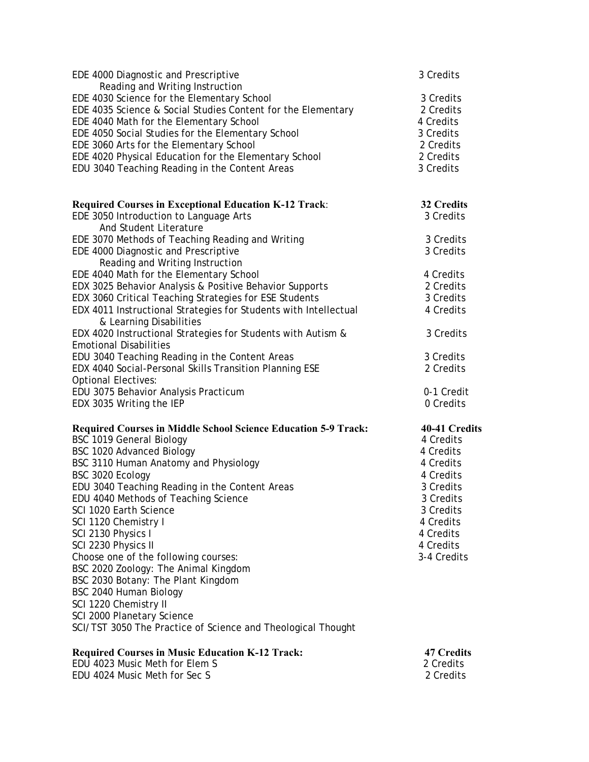| | |
|---|---|
| EDE 4000 Diagnostic and Prescriptive Reading and Writing Instruction | 3 Credits |
| EDE 4030 Science for the Elementary School | 3 Credits |
| EDE 4035 Science & Social Studies Content for the Elementary | 2 Credits |
| EDE 4040 Math for the Elementary School | 4 Credits |
| EDE 4050 Social Studies for the Elementary School | 3 Credits |
| EDE 3060 Arts for the Elementary School | 2 Credits |
| EDE 4020 Physical Education for the Elementary School | 2 Credits |
| EDU 3040 Teaching Reading in the Content Areas | 3 Credits |

| **Required Courses in Exceptional Education K-12 Track**: | **32 Credits** |
|---|---|
| EDE 3050 Introduction to Language Arts And Student Literature | 3 Credits |
| EDE 3070 Methods of Teaching Reading and Writing | 3 Credits |
| EDE 4000 Diagnostic and Prescriptive Reading and Writing Instruction | 3 Credits |
| EDE 4040 Math for the Elementary School | 4 Credits |
| EDX 3025 Behavior Analysis & Positive Behavior Supports | 2 Credits |
| EDX 3060 Critical Teaching Strategies for ESE Students | 3 Credits |
| EDX 4011 Instructional Strategies for Students with Intellectual & Learning Disabilities | 4 Credits |
| EDX 4020 Instructional Strategies for Students with Autism & Emotional Disabilities | 3 Credits |
| EDU 3040 Teaching Reading in the Content Areas | 3 Credits |
| EDX 4040 Social-Personal Skills Transition Planning ESE | 2 Credits |
| Optional Electives: | |
| EDU 3075 Behavior Analysis Practicum | 0-1 Credit |
| EDX 3035 Writing the IEP | 0 Credits |

| **Required Courses in Middle School Science Education 5-9 Track:** | **40-41 Credits** |
|---|---|
| BSC 1019 General Biology | 4 Credits |
| BSC 1020 Advanced Biology | 4 Credits |
| BSC 3110 Human Anatomy and Physiology | 4 Credits |
| BSC 3020 Ecology | 4 Credits |
| EDU 3040 Teaching Reading in the Content Areas | 3 Credits |
| EDU 4040 Methods of Teaching Science | 3 Credits |
| SCI 1020 Earth Science | 3 Credits |
| SCI 1120 Chemistry I | 4 Credits |
| SCI 2130 Physics I | 4 Credits |
| SCI 2230 Physics II | 4 Credits |
| Choose one of the following courses: | 3-4 Credits |
| BSC 2020 Zoology: The Animal Kingdom | |
| BSC 2030 Botany: The Plant Kingdom | |
| BSC 2040 Human Biology | |
| SCI 1220 Chemistry II | |
| SCI 2000 Planetary Science | |
| SCI/TST 3050 The Practice of Science and Theological Thought | |

| **Required Courses in Music Education K-12 Track:** | **47 Credits** |
|---|---|
| EDU 4023 Music Meth for Elem S | 2 Credits |
| EDU 4024 Music Meth for Sec S | 2 Credits |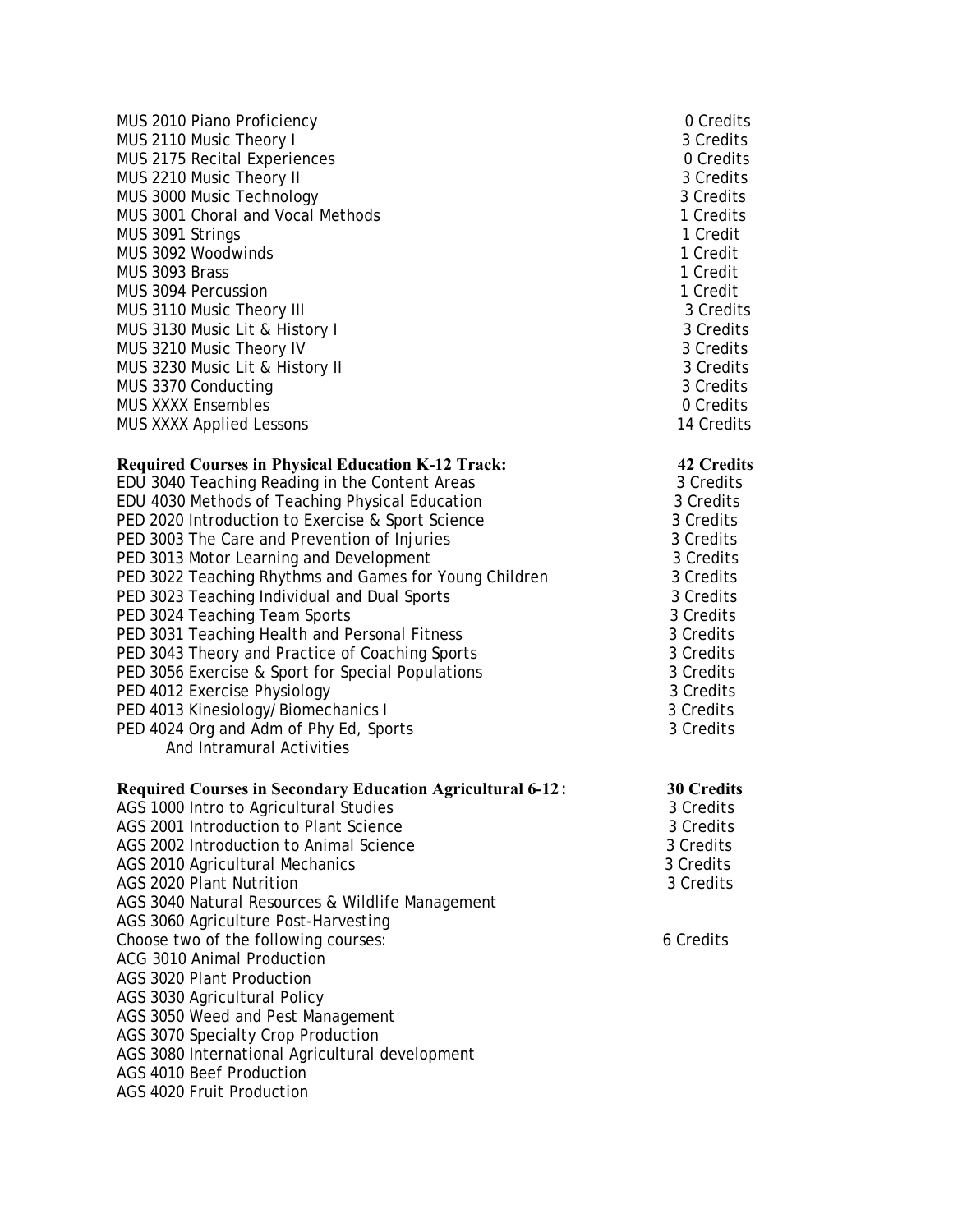| | |
|---|---|
| MUS 2010 Piano Proficiency | 0 Credits |
| MUS 2110 Music Theory I | 3 Credits |
| MUS 2175 Recital Experiences | 0 Credits |
| MUS 2210 Music Theory II | 3 Credits |
| MUS 3000 Music Technology | 3 Credits |
| MUS 3001 Choral and Vocal Methods | 1 Credits |
| MUS 3091 Strings | 1 Credit |
| MUS 3092 Woodwinds | 1 Credit |
| MUS 3093 Brass | 1 Credit |
| MUS 3094 Percussion | 1 Credit |
| MUS 3110 Music Theory III | 3 Credits |
| MUS 3130 Music Lit & History I | 3 Credits |
| MUS 3210 Music Theory IV | 3 Credits |
| MUS 3230 Music Lit & History II | 3 Credits |
| MUS 3370 Conducting | 3 Credits |
| MUS XXXX Ensembles | 0 Credits |
| MUS XXXX Applied Lessons | 14 Credits |

| **Required Courses in Physical Education K-12 Track:** | **42 Credits** |
|---|---|
| EDU 3040 Teaching Reading in the Content Areas | 3 Credits |
| EDU 4030 Methods of Teaching Physical Education | 3 Credits |
| PED 2020 Introduction to Exercise & Sport Science | 3 Credits |
| PED 3003 The Care and Prevention of Injuries | 3 Credits |
| PED 3013 Motor Learning and Development | 3 Credits |
| PED 3022 Teaching Rhythms and Games for Young Children | 3 Credits |
| PED 3023 Teaching Individual and Dual Sports | 3 Credits |
| PED 3024 Teaching Team Sports | 3 Credits |
| PED 3031 Teaching Health and Personal Fitness | 3 Credits |
| PED 3043 Theory and Practice of Coaching Sports | 3 Credits |
| PED 3056 Exercise & Sport for Special Populations | 3 Credits |
| PED 4012 Exercise Physiology | 3 Credits |
| PED 4013 Kinesiology/Biomechanics I | 3 Credits |
| PED 4024 Org and Adm of Phy Ed, Sports And Intramural Activities | 3 Credits |

| **Required Courses in Secondary Education Agricultural 6-12:** | **30 Credits** |
|---|---|
| AGS 1000 Intro to Agricultural Studies | 3 Credits |
| AGS 2001 Introduction to Plant Science | 3 Credits |
| AGS 2002 Introduction to Animal Science | 3 Credits |
| AGS 2010 Agricultural Mechanics | 3 Credits |
| AGS 2020 Plant Nutrition | 3 Credits |
| AGS 3040 Natural Resources & Wildlife Management | |
| AGS 3060 Agriculture Post-Harvesting | |
| Choose two of the following courses: | 6 Credits |
| ACG 3010 Animal Production | |
| AGS 3020 Plant Production | |
| AGS 3030 Agricultural Policy | |
| AGS 3050 Weed and Pest Management | |
| AGS 3070 Specialty Crop Production | |
| AGS 3080 International Agricultural development | |
| AGS 4010 Beef Production | |
| AGS 4020 Fruit Production | |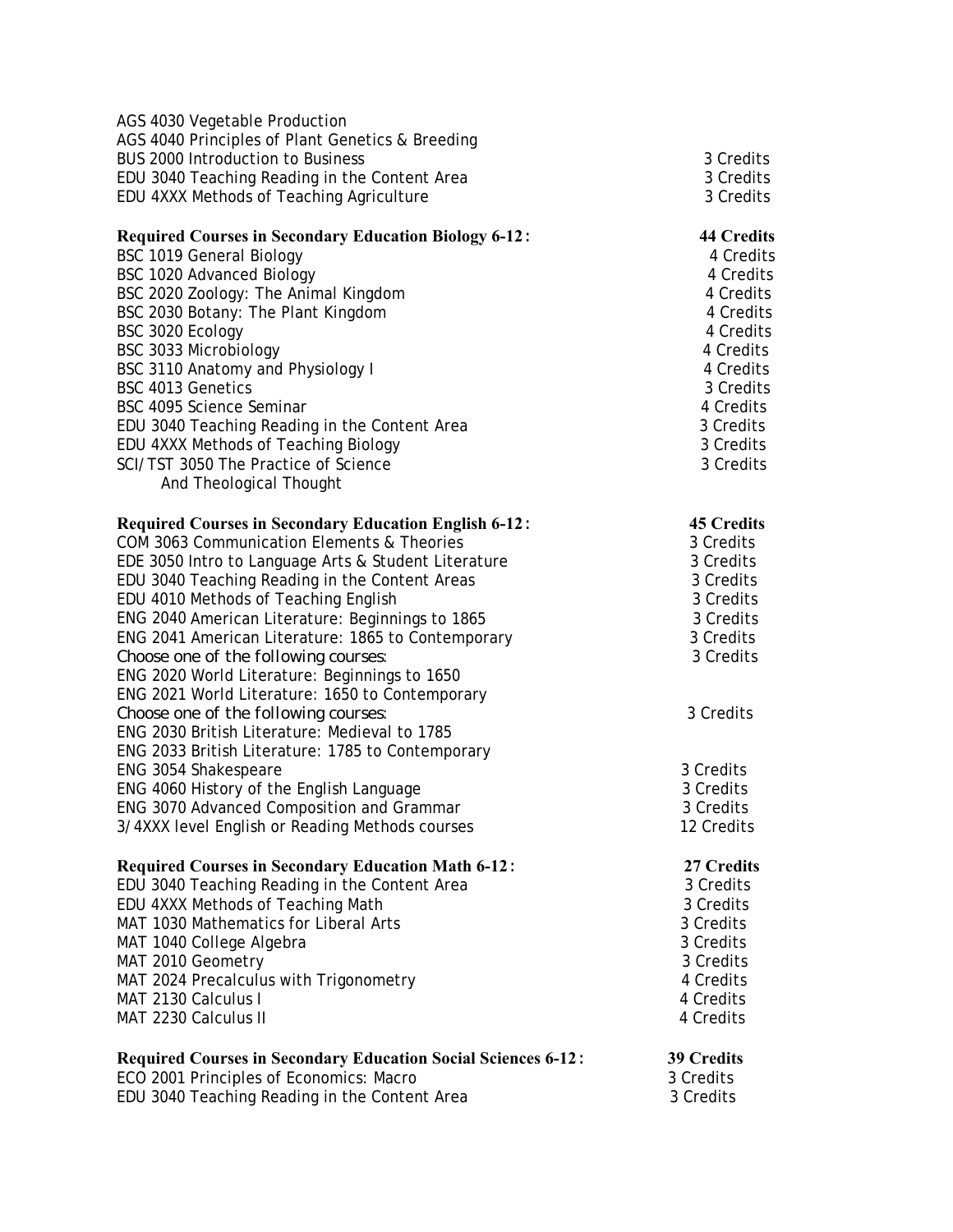| | |
|---|---|
| AGS 4030 Vegetable Production | |
| AGS 4040 Principles of Plant Genetics & Breeding | |
| BUS 2000 Introduction to Business | 3 Credits |
| EDU 3040 Teaching Reading in the Content Area | 3 Credits |
| EDU 4XXX Methods of Teaching Agriculture | 3 Credits |

| **Required Courses in Secondary Education Biology 6-12:** | **44 Credits** |
|---|---|
| BSC 1019 General Biology | 4 Credits |
| BSC 1020 Advanced Biology | 4 Credits |
| BSC 2020 Zoology: The Animal Kingdom | 4 Credits |
| BSC 2030 Botany: The Plant Kingdom | 4 Credits |
| BSC 3020 Ecology | 4 Credits |
| BSC 3033 Microbiology | 4 Credits |
| BSC 3110 Anatomy and Physiology I | 4 Credits |
| BSC 4013 Genetics | 3 Credits |
| BSC 4095 Science Seminar | 4 Credits |
| EDU 3040 Teaching Reading in the Content Area | 3 Credits |
| EDU 4XXX Methods of Teaching Biology | 3 Credits |
| SCI/TST 3050 The Practice of Science And Theological Thought | 3 Credits |

| **Required Courses in Secondary Education English 6-12:** | **45 Credits** |
|---|---|
| COM 3063 Communication Elements & Theories | 3 Credits |
| EDE 3050 Intro to Language Arts & Student Literature | 3 Credits |
| EDU 3040 Teaching Reading in the Content Areas | 3 Credits |
| EDU 4010 Methods of Teaching English | 3 Credits |
| ENG 2040 American Literature: Beginnings to 1865 | 3 Credits |
| ENG 2041 American Literature: 1865 to Contemporary | 3 Credits |
| Choose one of the following courses: | 3 Credits |
| ENG 2020 World Literature: Beginnings to 1650 | |
| ENG 2021 World Literature: 1650 to Contemporary | |
| Choose one of the following courses: | 3 Credits |
| ENG 2030 British Literature: Medieval to 1785 | |
| ENG 2033 British Literature: 1785 to Contemporary | |
| ENG 3054 Shakespeare | 3 Credits |
| ENG 4060 History of the English Language | 3 Credits |
| ENG 3070 Advanced Composition and Grammar | 3 Credits |
| 3/4XXX level English or Reading Methods courses | 12 Credits |

| **Required Courses in Secondary Education Math 6-12:** | **27 Credits** |
|---|---|
| EDU 3040 Teaching Reading in the Content Area | 3 Credits |
| EDU 4XXX Methods of Teaching Math | 3 Credits |
| MAT 1030 Mathematics for Liberal Arts | 3 Credits |
| MAT 1040 College Algebra | 3 Credits |
| MAT 2010 Geometry | 3 Credits |
| MAT 2024 Precalculus with Trigonometry | 4 Credits |
| MAT 2130 Calculus I | 4 Credits |
| MAT 2230 Calculus II | 4 Credits |

| **Required Courses in Secondary Education Social Sciences 6-12:** | **39 Credits** |
|---|---|
| ECO 2001 Principles of Economics: Macro | 3 Credits |
| EDU 3040 Teaching Reading in the Content Area | 3 Credits |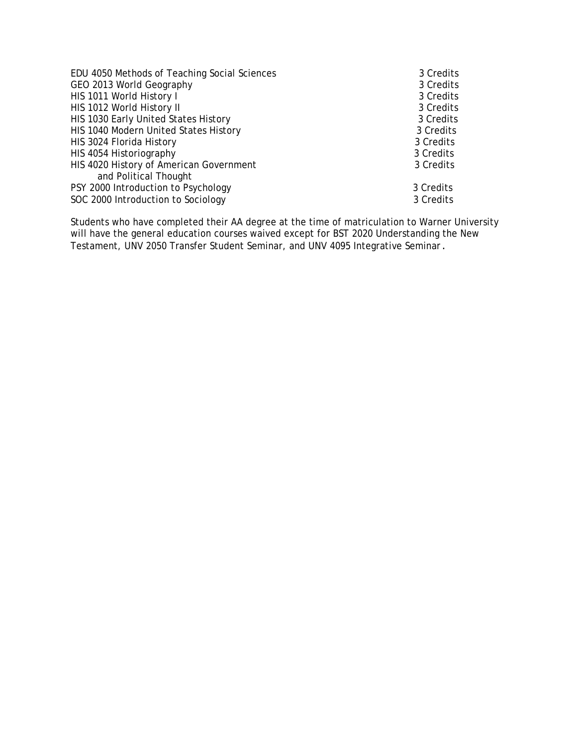| Course | Credits |
|---|---|
| EDU 4050 Methods of Teaching Social Sciences | 3 Credits |
| GEO 2013 World Geography | 3 Credits |
| HIS 1011 World History I | 3 Credits |
| HIS 1012 World History II | 3 Credits |
| HIS 1030 Early United States History | 3 Credits |
| HIS 1040 Modern United States History | 3 Credits |
| HIS 3024 Florida History | 3 Credits |
| HIS 4054 Historiography | 3 Credits |
| HIS 4020 History of American Government and Political Thought | 3 Credits |
| PSY 2000 Introduction to Psychology | 3 Credits |
| SOC 2000 Introduction to Sociology | 3 Credits |

Students who have completed their AA degree at the time of matriculation to Warner University will have the general education courses waived except for BST 2020 Understanding the New Testament, UNV 2050 Transfer Student Seminar, and UNV 4095 Integrative Seminar.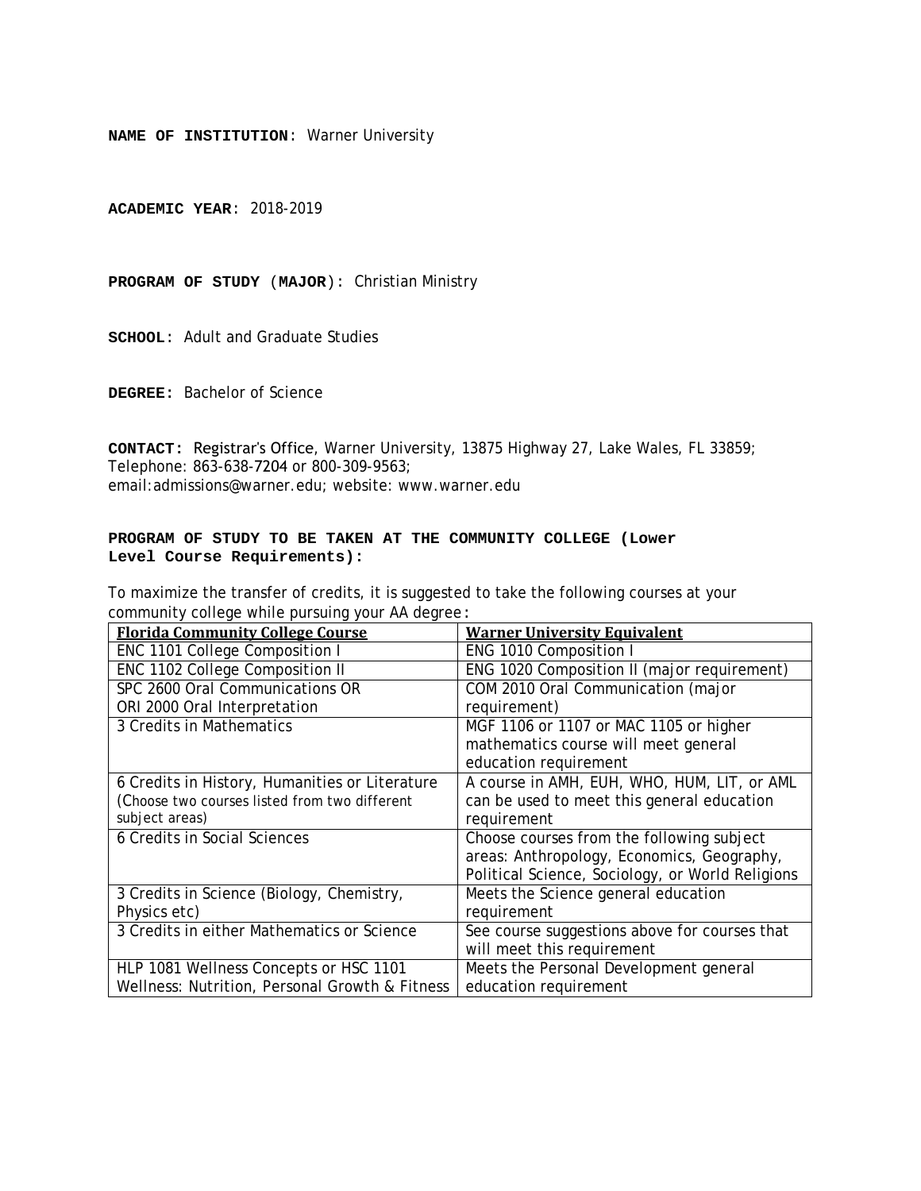**NAME OF INSTITUTION**: Warner University

**ACADEMIC YEAR**: 2018-2019

**PROGRAM OF STUDY (MAJOR):** Christian Ministry

**SCHOOL**: Adult and Graduate Studies

**DEGREE:** Bachelor of Science

**CONTACT:** Registrar's Office, Warner University, 13875 Highway 27, Lake Wales, FL 33859; Telephone: 863-638-7204 or 800-309-9563; email:admissions@warner.edu; website: www.warner.edu

**PROGRAM OF STUDY TO BE TAKEN AT THE COMMUNITY COLLEGE (Lower Level Course Requirements):**

To maximize the transfer of credits, it is suggested to take the following courses at your community college while pursuing your AA degree:

| Florida Community College Course | Warner University Equivalent |
|---|---|
| ENC 1101 College Composition I | ENG 1010 Composition I |
| ENC 1102 College Composition II | ENG 1020 Composition II (major requirement) |
| SPC 2600 Oral Communications OR ORI 2000 Oral Interpretation | COM 2010 Oral Communication (major requirement) |
| 3 Credits in Mathematics | MGF 1106 or 1107 or MAC 1105 or higher mathematics course will meet general education requirement |
| 6 Credits in History, Humanities or Literature (Choose two courses listed from two different subject areas) | A course in AMH, EUH, WHO, HUM, LIT, or AML can be used to meet this general education requirement |
| 6 Credits in Social Sciences | Choose courses from the following subject areas: Anthropology, Economics, Geography, Political Science, Sociology, or World Religions |
| 3 Credits in Science (Biology, Chemistry, Physics etc) | Meets the Science general education requirement |
| 3 Credits in either Mathematics or Science | See course suggestions above for courses that will meet this requirement |
| HLP 1081 Wellness Concepts or HSC 1101 Wellness: Nutrition, Personal Growth & Fitness | Meets the Personal Development general education requirement |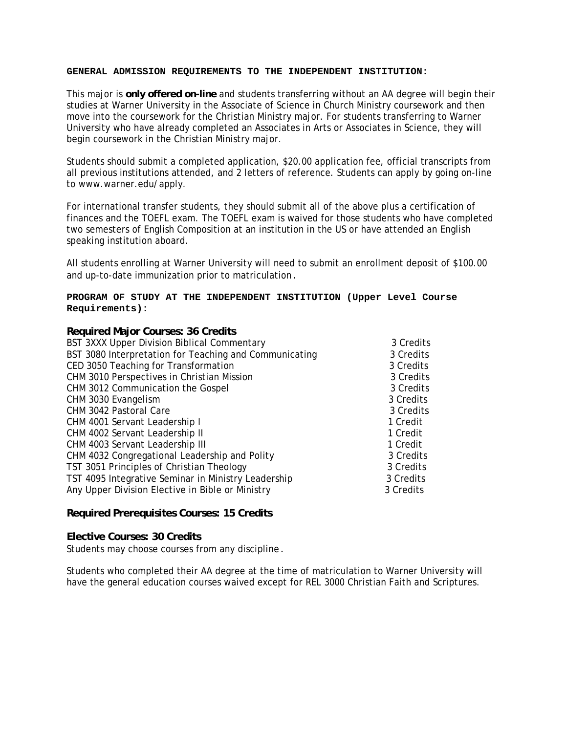**GENERAL ADMISSION REQUIREMENTS TO THE INDEPENDENT INSTITUTION:**

This major is **only offered on-line** and students transferring without an AA degree will begin their studies at Warner University in the Associate of Science in Church Ministry coursework and then move into the coursework for the Christian Ministry major. For students transferring to Warner University who have already completed an Associates in Arts or Associates in Science, they will begin coursework in the Christian Ministry major.

Students should submit a completed application, $20.00 application fee, official transcripts from all previous institutions attended, and 2 letters of reference. Students can apply by going on-line to www.warner.edu/apply.

For international transfer students, they should submit all of the above plus a certification of finances and the TOEFL exam. The TOEFL exam is waived for those students who have completed two semesters of English Composition at an institution in the US or have attended an English speaking institution aboard.

All students enrolling at Warner University will need to submit an enrollment deposit of $100.00 and up-to-date immunization prior to matriculation.

**PROGRAM OF STUDY AT THE INDEPENDENT INSTITUTION (Upper Level Course Requirements):**

**Required Major Courses: 36 Credits**

| Course | Credits |
|---|---|
| BST 3XXX Upper Division Biblical Commentary | 3 Credits |
| BST 3080 Interpretation for Teaching and Communicating | 3 Credits |
| CED 3050 Teaching for Transformation | 3 Credits |
| CHM 3010 Perspectives in Christian Mission | 3 Credits |
| CHM 3012 Communication the Gospel | 3 Credits |
| CHM 3030 Evangelism | 3 Credits |
| CHM 3042 Pastoral Care | 3 Credits |
| CHM 4001 Servant Leadership I | 1 Credit |
| CHM 4002 Servant Leadership II | 1 Credit |
| CHM 4003 Servant Leadership III | 1 Credit |
| CHM 4032 Congregational Leadership and Polity | 3 Credits |
| TST 3051 Principles of Christian Theology | 3 Credits |
| TST 4095 Integrative Seminar in Ministry Leadership | 3 Credits |
| Any Upper Division Elective in Bible or Ministry | 3 Credits |

**Required Prerequisites Courses: 15 Credits**

**Elective Courses: 30 Credits**

Students may choose courses from any discipline.

Students who completed their AA degree at the time of matriculation to Warner University will have the general education courses waived except for REL 3000 Christian Faith and Scriptures.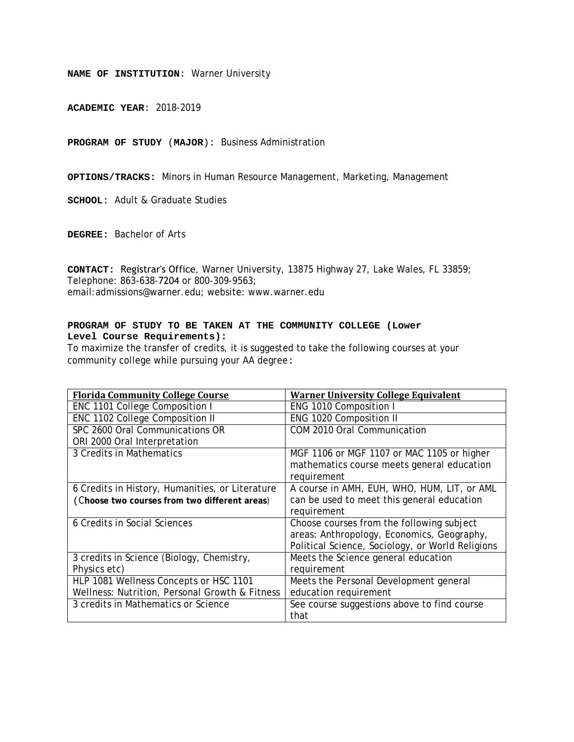**NAME OF INSTITUTION**: Warner University

**ACADEMIC YEAR**: 2018-2019

**PROGRAM OF STUDY (MAJOR):** Business Administration

**OPTIONS/TRACKS:** Minors in Human Resource Management, Marketing, Management

**SCHOOL**: Adult & Graduate Studies

**DEGREE:** Bachelor of Arts

**CONTACT:** Registrar's Office, Warner University, 13875 Highway 27, Lake Wales, FL 33859; Telephone: 863-638-7204 or 800-309-9563; email:admissions@warner.edu; website: www.warner.edu

**PROGRAM OF STUDY TO BE TAKEN AT THE COMMUNITY COLLEGE (Lower Level Course Requirements):**

To maximize the transfer of credits, it is suggested to take the following courses at your community college while pursuing your AA degree:

| Florida Community College Course | Warner University College Equivalent |
|---|---|
| ENC 1101 College Composition I | ENG 1010 Composition I |
| ENC 1102 College Composition II | ENG 1020 Composition II |
| SPC 2600 Oral Communications OR ORI 2000 Oral Interpretation | COM 2010 Oral Communication |
| 3 Credits in Mathematics | MGF 1106 or MGF 1107 or MAC 1105 or higher mathematics course meets general education requirement |
| 6 Credits in History, Humanities, or Literature (**Choose two courses from two different areas**) | A course in AMH, EUH, WHO, HUM, LIT, or AML can be used to meet this general education requirement |
| 6 Credits in Social Sciences | Choose courses from the following subject areas: Anthropology, Economics, Geography, Political Science, Sociology, or World Religions |
| 3 credits in Science (Biology, Chemistry, Physics etc) | Meets the Science general education requirement |
| HLP 1081 Wellness Concepts or HSC 1101 Wellness: Nutrition, Personal Growth & Fitness | Meets the Personal Development general education requirement |
| 3 credits in Mathematics or Science | See course suggestions above to find course that |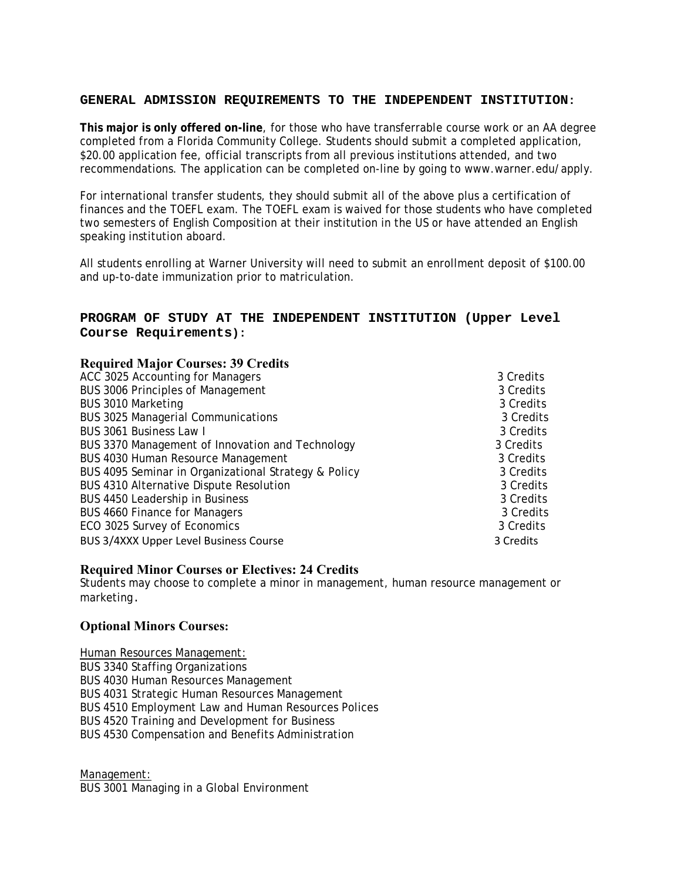## GENERAL ADMISSION REQUIREMENTS TO THE INDEPENDENT INSTITUTION:

**This major is only offered on-line**, for those who have transferrable course work or an AA degree completed from a Florida Community College. Students should submit a completed application, $20.00 application fee, official transcripts from all previous institutions attended, and two recommendations. The application can be completed on-line by going to www.warner.edu/apply.

For international transfer students, they should submit all of the above plus a certification of finances and the TOEFL exam. The TOEFL exam is waived for those students who have completed two semesters of English Composition at their institution in the US or have attended an English speaking institution aboard.

All students enrolling at Warner University will need to submit an enrollment deposit of $100.00 and up-to-date immunization prior to matriculation.

## PROGRAM OF STUDY AT THE INDEPENDENT INSTITUTION (Upper Level Course Requirements):

### Required Major Courses: 39 Credits

| Course | Credits |
|---|---|
| ACC 3025 Accounting for Managers | 3 Credits |
| BUS 3006 Principles of Management | 3 Credits |
| BUS 3010 Marketing | 3 Credits |
| BUS 3025 Managerial Communications | 3 Credits |
| BUS 3061 Business Law I | 3 Credits |
| BUS 3370 Management of Innovation and Technology | 3 Credits |
| BUS 4030 Human Resource Management | 3 Credits |
| BUS 4095 Seminar in Organizational Strategy & Policy | 3 Credits |
| BUS 4310 Alternative Dispute Resolution | 3 Credits |
| BUS 4450 Leadership in Business | 3 Credits |
| BUS 4660 Finance for Managers | 3 Credits |
| ECO 3025 Survey of Economics | 3 Credits |
| BUS 3/4XXX Upper Level Business Course | 3 Credits |

### Required Minor Courses or Electives: 24 Credits

Students may choose to complete a minor in management, human resource management or marketing.

### Optional Minors Courses:

Human Resources Management:

BUS 3340 Staffing Organizations
BUS 4030 Human Resources Management
BUS 4031 Strategic Human Resources Management
BUS 4510 Employment Law and Human Resources Polices
BUS 4520 Training and Development for Business
BUS 4530 Compensation and Benefits Administration

Management:

BUS 3001 Managing in a Global Environment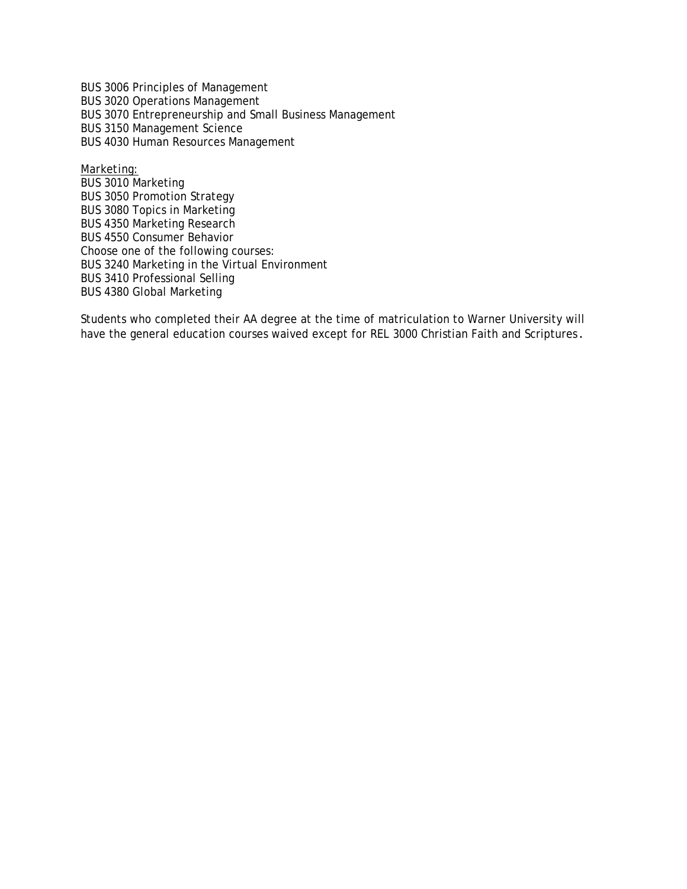BUS 3006 Principles of Management
BUS 3020 Operations Management
BUS 3070 Entrepreneurship and Small Business Management
BUS 3150 Management Science
BUS 4030 Human Resources Management

Marketing:
BUS 3010 Marketing
BUS 3050 Promotion Strategy
BUS 3080 Topics in Marketing
BUS 4350 Marketing Research
BUS 4550 Consumer Behavior
Choose one of the following courses:
BUS 3240 Marketing in the Virtual Environment
BUS 3410 Professional Selling
BUS 4380 Global Marketing

Students who completed their AA degree at the time of matriculation to Warner University will have the general education courses waived except for REL 3000 Christian Faith and Scriptures.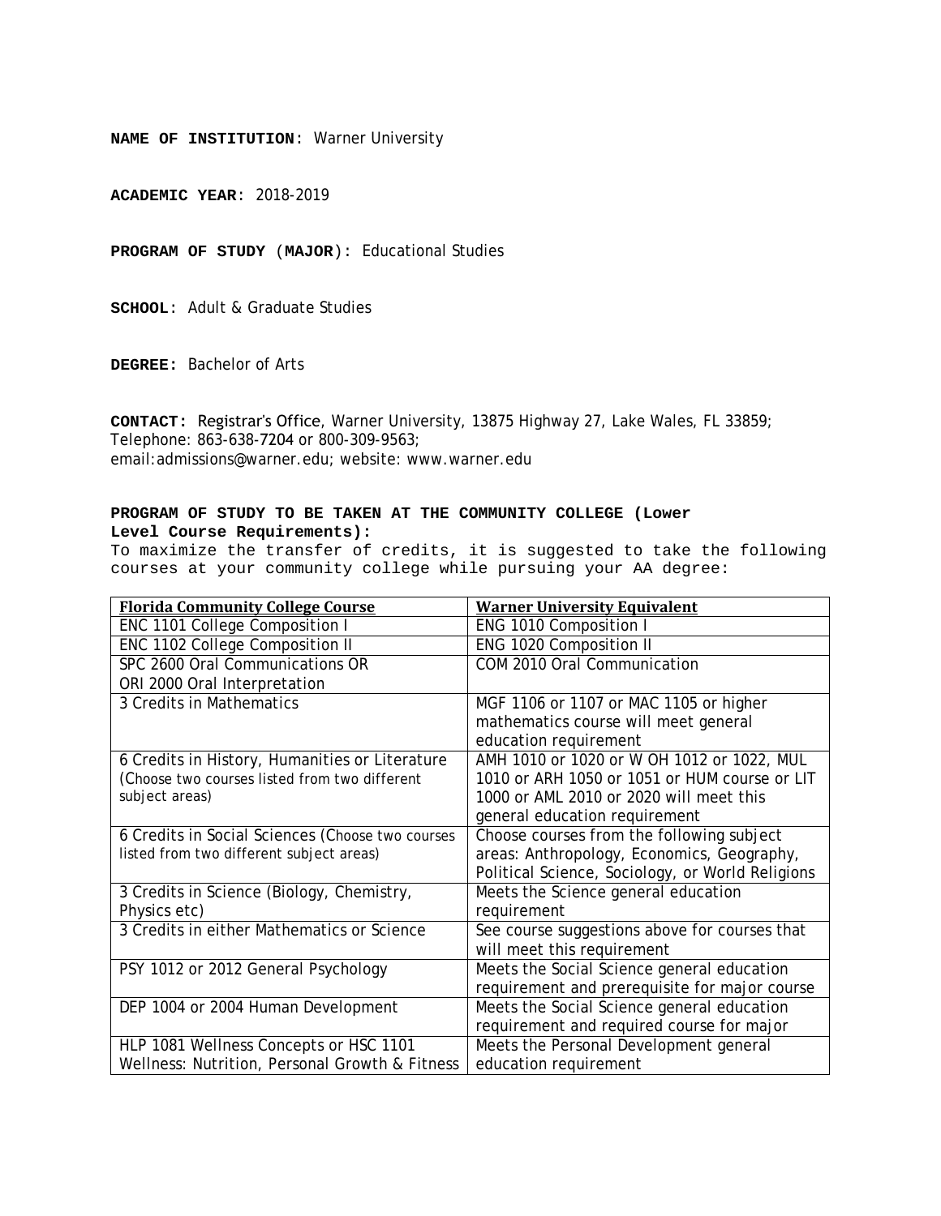**NAME OF INSTITUTION**: Warner University

**ACADEMIC YEAR**: 2018-2019

**PROGRAM OF STUDY** (**MAJOR**)**:** Educational Studies

**SCHOOL**: Adult & Graduate Studies

**DEGREE:** Bachelor of Arts

**CONTACT:** Registrar's Office, Warner University, 13875 Highway 27, Lake Wales, FL 33859; Telephone: 863-638-7204 or 800-309-9563; email:admissions@warner.edu; website: www.warner.edu

**PROGRAM OF STUDY TO BE TAKEN AT THE COMMUNITY COLLEGE (Lower Level Course Requirements):**

To maximize the transfer of credits, it is suggested to take the following courses at your community college while pursuing your AA degree:

| Florida Community College Course | Warner University Equivalent |
|---|---|
| ENC 1101 College Composition I | ENG 1010 Composition I |
| ENC 1102 College Composition II | ENG 1020 Composition II |
| SPC 2600 Oral Communications OR ORI 2000 Oral Interpretation | COM 2010 Oral Communication |
| 3 Credits in Mathematics | MGF 1106 or 1107 or MAC 1105 or higher mathematics course will meet general education requirement |
| 6 Credits in History, Humanities or Literature (Choose two courses listed from two different subject areas) | AMH 1010 or 1020 or W OH 1012 or 1022, MUL 1010 or ARH 1050 or 1051 or HUM course or LIT 1000 or AML 2010 or 2020 will meet this general education requirement |
| 6 Credits in Social Sciences (Choose two courses listed from two different subject areas) | Choose courses from the following subject areas: Anthropology, Economics, Geography, Political Science, Sociology, or World Religions |
| 3 Credits in Science (Biology, Chemistry, Physics etc) | Meets the Science general education requirement |
| 3 Credits in either Mathematics or Science | See course suggestions above for courses that will meet this requirement |
| PSY 1012 or 2012 General Psychology | Meets the Social Science general education requirement and prerequisite for major course |
| DEP 1004 or 2004 Human Development | Meets the Social Science general education requirement and required course for major |
| HLP 1081 Wellness Concepts or HSC 1101 Wellness: Nutrition, Personal Growth & Fitness | Meets the Personal Development general education requirement |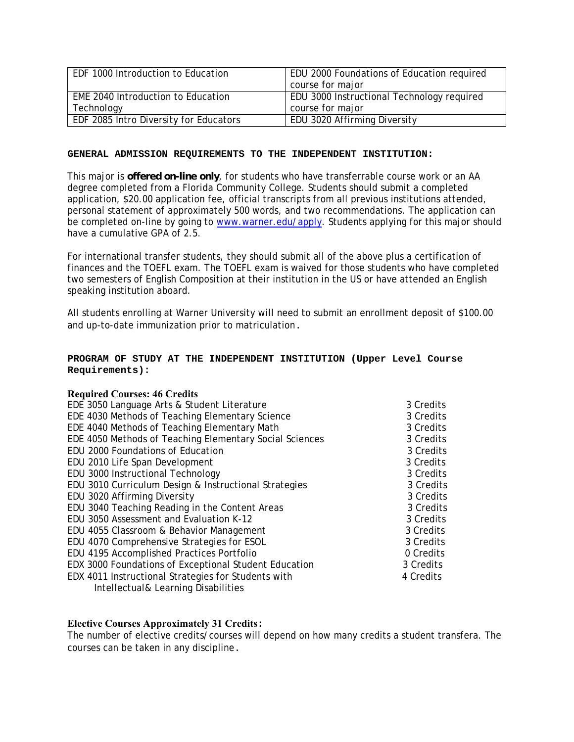| EDF 1000 Introduction to Education | EDU 2000 Foundations of Education required course for major |
| --- | --- |
| EME 2040 Introduction to Education Technology | EDU 3000 Instructional Technology required course for major |
| EDF 2085 Intro Diversity for Educators | EDU 3020 Affirming Diversity |

**GENERAL ADMISSION REQUIREMENTS TO THE INDEPENDENT INSTITUTION:**

This major is ***offered on-line only***, for students who have transferrable course work or an AA degree completed from a Florida Community College. Students should submit a completed application, $20.00 application fee, official transcripts from all previous institutions attended, personal statement of approximately 500 words, and two recommendations. The application can be completed on-line by going to www.warner.edu/apply. Students applying for this major should have a cumulative GPA of 2.5.

For international transfer students, they should submit all of the above plus a certification of finances and the TOEFL exam. The TOEFL exam is waived for those students who have completed two semesters of English Composition at their institution in the US or have attended an English speaking institution aboard.

All students enrolling at Warner University will need to submit an enrollment deposit of $100.00 and up-to-date immunization prior to matriculation.

**PROGRAM OF STUDY AT THE INDEPENDENT INSTITUTION (Upper Level Course Requirements):**

**Required Courses: 46 Credits**

| Course | Credits |
| --- | --- |
| EDE 3050 Language Arts & Student Literature | 3 Credits |
| EDE 4030 Methods of Teaching Elementary Science | 3 Credits |
| EDE 4040 Methods of Teaching Elementary Math | 3 Credits |
| EDE 4050 Methods of Teaching Elementary Social Sciences | 3 Credits |
| EDU 2000 Foundations of Education | 3 Credits |
| EDU 2010 Life Span Development | 3 Credits |
| EDU 3000 Instructional Technology | 3 Credits |
| EDU 3010 Curriculum Design & Instructional Strategies | 3 Credits |
| EDU 3020 Affirming Diversity | 3 Credits |
| EDU 3040 Teaching Reading in the Content Areas | 3 Credits |
| EDU 3050 Assessment and Evaluation K-12 | 3 Credits |
| EDU 4055 Classroom & Behavior Management | 3 Credits |
| EDU 4070 Comprehensive Strategies for ESOL | 3 Credits |
| EDU 4195 Accomplished Practices Portfolio | 0 Credits |
| EDX 3000 Foundations of Exceptional Student Education | 3 Credits |
| EDX 4011 Instructional Strategies for Students with Intellectual& Learning Disabilities | 4 Credits |

**Elective Courses Approximately 31 Credits:**

The number of elective credits/courses will depend on how many credits a student transfera. The courses can be taken in any discipline.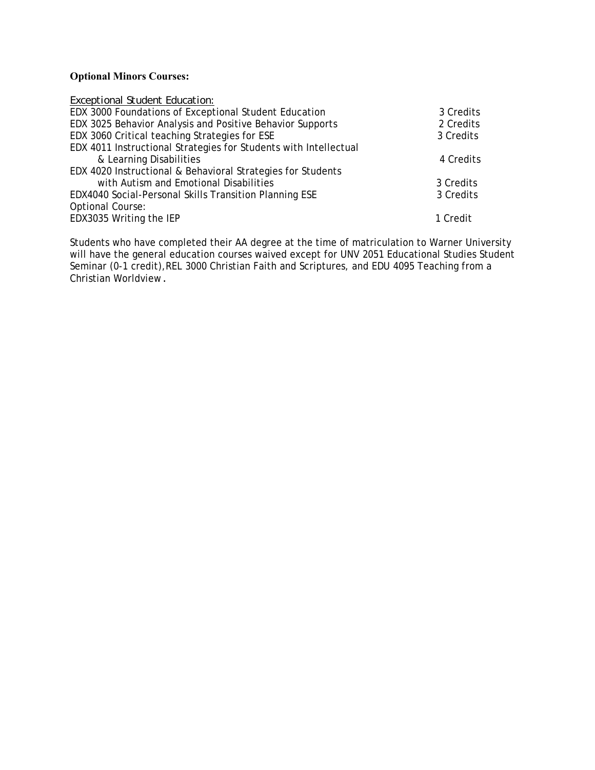**Optional Minors Courses:**

Exceptional Student Education:

| | |
|---|---|
| EDX 3000 Foundations of Exceptional Student Education | 3 Credits |
| EDX 3025 Behavior Analysis and Positive Behavior Supports | 2 Credits |
| EDX 3060 Critical teaching Strategies for ESE | 3 Credits |
| EDX 4011 Instructional Strategies for Students with Intellectual & Learning Disabilities | 4 Credits |
| EDX 4020 Instructional & Behavioral Strategies for Students with Autism and Emotional Disabilities | 3 Credits |
| EDX4040 Social-Personal Skills Transition Planning ESE | 3 Credits |
| Optional Course: | |
| EDX3035 Writing the IEP | 1 Credit |

Students who have completed their AA degree at the time of matriculation to Warner University will have the general education courses waived except for UNV 2051 Educational Studies Student Seminar (0-1 credit),REL 3000 Christian Faith and Scriptures, and EDU 4095 Teaching from a Christian Worldview.